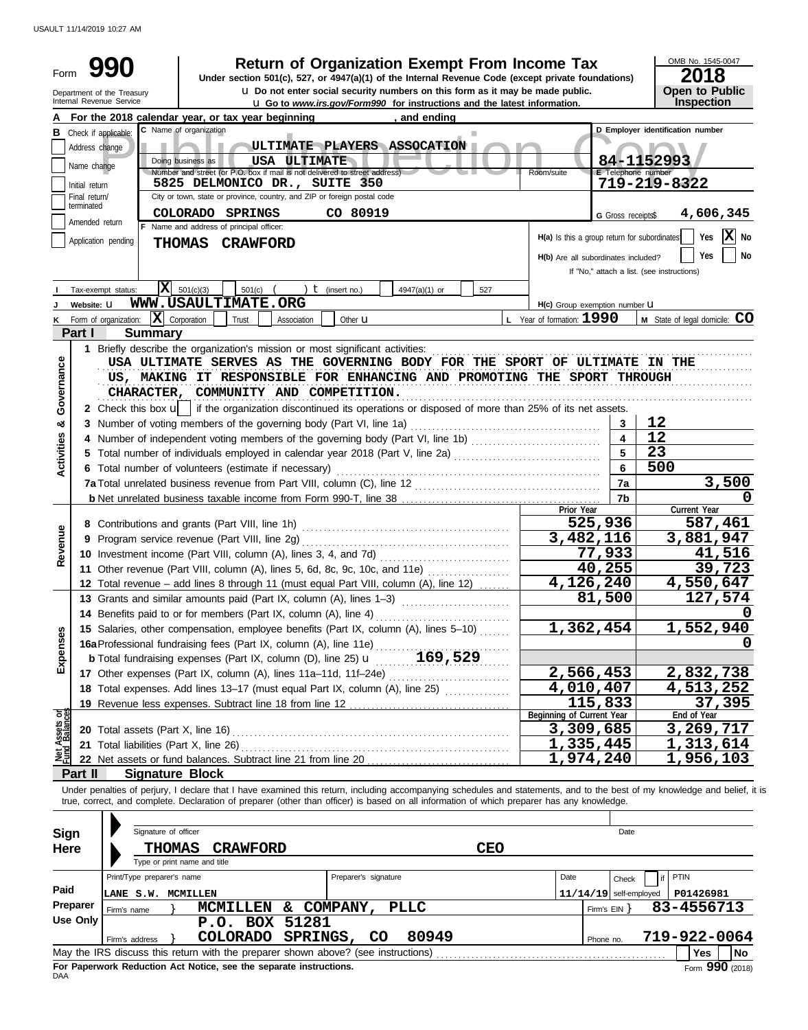Form **990**

# Return of Organization Exempt From Income Tax

Under section 501(c), 527, or 4947(a)(1) of the Internal Revenue Code (except private foundations)

u Do not enter social security numbers on this form as it may be made public.

u Go to *www.irs.gov/Form990* for instructions and the latest information.

Department of the Treasury
Internal Revenue Service

OMB No. 1545-0047

**2018**

**Open to Public Inspection**

**A** For the 2018 calendar year, or tax year beginning , and ending

**B** Check if applicable:
- Address change
- Name change
- Initial return
- Final return/terminated
- Amended return
- Application pending

**C** Name of organization: ULTIMATE PLAYERS ASSOCATION

Doing business as: USA ULTIMATE

Number and street (or P.O. box if mail is not delivered to street address): 5825 DELMONICO DR., SUITE 350 — Room/suite

City or town, state or province, country, and ZIP or foreign postal code: COLORADO SPRINGS CO 80919

**D** Employer identification number: 84-1152993

**E** Telephone number: 719-219-8322

**G** Gross receipts$ 4,606,345

**F** Name and address of principal officer: THOMAS CRAWFORD

H(a) Is this a group return for subordinates? Yes [ ] No [X]

H(b) Are all subordinates included? Yes [ ] No [ ]
If "No," attach a list. (see instructions)

**I** Tax-exempt status: [X] 501(c)(3) [ ] 501(c) ( ) t (insert no.) [ ] 4947(a)(1) or [ ] 527

**J** Website: u WWW.USAULTIMATE.ORG

H(c) Group exemption number u

**K** Form of organization: [X] Corporation [ ] Trust [ ] Association [ ] Other u

**L** Year of formation: 1990 **M** State of legal domicile: CO

## Part I Summary

**Activities & Governance**

1 Briefly describe the organization's mission or most significant activities:
USA ULTIMATE SERVES AS THE GOVERNING BODY FOR THE SPORT OF ULTIMATE IN THE US, MAKING IT RESPONSIBLE FOR ENHANCING AND PROMOTING THE SPORT THROUGH CHARACTER, COMMUNITY AND COMPETITION.

2 Check this box u [ ] if the organization discontinued its operations or disposed of more than 25% of its net assets.

| | | | |
|---|---|---|---|
| 3 | Number of voting members of the governing body (Part VI, line 1a) | 3 | 12 |
| 4 | Number of independent voting members of the governing body (Part VI, line 1b) | 4 | 12 |
| 5 | Total number of individuals employed in calendar year 2018 (Part V, line 2a) | 5 | 23 |
| 6 | Total number of volunteers (estimate if necessary) | 6 | 500 |
| 7a | Total unrelated business revenue from Part VIII, column (C), line 12 | 7a | 3,500 |
| b | Net unrelated business taxable income from Form 990-T, line 38 | 7b | 0 |

| | | Prior Year | Current Year |
|---|---|---|---|
| **Revenue** | | | |
| 8 | Contributions and grants (Part VIII, line 1h) | 525,936 | 587,461 |
| 9 | Program service revenue (Part VIII, line 2g) | 3,482,116 | 3,881,947 |
| 10 | Investment income (Part VIII, column (A), lines 3, 4, and 7d) | 77,933 | 41,516 |
| 11 | Other revenue (Part VIII, column (A), lines 5, 6d, 8c, 9c, 10c, and 11e) | 40,255 | 39,723 |
| 12 | Total revenue – add lines 8 through 11 (must equal Part VIII, column (A), line 12) | 4,126,240 | 4,550,647 |
| **Expenses** | | | |
| 13 | Grants and similar amounts paid (Part IX, column (A), lines 1–3) | 81,500 | 127,574 |
| 14 | Benefits paid to or for members (Part IX, column (A), line 4) | | 0 |
| 15 | Salaries, other compensation, employee benefits (Part IX, column (A), lines 5–10) | 1,362,454 | 1,552,940 |
| 16a | Professional fundraising fees (Part IX, column (A), line 11e) | | 0 |
| b | Total fundraising expenses (Part IX, column (D), line 25) u 169,529 | | |
| 17 | Other expenses (Part IX, column (A), lines 11a–11d, 11f–24e) | 2,566,453 | 2,832,738 |
| 18 | Total expenses. Add lines 13–17 (must equal Part IX, column (A), line 25) | 4,010,407 | 4,513,252 |
| 19 | Revenue less expenses. Subtract line 18 from line 12 | 115,833 | 37,395 |
| **Net Assets or Fund Balances** | | **Beginning of Current Year** | **End of Year** |
| 20 | Total assets (Part X, line 16) | 3,309,685 | 3,269,717 |
| 21 | Total liabilities (Part X, line 26) | 1,335,445 | 1,313,614 |
| 22 | Net assets or fund balances. Subtract line 21 from line 20 | 1,974,240 | 1,956,103 |

## Part II Signature Block

Under penalties of perjury, I declare that I have examined this return, including accompanying schedules and statements, and to the best of my knowledge and belief, it is true, correct, and complete. Declaration of preparer (other than officer) is based on all information of which preparer has any knowledge.

**Sign Here**

Signature of officer — Date

THOMAS CRAWFORD — CEO

Type or print name and title

**Paid Preparer Use Only**

| Print/Type preparer's name | Preparer's signature | Date | Check if self-employed | PTIN |
|---|---|---|---|---|
| LANE S.W. MCMILLEN | | 11/14/19 | | P01426981 |

Firm's name } MCMILLEN & COMPANY, PLLC — Firm's EIN } 83-4556713

Firm's address } P.O. BOX 51281, COLORADO SPRINGS, CO 80949 — Phone no. 719-922-0064

May the IRS discuss this return with the preparer shown above? (see instructions) [ ] Yes [ ] No

**For Paperwork Reduction Act Notice, see the separate instructions.**

DAA

Form **990** (2018)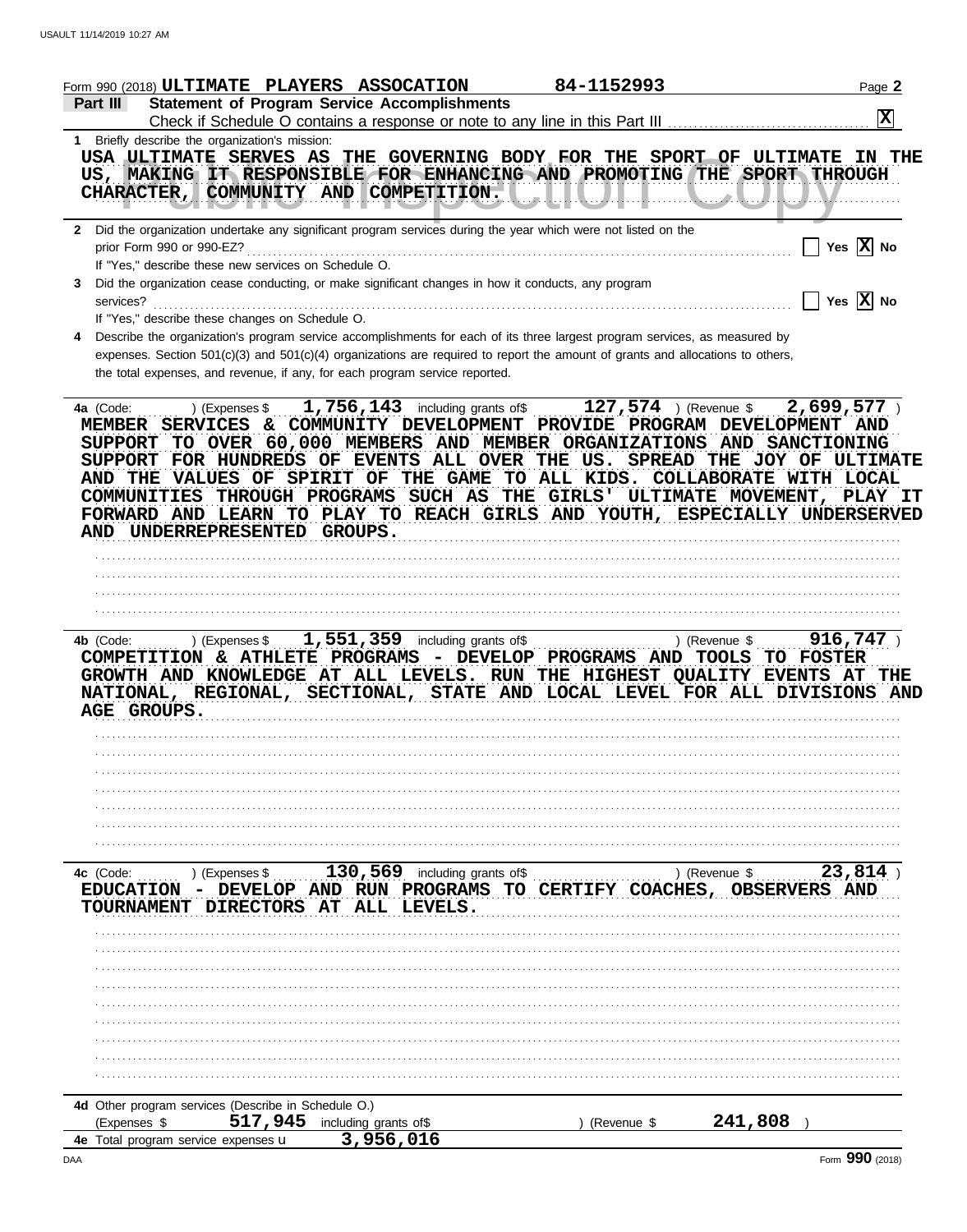Form 990 (2018) ULTIMATE PLAYERS ASSOCATION 84-1152993

**Part III Statement of Program Service Accomplishments**

Check if Schedule O contains a response or note to any line in this Part III .......... [X]

**1** Briefly describe the organization's mission:

USA ULTIMATE SERVES AS THE GOVERNING BODY FOR THE SPORT OF ULTIMATE IN THE US, MAKING IT RESPONSIBLE FOR ENHANCING AND PROMOTING THE SPORT THROUGH CHARACTER, COMMUNITY AND COMPETITION.

**2** Did the organization undertake any significant program services during the year which were not listed on the prior Form 990 or 990-EZ? .......... [ ] Yes [X] No

If "Yes," describe these new services on Schedule O.

**3** Did the organization cease conducting, or make significant changes in how it conducts, any program services? .......... [ ] Yes [X] No

If "Yes," describe these changes on Schedule O.

**4** Describe the organization's program service accomplishments for each of its three largest program services, as measured by expenses. Section 501(c)(3) and 501(c)(4) organizations are required to report the amount of grants and allocations to others, the total expenses, and revenue, if any, for each program service reported.

**4a** (Code: ) (Expenses $ 1,756,143 including grants of$ 127,574 ) (Revenue $ 2,699,577 )

MEMBER SERVICES & COMMUNITY DEVELOPMENT PROVIDE PROGRAM DEVELOPMENT AND SUPPORT TO OVER 60,000 MEMBERS AND MEMBER ORGANIZATIONS AND SANCTIONING SUPPORT FOR HUNDREDS OF EVENTS ALL OVER THE US. SPREAD THE JOY OF ULTIMATE AND THE VALUES OF SPIRIT OF THE GAME TO ALL KIDS. COLLABORATE WITH LOCAL COMMUNITIES THROUGH PROGRAMS SUCH AS THE GIRLS' ULTIMATE MOVEMENT, PLAY IT FORWARD AND LEARN TO PLAY TO REACH GIRLS AND YOUTH, ESPECIALLY UNDERSERVED AND UNDERREPRESENTED GROUPS.

**4b** (Code: ) (Expenses $ 1,551,359 including grants of$ ) (Revenue $ 916,747 )

COMPETITION & ATHLETE PROGRAMS - DEVELOP PROGRAMS AND TOOLS TO FOSTER GROWTH AND KNOWLEDGE AT ALL LEVELS. RUN THE HIGHEST QUALITY EVENTS AT THE NATIONAL, REGIONAL, SECTIONAL, STATE AND LOCAL LEVEL FOR ALL DIVISIONS AND AGE GROUPS.

**4c** (Code: ) (Expenses $ 130,569 including grants of$ ) (Revenue $ 23,814 )

EDUCATION - DEVELOP AND RUN PROGRAMS TO CERTIFY COACHES, OBSERVERS AND TOURNAMENT DIRECTORS AT ALL LEVELS.

**4d** Other program services (Describe in Schedule O.)

(Expenses $ 517,945 including grants of$ ) (Revenue $ 241,808 )

**4e** Total program service expenses u 3,956,016

Form **990** (2018)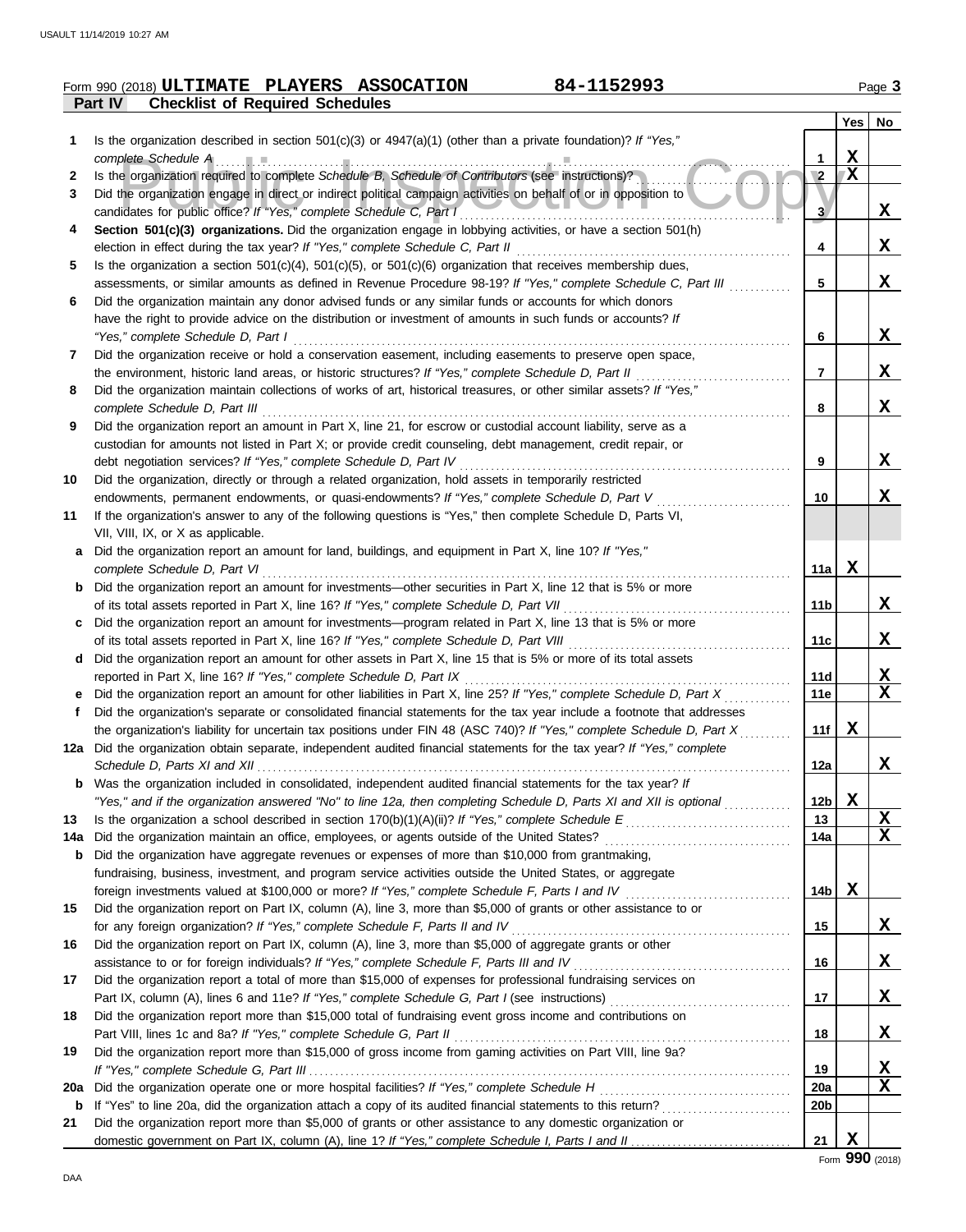Form 990 (2018) **ULTIMATE PLAYERS ASSOCATION** 84-1152993 Page **3**

## Part IV Checklist of Required Schedules

| | | | Yes | No |
|---|---|---|---|---|
| **1** | Is the organization described in section 501(c)(3) or 4947(a)(1) (other than a private foundation)? *If "Yes," complete Schedule A* | **1** | X | |
| **2** | Is the organization required to complete *Schedule B, Schedule of Contributors* (see instructions)? | **2** | X | |
| **3** | Did the organization engage in direct or indirect political campaign activities on behalf of or in opposition to candidates for public office? *If "Yes," complete Schedule C, Part I* | **3** | | X |
| **4** | **Section 501(c)(3) organizations.** Did the organization engage in lobbying activities, or have a section 501(h) election in effect during the tax year? *If "Yes," complete Schedule C, Part II* | **4** | | X |
| **5** | Is the organization a section 501(c)(4), 501(c)(5), or 501(c)(6) organization that receives membership dues, assessments, or similar amounts as defined in Revenue Procedure 98-19? *If "Yes," complete Schedule C, Part III* | **5** | | X |
| **6** | Did the organization maintain any donor advised funds or any similar funds or accounts for which donors have the right to provide advice on the distribution or investment of amounts in such funds or accounts? *If "Yes," complete Schedule D, Part I* | **6** | | X |
| **7** | Did the organization receive or hold a conservation easement, including easements to preserve open space, the environment, historic land areas, or historic structures? *If "Yes," complete Schedule D, Part II* | **7** | | X |
| **8** | Did the organization maintain collections of works of art, historical treasures, or other similar assets? *If "Yes," complete Schedule D, Part III* | **8** | | X |
| **9** | Did the organization report an amount in Part X, line 21, for escrow or custodial account liability, serve as a custodian for amounts not listed in Part X; or provide credit counseling, debt management, credit repair, or debt negotiation services? *If "Yes," complete Schedule D, Part IV* | **9** | | X |
| **10** | Did the organization, directly or through a related organization, hold assets in temporarily restricted endowments, permanent endowments, or quasi-endowments? *If "Yes," complete Schedule D, Part V* | **10** | | X |
| **11** | If the organization's answer to any of the following questions is "Yes," then complete Schedule D, Parts VI, VII, VIII, IX, or X as applicable. | | | |
| **a** | Did the organization report an amount for land, buildings, and equipment in Part X, line 10? *If "Yes," complete Schedule D, Part VI* | **11a** | X | |
| **b** | Did the organization report an amount for investments—other securities in Part X, line 12 that is 5% or more of its total assets reported in Part X, line 16? *If "Yes," complete Schedule D, Part VII* | **11b** | | X |
| **c** | Did the organization report an amount for investments—program related in Part X, line 13 that is 5% or more of its total assets reported in Part X, line 16? *If "Yes," complete Schedule D, Part VIII* | **11c** | | X |
| **d** | Did the organization report an amount for other assets in Part X, line 15 that is 5% or more of its total assets reported in Part X, line 16? *If "Yes," complete Schedule D, Part IX* | **11d** | | X |
| **e** | Did the organization report an amount for other liabilities in Part X, line 25? *If "Yes," complete Schedule D, Part X* | **11e** | | X |
| **f** | Did the organization's separate or consolidated financial statements for the tax year include a footnote that addresses the organization's liability for uncertain tax positions under FIN 48 (ASC 740)? *If "Yes," complete Schedule D, Part X* | **11f** | X | |
| **12a** | Did the organization obtain separate, independent audited financial statements for the tax year? *If "Yes," complete Schedule D, Parts XI and XII* | **12a** | | X |
| **b** | Was the organization included in consolidated, independent audited financial statements for the tax year? *If "Yes," and if the organization answered "No" to line 12a, then completing Schedule D, Parts XI and XII is optional* | **12b** | X | |
| **13** | Is the organization a school described in section 170(b)(1)(A)(ii)? *If "Yes," complete Schedule E* | **13** | | X |
| **14a** | Did the organization maintain an office, employees, or agents outside of the United States? | **14a** | | X |
| **b** | Did the organization have aggregate revenues or expenses of more than $10,000 from grantmaking, fundraising, business, investment, and program service activities outside the United States, or aggregate foreign investments valued at $100,000 or more? *If "Yes," complete Schedule F, Parts I and IV* | **14b** | X | |
| **15** | Did the organization report on Part IX, column (A), line 3, more than $5,000 of grants or other assistance to or for any foreign organization? *If "Yes," complete Schedule F, Parts II and IV* | **15** | | X |
| **16** | Did the organization report on Part IX, column (A), line 3, more than $5,000 of aggregate grants or other assistance to or for foreign individuals? *If "Yes," complete Schedule F, Parts III and IV* | **16** | | X |
| **17** | Did the organization report a total of more than $15,000 of expenses for professional fundraising services on Part IX, column (A), lines 6 and 11e? *If "Yes," complete Schedule G, Part I* (see instructions) | **17** | | X |
| **18** | Did the organization report more than $15,000 total of fundraising event gross income and contributions on Part VIII, lines 1c and 8a? *If "Yes," complete Schedule G, Part II* | **18** | | X |
| **19** | Did the organization report more than $15,000 of gross income from gaming activities on Part VIII, line 9a? *If "Yes," complete Schedule G, Part III* | **19** | | X |
| **20a** | Did the organization operate one or more hospital facilities? *If "Yes," complete Schedule H* | **20a** | | X |
| **b** | If "Yes" to line 20a, did the organization attach a copy of its audited financial statements to this return? | **20b** | | |
| **21** | Did the organization report more than $5,000 of grants or other assistance to any domestic organization or domestic government on Part IX, column (A), line 1? *If "Yes," complete Schedule I, Parts I and II* | **21** | X | |

Form **990** (2018)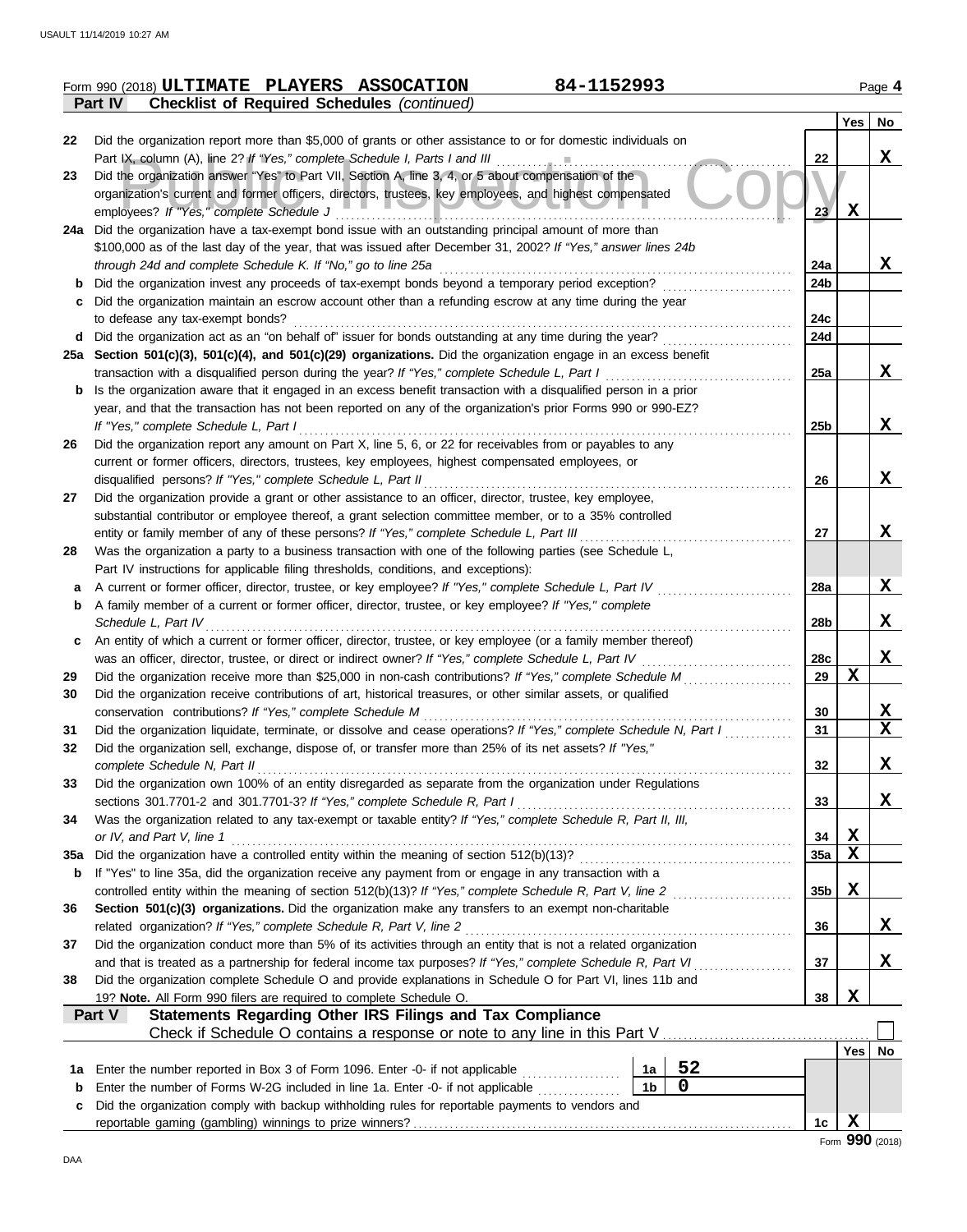USAULT 11/14/2019 10:27 AM

Form 990 (2018) **ULTIMATE PLAYERS ASSOCATION** **84-1152993** Page **4**

**Part IV** **Checklist of Required Schedules** *(continued)*

| | | | Yes | No |
|---|---|---|---|---|
| **22** | Did the organization report more than $5,000 of grants or other assistance to or for domestic individuals on Part IX, column (A), line 2? *If "Yes," complete Schedule I, Parts I and III* | **22** | | **X** |
| **23** | Did the organization answer "Yes" to Part VII, Section A, line 3, 4, or 5 about compensation of the organization's current and former officers, directors, trustees, key employees, and highest compensated employees? *If "Yes," complete Schedule J* | **23** | **X** | |
| **24a** | Did the organization have a tax-exempt bond issue with an outstanding principal amount of more than $100,000 as of the last day of the year, that was issued after December 31, 2002? *If "Yes," answer lines 24b through 24d and complete Schedule K. If "No," go to line 25a* | **24a** | | **X** |
| **b** | Did the organization invest any proceeds of tax-exempt bonds beyond a temporary period exception? | **24b** | | |
| **c** | Did the organization maintain an escrow account other than a refunding escrow at any time during the year to defease any tax-exempt bonds? | **24c** | | |
| **d** | Did the organization act as an "on behalf of" issuer for bonds outstanding at any time during the year? | **24d** | | |
| **25a** | **Section 501(c)(3), 501(c)(4), and 501(c)(29) organizations.** Did the organization engage in an excess benefit transaction with a disqualified person during the year? *If "Yes," complete Schedule L, Part I* | **25a** | | **X** |
| **b** | Is the organization aware that it engaged in an excess benefit transaction with a disqualified person in a prior year, and that the transaction has not been reported on any of the organization's prior Forms 990 or 990-EZ? *If "Yes," complete Schedule L, Part I* | **25b** | | **X** |
| **26** | Did the organization report any amount on Part X, line 5, 6, or 22 for receivables from or payables to any current or former officers, directors, trustees, key employees, highest compensated employees, or disqualified persons? *If "Yes," complete Schedule L, Part II* | **26** | | **X** |
| **27** | Did the organization provide a grant or other assistance to an officer, director, trustee, key employee, substantial contributor or employee thereof, a grant selection committee member, or to a 35% controlled entity or family member of any of these persons? *If "Yes," complete Schedule L, Part III* | **27** | | **X** |
| **28** | Was the organization a party to a business transaction with one of the following parties (see Schedule L, Part IV instructions for applicable filing thresholds, conditions, and exceptions): | | | |
| **a** | A current or former officer, director, trustee, or key employee? *If "Yes," complete Schedule L, Part IV* | **28a** | | **X** |
| **b** | A family member of a current or former officer, director, trustee, or key employee? *If "Yes," complete Schedule L, Part IV* | **28b** | | **X** |
| **c** | An entity of which a current or former officer, director, trustee, or key employee (or a family member thereof) was an officer, director, trustee, or direct or indirect owner? *If "Yes," complete Schedule L, Part IV* | **28c** | | **X** |
| **29** | Did the organization receive more than $25,000 in non-cash contributions? *If "Yes," complete Schedule M* | **29** | **X** | |
| **30** | Did the organization receive contributions of art, historical treasures, or other similar assets, or qualified conservation contributions? *If "Yes," complete Schedule M* | **30** | | **X** |
| **31** | Did the organization liquidate, terminate, or dissolve and cease operations? *If "Yes," complete Schedule N, Part I* | **31** | | **X** |
| **32** | Did the organization sell, exchange, dispose of, or transfer more than 25% of its net assets? *If "Yes," complete Schedule N, Part II* | **32** | | **X** |
| **33** | Did the organization own 100% of an entity disregarded as separate from the organization under Regulations sections 301.7701-2 and 301.7701-3? *If "Yes," complete Schedule R, Part I* | **33** | | **X** |
| **34** | Was the organization related to any tax-exempt or taxable entity? *If "Yes," complete Schedule R, Part II, III, or IV, and Part V, line 1* | **34** | **X** | |
| **35a** | Did the organization have a controlled entity within the meaning of section 512(b)(13)? | **35a** | **X** | |
| **b** | If "Yes" to line 35a, did the organization receive any payment from or engage in any transaction with a controlled entity within the meaning of section 512(b)(13)? *If "Yes," complete Schedule R, Part V, line 2* | **35b** | **X** | |
| **36** | **Section 501(c)(3) organizations.** Did the organization make any transfers to an exempt non-charitable related organization? *If "Yes," complete Schedule R, Part V, line 2* | **36** | | **X** |
| **37** | Did the organization conduct more than 5% of its activities through an entity that is not a related organization and that is treated as a partnership for federal income tax purposes? *If "Yes," complete Schedule R, Part VI* | **37** | | **X** |
| **38** | Did the organization complete Schedule O and provide explanations in Schedule O for Part VI, lines 11b and 19? **Note.** All Form 990 filers are required to complete Schedule O. | **38** | **X** | |

**Part V** **Statements Regarding Other IRS Filings and Tax Compliance**

Check if Schedule O contains a response or note to any line in this Part V ☐

| | | | | | Yes | No |
|---|---|---|---|---|---|---|
| **1a** | Enter the number reported in Box 3 of Form 1096. Enter -0- if not applicable | **1a** | **52** | | | |
| **b** | Enter the number of Forms W-2G included in line 1a. Enter -0- if not applicable | **1b** | **0** | | | |
| **c** | Did the organization comply with backup withholding rules for reportable payments to vendors and reportable gaming (gambling) winnings to prize winners? | | | **1c** | **X** | |

Form **990** (2018)

DAA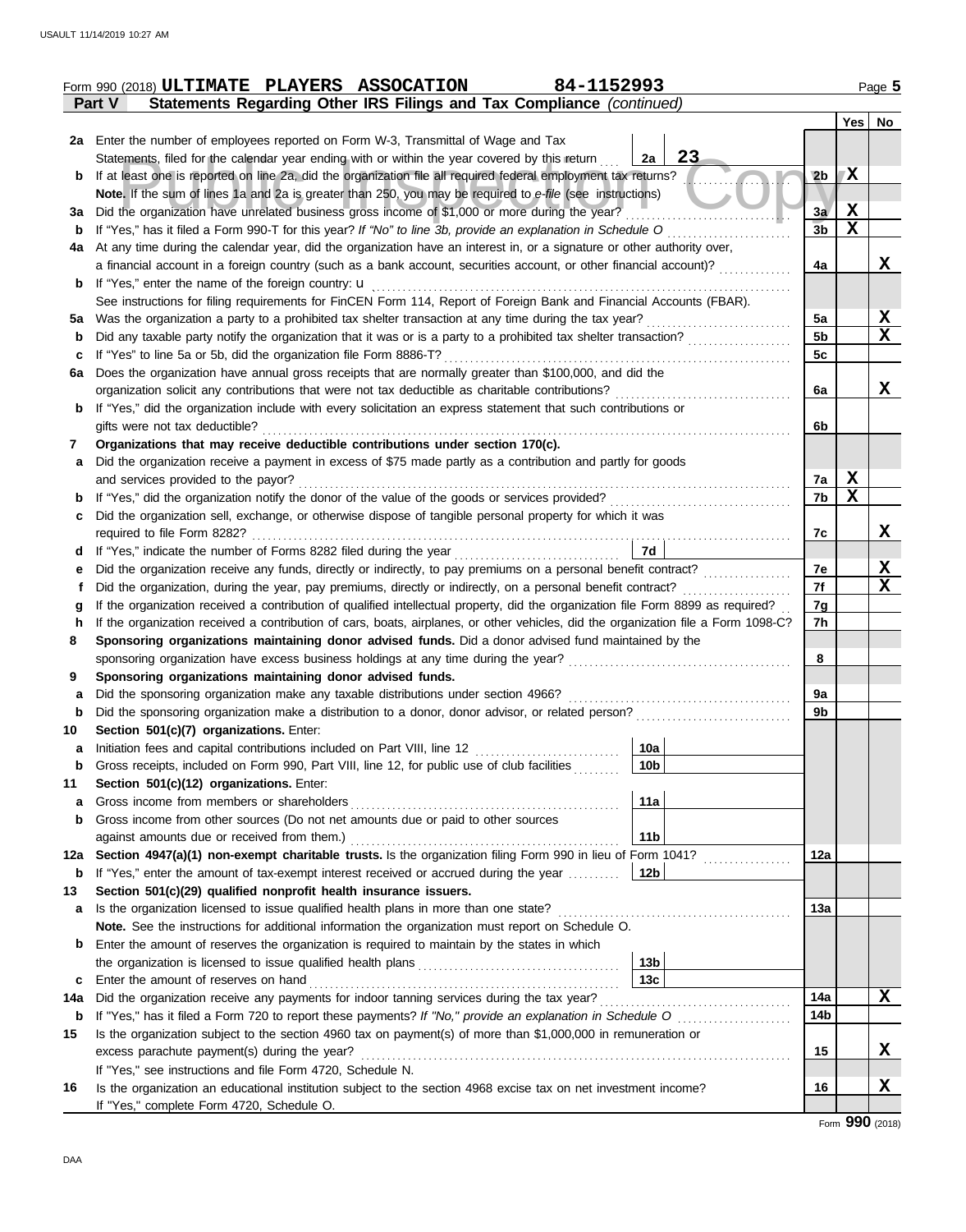Form 990 (2018) **ULTIMATE PLAYERS ASSOCATION** **84-1152993** Page 5

**Part V** **Statements Regarding Other IRS Filings and Tax Compliance** *(continued)*

| | | | | | Yes | No |
|---|---|---|---|---|---|---|
| **2a** | Enter the number of employees reported on Form W-3, Transmittal of Wage and Tax Statements, filed for the calendar year ending with or within the year covered by this return | 2a | 23 | | | |
| **b** | If at least one is reported on line 2a, did the organization file all required federal employment tax returns? | | | 2b | X | |
| | **Note.** If the sum of lines 1a and 2a is greater than 250, you may be required to *e-file* (see instructions) | | | | | |
| **3a** | Did the organization have unrelated business gross income of $1,000 or more during the year? | | | 3a | X | |
| **b** | If "Yes," has it filed a Form 990-T for this year? *If "No" to line 3b, provide an explanation in Schedule O* | | | 3b | X | |
| **4a** | At any time during the calendar year, did the organization have an interest in, or a signature or other authority over, a financial account in a foreign country (such as a bank account, securities account, or other financial account)? | | | 4a | | X |
| **b** | If "Yes," enter the name of the foreign country: u | | | | | |
| | See instructions for filing requirements for FinCEN Form 114, Report of Foreign Bank and Financial Accounts (FBAR). | | | | | |
| **5a** | Was the organization a party to a prohibited tax shelter transaction at any time during the tax year? | | | 5a | | X |
| **b** | Did any taxable party notify the organization that it was or is a party to a prohibited tax shelter transaction? | | | 5b | | X |
| **c** | If "Yes" to line 5a or 5b, did the organization file Form 8886-T? | | | 5c | | |
| **6a** | Does the organization have annual gross receipts that are normally greater than $100,000, and did the organization solicit any contributions that were not tax deductible as charitable contributions? | | | 6a | | X |
| **b** | If "Yes," did the organization include with every solicitation an express statement that such contributions or gifts were not tax deductible? | | | 6b | | |
| **7** | **Organizations that may receive deductible contributions under section 170(c).** | | | | | |
| **a** | Did the organization receive a payment in excess of $75 made partly as a contribution and partly for goods and services provided to the payor? | | | 7a | X | |
| **b** | If "Yes," did the organization notify the donor of the value of the goods or services provided? | | | 7b | X | |
| **c** | Did the organization sell, exchange, or otherwise dispose of tangible personal property for which it was required to file Form 8282? | | | 7c | | X |
| **d** | If "Yes," indicate the number of Forms 8282 filed during the year | 7d | | | | |
| **e** | Did the organization receive any funds, directly or indirectly, to pay premiums on a personal benefit contract? | | | 7e | | X |
| **f** | Did the organization, during the year, pay premiums, directly or indirectly, on a personal benefit contract? | | | 7f | | X |
| **g** | If the organization received a contribution of qualified intellectual property, did the organization file Form 8899 as required? | | | 7g | | |
| **h** | If the organization received a contribution of cars, boats, airplanes, or other vehicles, did the organization file a Form 1098-C? | | | 7h | | |
| **8** | **Sponsoring organizations maintaining donor advised funds.** Did a donor advised fund maintained by the sponsoring organization have excess business holdings at any time during the year? | | | 8 | | |
| **9** | **Sponsoring organizations maintaining donor advised funds.** | | | | | |
| **a** | Did the sponsoring organization make any taxable distributions under section 4966? | | | 9a | | |
| **b** | Did the sponsoring organization make a distribution to a donor, donor advisor, or related person? | | | 9b | | |
| **10** | **Section 501(c)(7) organizations.** Enter: | | | | | |
| **a** | Initiation fees and capital contributions included on Part VIII, line 12 | 10a | | | | |
| **b** | Gross receipts, included on Form 990, Part VIII, line 12, for public use of club facilities | 10b | | | | |
| **11** | **Section 501(c)(12) organizations.** Enter: | | | | | |
| **a** | Gross income from members or shareholders | 11a | | | | |
| **b** | Gross income from other sources (Do not net amounts due or paid to other sources against amounts due or received from them.) | 11b | | | | |
| **12a** | **Section 4947(a)(1) non-exempt charitable trusts.** Is the organization filing Form 990 in lieu of Form 1041? | | | 12a | | |
| **b** | If "Yes," enter the amount of tax-exempt interest received or accrued during the year | 12b | | | | |
| **13** | **Section 501(c)(29) qualified nonprofit health insurance issuers.** | | | | | |
| **a** | Is the organization licensed to issue qualified health plans in more than one state? | | | 13a | | |
| | **Note.** See the instructions for additional information the organization must report on Schedule O. | | | | | |
| **b** | Enter the amount of reserves the organization is required to maintain by the states in which the organization is licensed to issue qualified health plans | 13b | | | | |
| **c** | Enter the amount of reserves on hand | 13c | | | | |
| **14a** | Did the organization receive any payments for indoor tanning services during the tax year? | | | 14a | | X |
| **b** | If "Yes," has it filed a Form 720 to report these payments? *If "No," provide an explanation in Schedule O* | | | 14b | | |
| **15** | Is the organization subject to the section 4960 tax on payment(s) of more than $1,000,000 in remuneration or excess parachute payment(s) during the year? | | | 15 | | X |
| | If "Yes," see instructions and file Form 4720, Schedule N. | | | | | |
| **16** | Is the organization an educational institution subject to the section 4968 excise tax on net investment income? | | | 16 | | X |
| | If "Yes," complete Form 4720, Schedule O. | | | | | |

Form **990** (2018)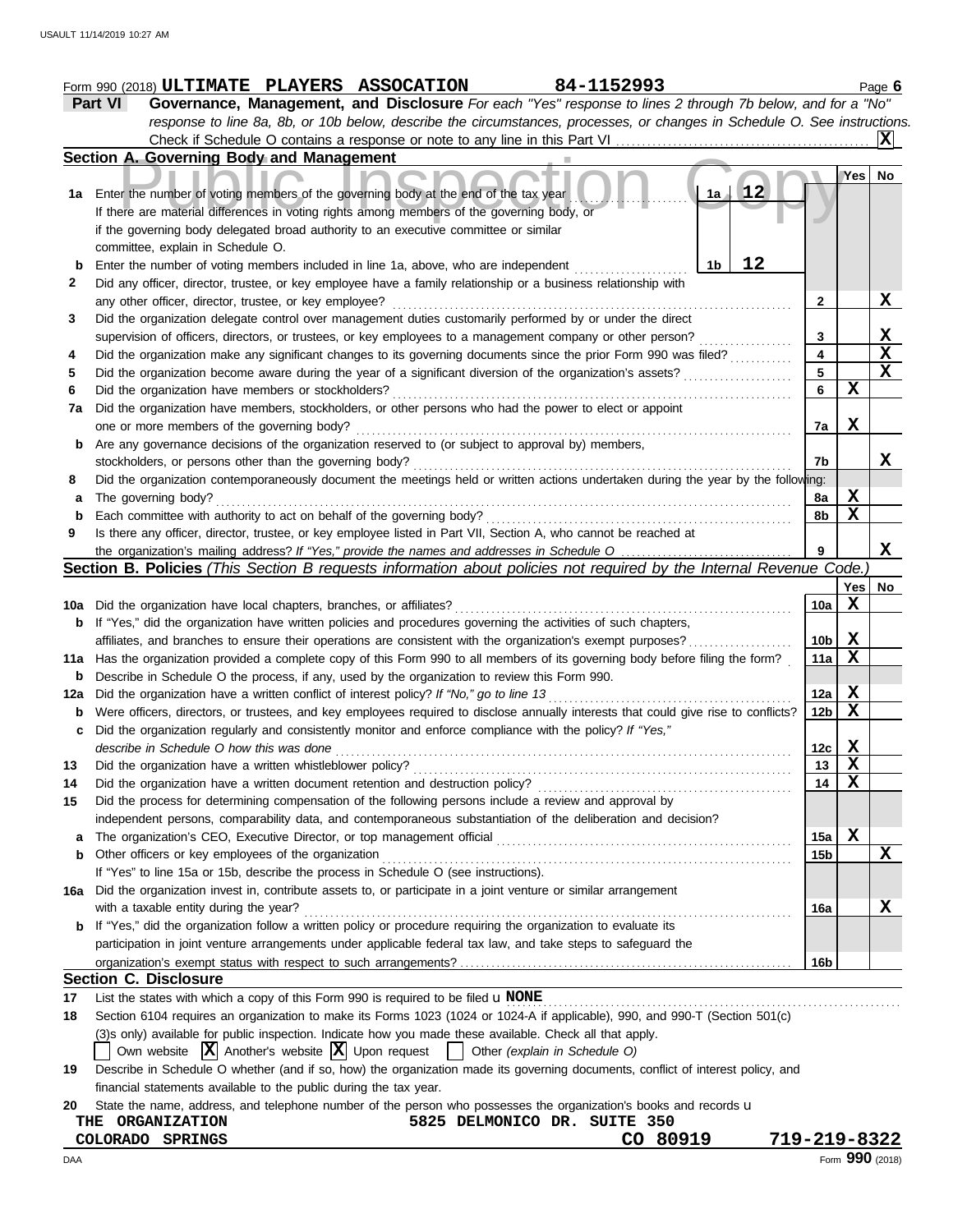Form 990 (2018) **ULTIMATE PLAYERS ASSOCATION** 84-1152993 Page **6**

**Part VI** **Governance, Management, and Disclosure** *For each "Yes" response to lines 2 through 7b below, and for a "No" response to line 8a, 8b, or 10b below, describe the circumstances, processes, or changes in Schedule O. See instructions.*

Check if Schedule O contains a response or note to any line in this Part VI .......... **X**

### Section A. Governing Body and Management

| | | | Yes | No |
|---|---|---|---|---|
| **1a** | Enter the number of voting members of the governing body at the end of the tax year ... **1a** **12** If there are material differences in voting rights among members of the governing body, or if the governing body delegated broad authority to an executive committee or similar committee, explain in Schedule O. | | | |
| **b** | Enter the number of voting members included in line 1a, above, who are independent ... **1b** **12** | | | |
| **2** | Did any officer, director, trustee, or key employee have a family relationship or a business relationship with any other officer, director, trustee, or key employee? | 2 | | X |
| **3** | Did the organization delegate control over management duties customarily performed by or under the direct supervision of officers, directors, or trustees, or key employees to a management company or other person? | 3 | | X |
| **4** | Did the organization make any significant changes to its governing documents since the prior Form 990 was filed? | 4 | | X |
| **5** | Did the organization become aware during the year of a significant diversion of the organization's assets? | 5 | | X |
| **6** | Did the organization have members or stockholders? | 6 | X | |
| **7a** | Did the organization have members, stockholders, or other persons who had the power to elect or appoint one or more members of the governing body? | 7a | X | |
| **b** | Are any governance decisions of the organization reserved to (or subject to approval by) members, stockholders, or persons other than the governing body? | 7b | | X |
| **8** | Did the organization contemporaneously document the meetings held or written actions undertaken during the year by the following: | | | |
| **a** | The governing body? | 8a | X | |
| **b** | Each committee with authority to act on behalf of the governing body? | 8b | X | |
| **9** | Is there any officer, director, trustee, or key employee listed in Part VII, Section A, who cannot be reached at the organization's mailing address? *If "Yes," provide the names and addresses in Schedule O* | 9 | | X |

### Section B. Policies *(This Section B requests information about policies not required by the Internal Revenue Code.)*

| | | | Yes | No |
|---|---|---|---|---|
| **10a** | Did the organization have local chapters, branches, or affiliates? | 10a | X | |
| **b** | If "Yes," did the organization have written policies and procedures governing the activities of such chapters, affiliates, and branches to ensure their operations are consistent with the organization's exempt purposes? | 10b | X | |
| **11a** | Has the organization provided a complete copy of this Form 990 to all members of its governing body before filing the form? | 11a | X | |
| **b** | Describe in Schedule O the process, if any, used by the organization to review this Form 990. | | | |
| **12a** | Did the organization have a written conflict of interest policy? *If "No," go to line 13* | 12a | X | |
| **b** | Were officers, directors, or trustees, and key employees required to disclose annually interests that could give rise to conflicts? | 12b | X | |
| **c** | Did the organization regularly and consistently monitor and enforce compliance with the policy? *If "Yes," describe in Schedule O how this was done* | 12c | X | |
| **13** | Did the organization have a written whistleblower policy? | 13 | X | |
| **14** | Did the organization have a written document retention and destruction policy? | 14 | X | |
| **15** | Did the process for determining compensation of the following persons include a review and approval by independent persons, comparability data, and contemporaneous substantiation of the deliberation and decision? | | | |
| **a** | The organization's CEO, Executive Director, or top management official | 15a | X | |
| **b** | Other officers or key employees of the organization | 15b | | X |
| | If "Yes" to line 15a or 15b, describe the process in Schedule O (see instructions). | | | |
| **16a** | Did the organization invest in, contribute assets to, or participate in a joint venture or similar arrangement with a taxable entity during the year? | 16a | | X |
| **b** | If "Yes," did the organization follow a written policy or procedure requiring the organization to evaluate its participation in joint venture arrangements under applicable federal tax law, and take steps to safeguard the organization's exempt status with respect to such arrangements? | 16b | | |

### Section C. Disclosure

**17** List the states with which a copy of this Form 990 is required to be filed u **NONE**

**18** Section 6104 requires an organization to make its Forms 1023 (1024 or 1024-A if applicable), 990, and 990-T (Section 501(c)(3)s only) available for public inspection. Indicate how you made these available. Check all that apply.

☐ Own website ☒ Another's website ☒ Upon request ☐ Other *(explain in Schedule O)*

**19** Describe in Schedule O whether (and if so, how) the organization made its governing documents, conflict of interest policy, and financial statements available to the public during the tax year.

**20** State the name, address, and telephone number of the person who possesses the organization's books and records u

THE ORGANIZATION 5825 DELMONICO DR. SUITE 350
COLORADO SPRINGS CO 80919 719-219-8322

DAA Form **990** (2018)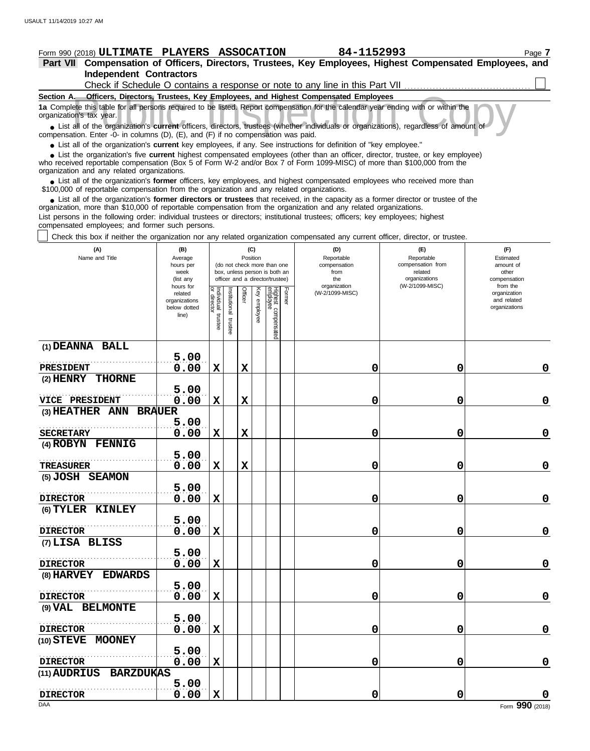Form 990 (2018) **ULTIMATE PLAYERS ASSOCATION** 84-1152993

**Part VII Compensation of Officers, Directors, Trustees, Key Employees, Highest Compensated Employees, and Independent Contractors**

Check if Schedule O contains a response or note to any line in this Part VII ☐

**Section A. Officers, Directors, Trustees, Key Employees, and Highest Compensated Employees**

**1a** Complete this table for all persons required to be listed. Report compensation for the calendar year ending with or within the organization's tax year.

- List all of the organization's **current** officers, directors, trustees (whether individuals or organizations), regardless of amount of compensation. Enter -0- in columns (D), (E), and (F) if no compensation was paid.
- List all of the organization's **current** key employees, if any. See instructions for definition of "key employee."
- List the organization's five **current** highest compensated employees (other than an officer, director, trustee, or key employee) who received reportable compensation (Box 5 of Form W-2 and/or Box 7 of Form 1099-MISC) of more than $100,000 from the organization and any related organizations.
- List all of the organization's **former** officers, key employees, and highest compensated employees who received more than $100,000 of reportable compensation from the organization and any related organizations.
- List all of the organization's **former directors or trustees** that received, in the capacity as a former director or trustee of the organization, more than $10,000 of reportable compensation from the organization and any related organizations.

List persons in the following order: individual trustees or directors; institutional trustees; officers; key employees; highest compensated employees; and former such persons.

☐ Check this box if neither the organization nor any related organization compensated any current officer, director, or trustee.

| (A) Name and Title | (B) Average hours per week (list any hours for related organizations below dotted line) | (C) Position: Individual trustee or director | Institutional trustee | Officer | Key employee | Highest compensated employee | Former | (D) Reportable compensation from the organization (W-2/1099-MISC) | (E) Reportable compensation from related organizations (W-2/1099-MISC) | (F) Estimated amount of other compensation from the organization and related organizations |
|---|---|---|---|---|---|---|---|---|---|---|
| (1) DEANNA BALL<br>PRESIDENT | 5.00<br>0.00 | X | | X | | | | 0 | 0 | 0 |
| (2) HENRY THORNE<br>VICE PRESIDENT | 5.00<br>0.00 | X | | X | | | | 0 | 0 | 0 |
| (3) HEATHER ANN BRAUER<br>SECRETARY | 5.00<br>0.00 | X | | X | | | | 0 | 0 | 0 |
| (4) ROBYN FENNIG<br>TREASURER | 5.00<br>0.00 | X | | X | | | | 0 | 0 | 0 |
| (5) JOSH SEAMON<br>DIRECTOR | 5.00<br>0.00 | X | | | | | | 0 | 0 | 0 |
| (6) TYLER KINLEY<br>DIRECTOR | 5.00<br>0.00 | X | | | | | | 0 | 0 | 0 |
| (7) LISA BLISS<br>DIRECTOR | 5.00<br>0.00 | X | | | | | | 0 | 0 | 0 |
| (8) HARVEY EDWARDS<br>DIRECTOR | 5.00<br>0.00 | X | | | | | | 0 | 0 | 0 |
| (9) VAL BELMONTE<br>DIRECTOR | 5.00<br>0.00 | X | | | | | | 0 | 0 | 0 |
| (10) STEVE MOONEY<br>DIRECTOR | 5.00<br>0.00 | X | | | | | | 0 | 0 | 0 |
| (11) AUDRIUS BARZDUKAS<br>DIRECTOR | 5.00<br>0.00 | X | | | | | | 0 | 0 | 0 |

Form **990** (2018)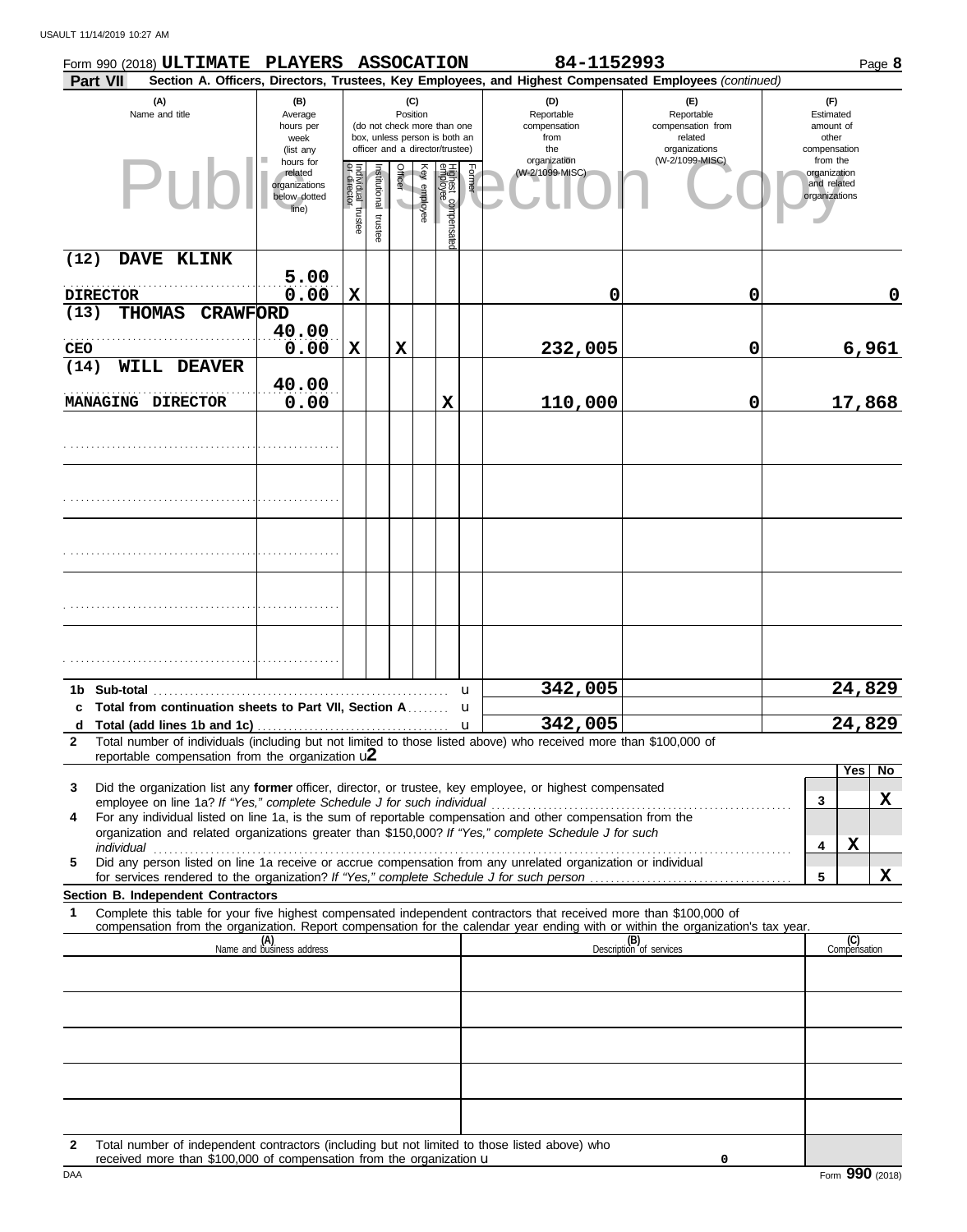Form 990 (2018) **ULTIMATE PLAYERS ASSOCATION** **84-1152993** Page **8**

**Part VII** **Section A. Officers, Directors, Trustees, Key Employees, and Highest Compensated Employees** *(continued)*

| (A) Name and title | (B) Average hours per week (list any hours for related organizations below dotted line) | (C) Position: Individual trustee or director | Institutional trustee | Officer | Key employee | Highest compensated employee | Former | (D) Reportable compensation from the organization (W-2/1099-MISC) | (E) Reportable compensation from related organizations (W-2/1099-MISC) | (F) Estimated amount of other compensation from the organization and related organizations |
|---|---|---|---|---|---|---|---|---|---|---|
| (12) DAVE KLINK<br>DIRECTOR | 5.00<br>0.00 | X | | | | | | 0 | 0 | 0 |
| (13) THOMAS CRAWFORD<br>CEO | 40.00<br>0.00 | X | | X | | | | 232,005 | 0 | 6,961 |
| (14) WILL DEAVER<br>MANAGING DIRECTOR | 40.00<br>0.00 | | | | | X | | 110,000 | 0 | 17,868 |
| | | | | | | | | | | |
| | | | | | | | | | | |
| | | | | | | | | | | |
| | | | | | | | | | | |
| | | | | | | | | | | |

| | | (D) | (E) | (F) |
|---|---|---|---|---|
| **1b** | **Sub-total** | 342,005 | | 24,829 |
| **c** | **Total from continuation sheets to Part VII, Section A** | | | |
| **d** | **Total (add lines 1b and 1c)** | 342,005 | | 24,829 |

**2** Total number of individuals (including but not limited to those listed above) who received more than $100,000 of reportable compensation from the organization **2**

| | | | Yes | No |
|---|---|---|---|---|
| **3** | Did the organization list any **former** officer, director, or trustee, key employee, or highest compensated employee on line 1a? *If "Yes," complete Schedule J for such individual* | 3 | | X |
| **4** | For any individual listed on line 1a, is the sum of reportable compensation and other compensation from the organization and related organizations greater than $150,000? *If "Yes," complete Schedule J for such individual* | 4 | X | |
| **5** | Did any person listed on line 1a receive or accrue compensation from any unrelated organization or individual for services rendered to the organization? *If "Yes," complete Schedule J for such person* | 5 | | X |

**Section B. Independent Contractors**

**1** Complete this table for your five highest compensated independent contractors that received more than $100,000 of compensation from the organization. Report compensation for the calendar year ending with or within the organization's tax year.

| (A) Name and business address | (B) Description of services | (C) Compensation |
|---|---|---|
| | | |
| | | |
| | | |
| | | |
| | | |

**2** Total number of independent contractors (including but not limited to those listed above) who received more than $100,000 of compensation from the organization 0

Form **990** (2018)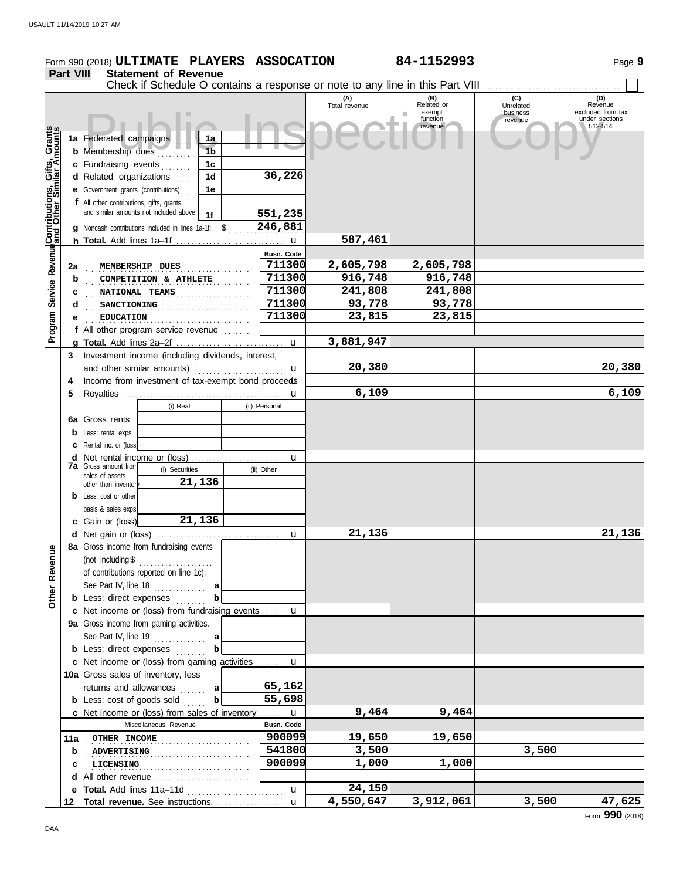Form 990 (2018) **ULTIMATE PLAYERS ASSOCATION** 84-1152993 Page **9**

**Part VIII Statement of Revenue**

Check if Schedule O contains a response or note to any line in this Part VIII

Public Inspection Copy

| | | | (A) Total revenue | (B) Related or exempt function revenue | (C) Unrelated business revenue | (D) Revenue excluded from tax under sections 512-514 |
|---|---|---|---|---|---|---|
| **Contributions, Gifts, Grants and Other Similar Amounts** | | | | | | |
| 1a | Federated campaigns | 1a | | | | |
| b | Membership dues | 1b | | | | |
| c | Fundraising events | 1c | | | | |
| d | Related organizations | 1d 36,226 | | | | |
| e | Government grants (contributions) | 1e | | | | |
| f | All other contributions, gifts, grants, and similar amounts not included above | 1f 551,235 | | | | |
| g | Noncash contributions included in lines 1a-1f: $ 246,881 | | | | | |
| h | **Total.** Add lines 1a–1f | | 587,461 | | | |
| **Program Service Revenue** | | Busn. Code | | | | |
| 2a | MEMBERSHIP DUES | 711300 | 2,605,798 | 2,605,798 | | |
| b | COMPETITION & ATHLETE | 711300 | 916,748 | 916,748 | | |
| c | NATIONAL TEAMS | 711300 | 241,808 | 241,808 | | |
| d | SANCTIONING | 711300 | 93,778 | 93,778 | | |
| e | EDUCATION | 711300 | 23,815 | 23,815 | | |
| f | All other program service revenue | | | | | |
| g | **Total.** Add lines 2a–2f | | 3,881,947 | | | |
| 3 | Investment income (including dividends, interest, and other similar amounts) | | 20,380 | | | 20,380 |
| 4 | Income from investment of tax-exempt bond proceeds | | | | | |
| 5 | Royalties | | 6,109 | | | 6,109 |
| | | (i) Real / (ii) Personal | | | | |
| 6a | Gross rents | | | | | |
| b | Less: rental exps. | | | | | |
| c | Rental inc. or (loss) | | | | | |
| d | Net rental income or (loss) | | | | | |
| | | (i) Securities / (ii) Other | | | | |
| 7a | Gross amount from sales of assets other than inventory | 21,136 | | | | |
| b | Less: cost or other basis & sales exps. | | | | | |
| c | Gain or (loss) | 21,136 | | | | |
| d | Net gain or (loss) | | 21,136 | | | 21,136 |
| **Other Revenue** | | | | | | |
| 8a | Gross income from fundraising events (not including $ of contributions reported on line 1c). See Part IV, line 18 | a | | | | |
| b | Less: direct expenses | b | | | | |
| c | Net income or (loss) from fundraising events | | | | | |
| 9a | Gross income from gaming activities. See Part IV, line 19 | a | | | | |
| b | Less: direct expenses | b | | | | |
| c | Net income or (loss) from gaming activities | | | | | |
| 10a | Gross sales of inventory, less returns and allowances | a 65,162 | | | | |
| b | Less: cost of goods sold | b 55,698 | | | | |
| c | Net income or (loss) from sales of inventory | | 9,464 | 9,464 | | |
| | Miscellaneous Revenue | Busn. Code | | | | |
| 11a | OTHER INCOME | 900099 | 19,650 | 19,650 | | |
| b | ADVERTISING | 541800 | 3,500 | | 3,500 | |
| c | LICENSING | 900099 | 1,000 | 1,000 | | |
| d | All other revenue | | | | | |
| e | **Total.** Add lines 11a–11d | | 24,150 | | | |
| 12 | **Total revenue.** See instructions. | | 4,550,647 | 3,912,061 | 3,500 | 47,625 |

Form **990** (2018)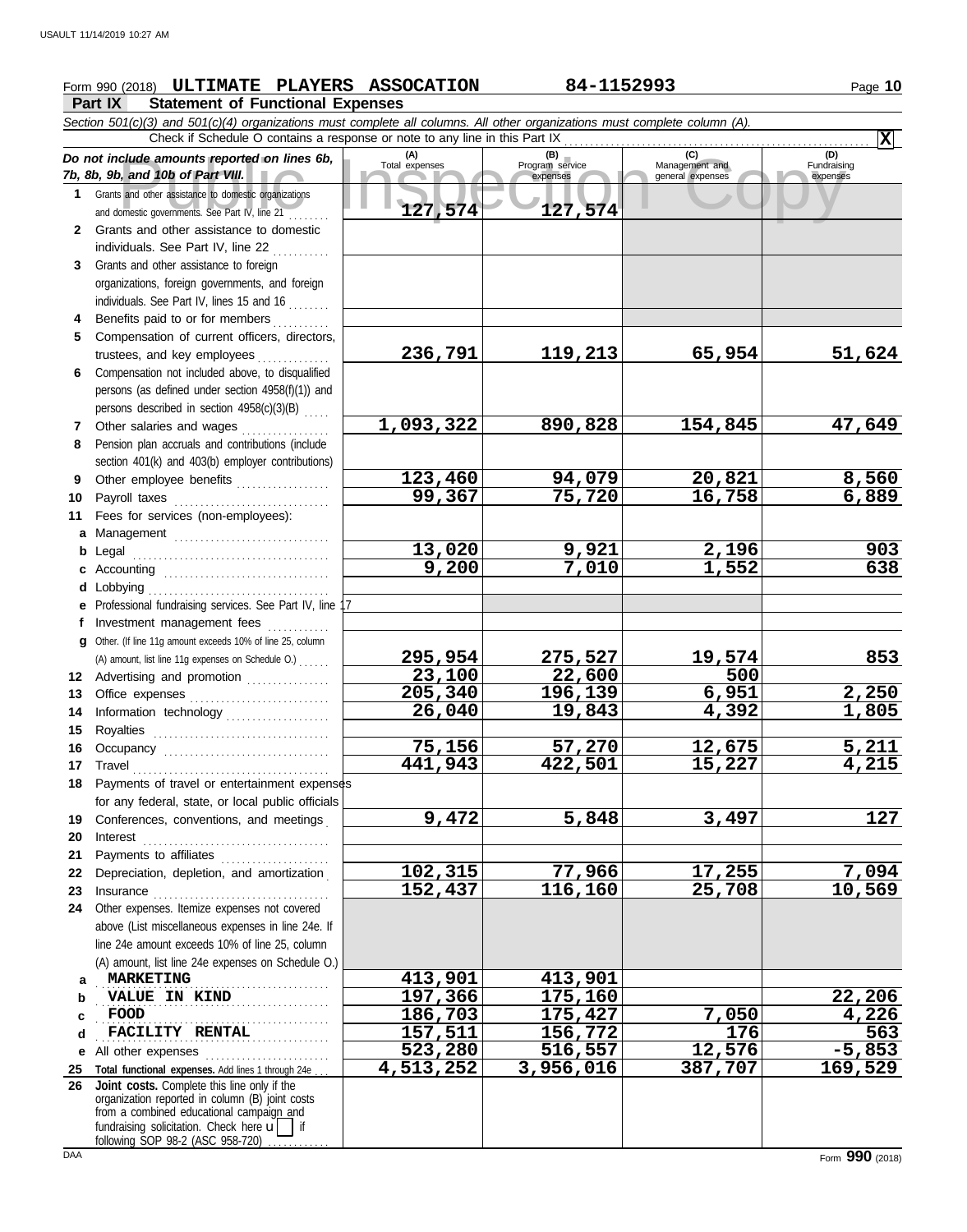Form 990 (2018) **ULTIMATE PLAYERS ASSOCATION** **84-1152993**

## Part IX Statement of Functional Expenses

*Section 501(c)(3) and 501(c)(4) organizations must complete all columns. All other organizations must complete column (A).*

Check if Schedule O contains a response or note to any line in this Part IX .......... **X**

| *Do not include amounts reported on lines 6b, 7b, 8b, 9b, and 10b of Part VIII.* | (A) Total expenses | (B) Program service expenses | (C) Management and general expenses | (D) Fundraising expenses |
|---|---|---|---|---|
| **1** Grants and other assistance to domestic organizations and domestic governments. See Part IV, line 21 | 127,574 | 127,574 | | |
| **2** Grants and other assistance to domestic individuals. See Part IV, line 22 | | | | |
| **3** Grants and other assistance to foreign organizations, foreign governments, and foreign individuals. See Part IV, lines 15 and 16 | | | | |
| **4** Benefits paid to or for members | | | | |
| **5** Compensation of current officers, directors, trustees, and key employees | 236,791 | 119,213 | 65,954 | 51,624 |
| **6** Compensation not included above, to disqualified persons (as defined under section 4958(f)(1)) and persons described in section 4958(c)(3)(B) | | | | |
| **7** Other salaries and wages | 1,093,322 | 890,828 | 154,845 | 47,649 |
| **8** Pension plan accruals and contributions (include section 401(k) and 403(b) employer contributions) | | | | |
| **9** Other employee benefits | 123,460 | 94,079 | 20,821 | 8,560 |
| **10** Payroll taxes | 99,367 | 75,720 | 16,758 | 6,889 |
| **11** Fees for services (non-employees): | | | | |
| **a** Management | | | | |
| **b** Legal | 13,020 | 9,921 | 2,196 | 903 |
| **c** Accounting | 9,200 | 7,010 | 1,552 | 638 |
| **d** Lobbying | | | | |
| **e** Professional fundraising services. See Part IV, line 17 | | | | |
| **f** Investment management fees | | | | |
| **g** Other. (If line 11g amount exceeds 10% of line 25, column (A) amount, list line 11g expenses on Schedule O.) | 295,954 | 275,527 | 19,574 | 853 |
| **12** Advertising and promotion | 23,100 | 22,600 | 500 | |
| **13** Office expenses | 205,340 | 196,139 | 6,951 | 2,250 |
| **14** Information technology | 26,040 | 19,843 | 4,392 | 1,805 |
| **15** Royalties | | | | |
| **16** Occupancy | 75,156 | 57,270 | 12,675 | 5,211 |
| **17** Travel | 441,943 | 422,501 | 15,227 | 4,215 |
| **18** Payments of travel or entertainment expenses for any federal, state, or local public officials | | | | |
| **19** Conferences, conventions, and meetings | 9,472 | 5,848 | 3,497 | 127 |
| **20** Interest | | | | |
| **21** Payments to affiliates | | | | |
| **22** Depreciation, depletion, and amortization | 102,315 | 77,966 | 17,255 | 7,094 |
| **23** Insurance | 152,437 | 116,160 | 25,708 | 10,569 |
| **24** Other expenses. Itemize expenses not covered above (List miscellaneous expenses in line 24e. If line 24e amount exceeds 10% of line 25, column (A) amount, list line 24e expenses on Schedule O.) | | | | |
| **a** MARKETING | 413,901 | 413,901 | | |
| **b** VALUE IN KIND | 197,366 | 175,160 | | 22,206 |
| **c** FOOD | 186,703 | 175,427 | 7,050 | 4,226 |
| **d** FACILITY RENTAL | 157,511 | 156,772 | 176 | 563 |
| **e** All other expenses | 523,280 | 516,557 | 12,576 | -5,853 |
| **25 Total functional expenses.** Add lines 1 through 24e | 4,513,252 | 3,956,016 | 387,707 | 169,529 |
| **26 Joint costs.** Complete this line only if the organization reported in column (B) joint costs from a combined educational campaign and fundraising solicitation. Check here u ☐ if following SOP 98-2 (ASC 958-720) | | | | |

Form **990** (2018)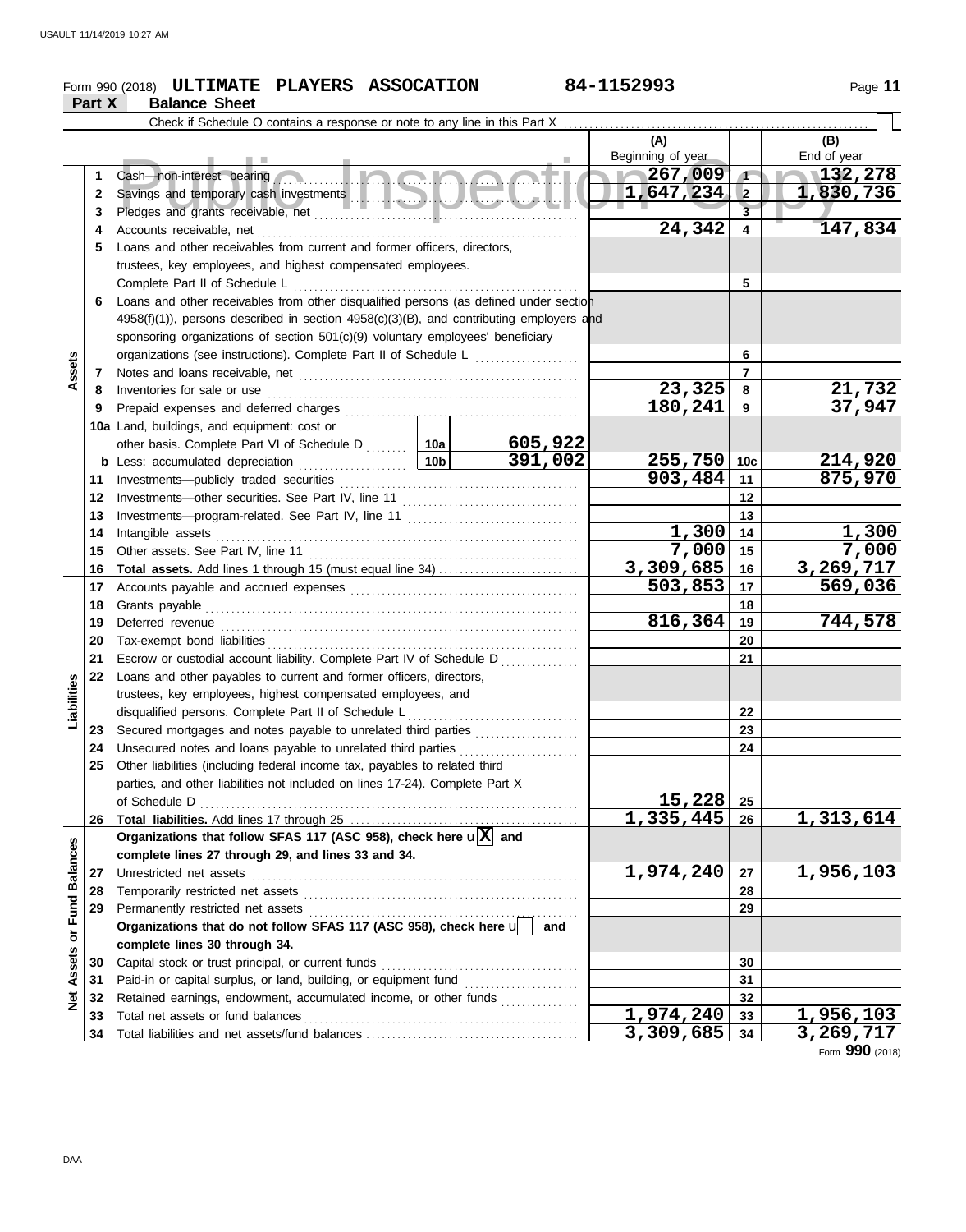Form 990 (2018) **ULTIMATE PLAYERS ASSOCATION** 84-1152993

## Part X Balance Sheet

Check if Schedule O contains a response or note to any line in this Part X

| | | | | | (A) Beginning of year | | (B) End of year |
|---|---|---|---|---|---|---|---|
| **Assets** | 1 | Cash—non-interest bearing | | | 267,009 | 1 | 132,278 |
| | 2 | Savings and temporary cash investments | | | 1,647,234 | 2 | 1,830,736 |
| | 3 | Pledges and grants receivable, net | | | | 3 | |
| | 4 | Accounts receivable, net | | | 24,342 | 4 | 147,834 |
| | 5 | Loans and other receivables from current and former officers, directors, trustees, key employees, and highest compensated employees. Complete Part II of Schedule L | | | | 5 | |
| | 6 | Loans and other receivables from other disqualified persons (as defined under section 4958(f)(1)), persons described in section 4958(c)(3)(B), and contributing employers and sponsoring organizations of section 501(c)(9) voluntary employees' beneficiary organizations (see instructions). Complete Part II of Schedule L | | | | 6 | |
| | 7 | Notes and loans receivable, net | | | | 7 | |
| | 8 | Inventories for sale or use | | | 23,325 | 8 | 21,732 |
| | 9 | Prepaid expenses and deferred charges | | | 180,241 | 9 | 37,947 |
| | 10a | Land, buildings, and equipment: cost or other basis. Complete Part VI of Schedule D | 10a | 605,922 | | | |
| | b | Less: accumulated depreciation | 10b | 391,002 | 255,750 | 10c | 214,920 |
| | 11 | Investments—publicly traded securities | | | 903,484 | 11 | 875,970 |
| | 12 | Investments—other securities. See Part IV, line 11 | | | | 12 | |
| | 13 | Investments—program-related. See Part IV, line 11 | | | | 13 | |
| | 14 | Intangible assets | | | 1,300 | 14 | 1,300 |
| | 15 | Other assets. See Part IV, line 11 | | | 7,000 | 15 | 7,000 |
| | 16 | **Total assets.** Add lines 1 through 15 (must equal line 34) | | | 3,309,685 | 16 | 3,269,717 |
| **Liabilities** | 17 | Accounts payable and accrued expenses | | | 503,853 | 17 | 569,036 |
| | 18 | Grants payable | | | | 18 | |
| | 19 | Deferred revenue | | | 816,364 | 19 | 744,578 |
| | 20 | Tax-exempt bond liabilities | | | | 20 | |
| | 21 | Escrow or custodial account liability. Complete Part IV of Schedule D | | | | 21 | |
| | 22 | Loans and other payables to current and former officers, directors, trustees, key employees, highest compensated employees, and disqualified persons. Complete Part II of Schedule L | | | | 22 | |
| | 23 | Secured mortgages and notes payable to unrelated third parties | | | | 23 | |
| | 24 | Unsecured notes and loans payable to unrelated third parties | | | | 24 | |
| | 25 | Other liabilities (including federal income tax, payables to related third parties, and other liabilities not included on lines 17-24). Complete Part X of Schedule D | | | 15,228 | 25 | |
| | 26 | **Total liabilities.** Add lines 17 through 25 | | | 1,335,445 | 26 | 1,313,614 |
| **Net Assets or Fund Balances** | | **Organizations that follow SFAS 117 (ASC 958), check here** [X] **and complete lines 27 through 29, and lines 33 and 34.** | | | | | |
| | 27 | Unrestricted net assets | | | 1,974,240 | 27 | 1,956,103 |
| | 28 | Temporarily restricted net assets | | | | 28 | |
| | 29 | Permanently restricted net assets | | | | 29 | |
| | | **Organizations that do not follow SFAS 117 (ASC 958), check here** [ ] **and complete lines 30 through 34.** | | | | | |
| | 30 | Capital stock or trust principal, or current funds | | | | 30 | |
| | 31 | Paid-in or capital surplus, or land, building, or equipment fund | | | | 31 | |
| | 32 | Retained earnings, endowment, accumulated income, or other funds | | | | 32 | |
| | 33 | Total net assets or fund balances | | | 1,974,240 | 33 | 1,956,103 |
| | 34 | Total liabilities and net assets/fund balances | | | 3,309,685 | 34 | 3,269,717 |

Form **990** (2018)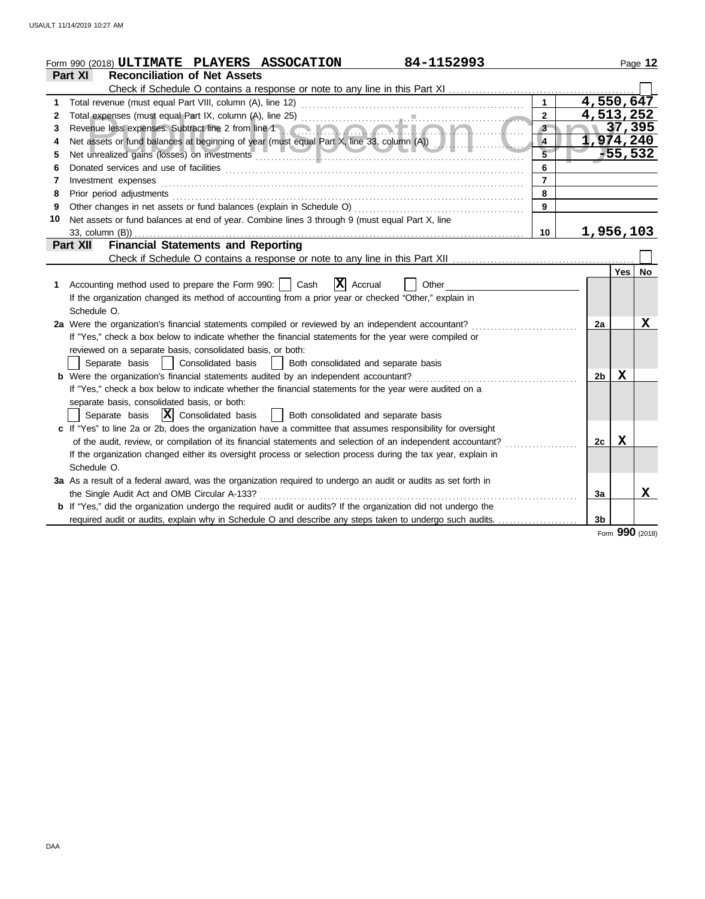Form 990 (2018) **ULTIMATE PLAYERS ASSOCATION** 84-1152993

## Part XI Reconciliation of Net Assets

Check if Schedule O contains a response or note to any line in this Part XI ☐

| | | | |
|---|---|---|---|
| 1 | Total revenue (must equal Part VIII, column (A), line 12) | 1 | 4,550,647 |
| 2 | Total expenses (must equal Part IX, column (A), line 25) | 2 | 4,513,252 |
| 3 | Revenue less expenses. Subtract line 2 from line 1 | 3 | 37,395 |
| 4 | Net assets or fund balances at beginning of year (must equal Part X, line 33, column (A)) | 4 | 1,974,240 |
| 5 | Net unrealized gains (losses) on investments | 5 | -55,532 |
| 6 | Donated services and use of facilities | 6 | |
| 7 | Investment expenses | 7 | |
| 8 | Prior period adjustments | 8 | |
| 9 | Other changes in net assets or fund balances (explain in Schedule O) | 9 | |
| 10 | Net assets or fund balances at end of year. Combine lines 3 through 9 (must equal Part X, line 33, column (B)) | 10 | 1,956,103 |

## Part XII Financial Statements and Reporting

Check if Schedule O contains a response or note to any line in this Part XII ☐

| | | | Yes | No |
|---|---|---|---|---|
| 1 | Accounting method used to prepare the Form 990: ☐ Cash ☒ Accrual ☐ Other<br>If the organization changed its method of accounting from a prior year or checked "Other," explain in Schedule O. | | | |
| 2a | Were the organization's financial statements compiled or reviewed by an independent accountant? | 2a | | X |
| | If "Yes," check a box below to indicate whether the financial statements for the year were compiled or reviewed on a separate basis, consolidated basis, or both:<br>☐ Separate basis ☐ Consolidated basis ☐ Both consolidated and separate basis | | | |
| b | Were the organization's financial statements audited by an independent accountant? | 2b | X | |
| | If "Yes," check a box below to indicate whether the financial statements for the year were audited on a separate basis, consolidated basis, or both:<br>☐ Separate basis ☒ Consolidated basis ☐ Both consolidated and separate basis | | | |
| c | If "Yes" to line 2a or 2b, does the organization have a committee that assumes responsibility for oversight of the audit, review, or compilation of its financial statements and selection of an independent accountant? | 2c | X | |
| | If the organization changed either its oversight process or selection process during the tax year, explain in Schedule O. | | | |
| 3a | As a result of a federal award, was the organization required to undergo an audit or audits as set forth in the Single Audit Act and OMB Circular A-133? | 3a | | X |
| b | If "Yes," did the organization undergo the required audit or audits? If the organization did not undergo the required audit or audits, explain why in Schedule O and describe any steps taken to undergo such audits. | 3b | | |

Form **990** (2018)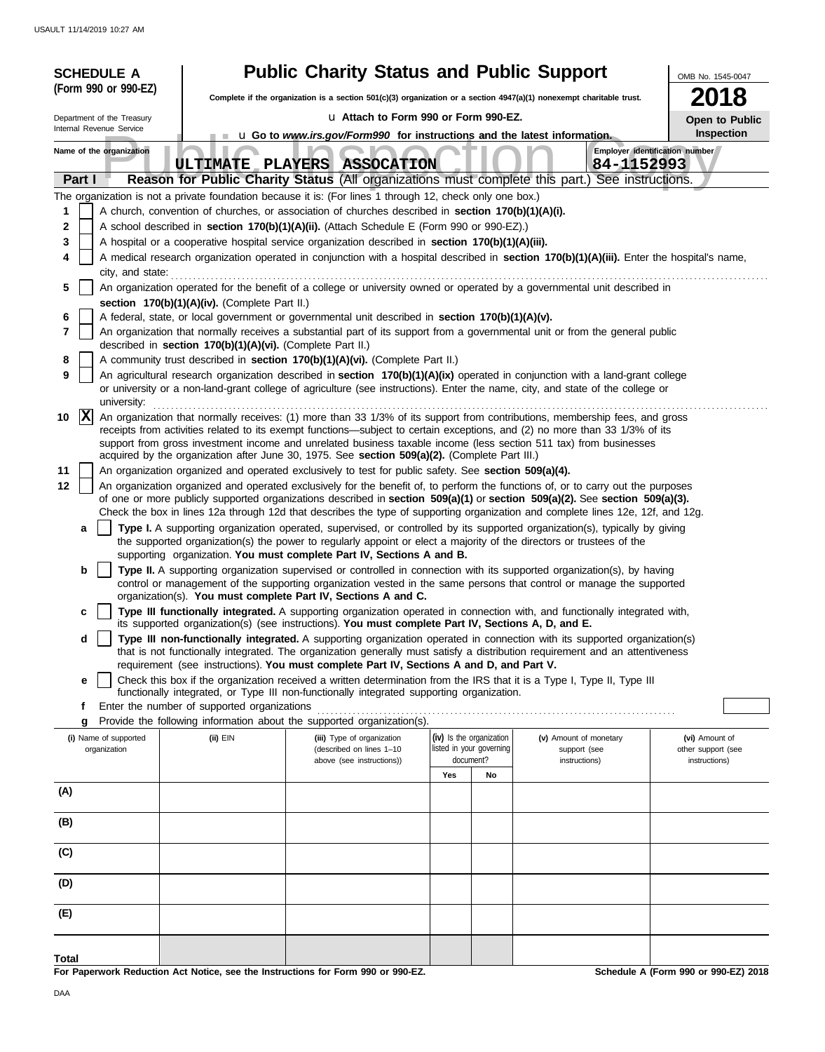**SCHEDULE A**
**(Form 990 or 990-EZ)**

Department of the Treasury
Internal Revenue Service

# Public Charity Status and Public Support

**Complete if the organization is a section 501(c)(3) organization or a section 4947(a)(1) nonexempt charitable trust.**

u **Attach to Form 990 or Form 990-EZ.**

u **Go to *www.irs.gov/Form990* for instructions and the latest information.**

OMB No. 1545-0047

**2018**

**Open to Public Inspection**

Public Inspection Copy

| Name of the organization | Employer identification number |
|---|---|
| ULTIMATE PLAYERS ASSOCATION | 84-1152993 |

**Part I** **Reason for Public Charity Status** (All organizations must complete this part.) See instructions.

The organization is not a private foundation because it is: (For lines 1 through 12, check only one box.)

1 [ ] A church, convention of churches, or association of churches described in **section 170(b)(1)(A)(i).**

2 [ ] A school described in **section 170(b)(1)(A)(ii).** (Attach Schedule E (Form 990 or 990-EZ).)

3 [ ] A hospital or a cooperative hospital service organization described in **section 170(b)(1)(A)(iii).**

4 [ ] A medical research organization operated in conjunction with a hospital described in **section 170(b)(1)(A)(iii).** Enter the hospital's name, city, and state:

5 [ ] An organization operated for the benefit of a college or university owned or operated by a governmental unit described in **section 170(b)(1)(A)(iv).** (Complete Part II.)

6 [ ] A federal, state, or local government or governmental unit described in **section 170(b)(1)(A)(v).**

7 [ ] An organization that normally receives a substantial part of its support from a governmental unit or from the general public described in **section 170(b)(1)(A)(vi).** (Complete Part II.)

8 [ ] A community trust described in **section 170(b)(1)(A)(vi).** (Complete Part II.)

9 [ ] An agricultural research organization described in **section 170(b)(1)(A)(ix)** operated in conjunction with a land-grant college or university or a non-land-grant college of agriculture (see instructions). Enter the name, city, and state of the college or university:

10 [X] An organization that normally receives: (1) more than 33 1/3% of its support from contributions, membership fees, and gross receipts from activities related to its exempt functions—subject to certain exceptions, and (2) no more than 33 1/3% of its support from gross investment income and unrelated business taxable income (less section 511 tax) from businesses acquired by the organization after June 30, 1975. See **section 509(a)(2).** (Complete Part III.)

11 [ ] An organization organized and operated exclusively to test for public safety. See **section 509(a)(4).**

12 [ ] An organization organized and operated exclusively for the benefit of, to perform the functions of, or to carry out the purposes of one or more publicly supported organizations described in **section 509(a)(1)** or **section 509(a)(2).** See **section 509(a)(3).** Check the box in lines 12a through 12d that describes the type of supporting organization and complete lines 12e, 12f, and 12g.

a [ ] **Type I.** A supporting organization operated, supervised, or controlled by its supported organization(s), typically by giving the supported organization(s) the power to regularly appoint or elect a majority of the directors or trustees of the supporting organization. **You must complete Part IV, Sections A and B.**

b [ ] **Type II.** A supporting organization supervised or controlled in connection with its supported organization(s), by having control or management of the supporting organization vested in the same persons that control or manage the supported organization(s). **You must complete Part IV, Sections A and C.**

c [ ] **Type III functionally integrated.** A supporting organization operated in connection with, and functionally integrated with, its supported organization(s) (see instructions). **You must complete Part IV, Sections A, D, and E.**

d [ ] **Type III non-functionally integrated.** A supporting organization operated in connection with its supported organization(s) that is not functionally integrated. The organization generally must satisfy a distribution requirement and an attentiveness requirement (see instructions). **You must complete Part IV, Sections A and D, and Part V.**

e [ ] Check this box if the organization received a written determination from the IRS that it is a Type I, Type II, Type III functionally integrated, or Type III non-functionally integrated supporting organization.

f Enter the number of supported organizations

g Provide the following information about the supported organization(s).

| (i) Name of supported organization | (ii) EIN | (iii) Type of organization (described on lines 1–10 above (see instructions)) | (iv) Is the organization listed in your governing document? Yes | No | (v) Amount of monetary support (see instructions) | (vi) Amount of other support (see instructions) |
|---|---|---|---|---|---|---|
| (A) | | | | | | |
| (B) | | | | | | |
| (C) | | | | | | |
| (D) | | | | | | |
| (E) | | | | | | |
| **Total** | | | | | | |

**For Paperwork Reduction Act Notice, see the Instructions for Form 990 or 990-EZ.** **Schedule A (Form 990 or 990-EZ) 2018**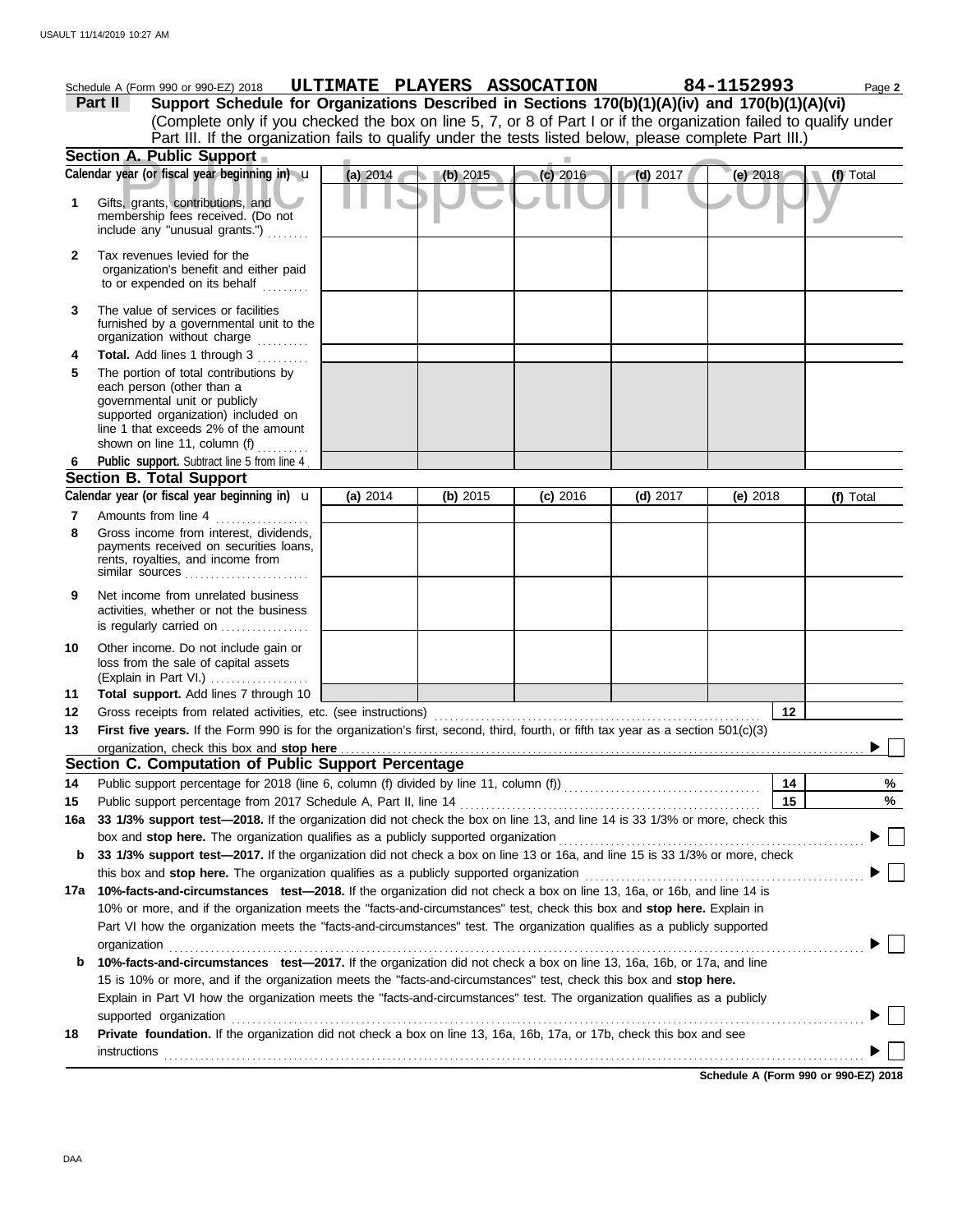Schedule A (Form 990 or 990-EZ) 2018 **ULTIMATE PLAYERS ASSOCATION** **84-1152993** Page **2**

**Part II** **Support Schedule for Organizations Described in Sections 170(b)(1)(A)(iv) and 170(b)(1)(A)(vi)**
(Complete only if you checked the box on line 5, 7, or 8 of Part I or if the organization failed to qualify under Part III. If the organization fails to qualify under the tests listed below, please complete Part III.)

Public Inspection Copy

## Section A. Public Support

| Calendar year (or fiscal year beginning in) | (a) 2014 | (b) 2015 | (c) 2016 | (d) 2017 | (e) 2018 | (f) Total |
|---|---|---|---|---|---|---|
| **1** Gifts, grants, contributions, and membership fees received. (Do not include any "unusual grants.") | | | | | | |
| **2** Tax revenues levied for the organization's benefit and either paid to or expended on its behalf | | | | | | |
| **3** The value of services or facilities furnished by a governmental unit to the organization without charge | | | | | | |
| **4** **Total.** Add lines 1 through 3 | | | | | | |
| **5** The portion of total contributions by each person (other than a governmental unit or publicly supported organization) included on line 1 that exceeds 2% of the amount shown on line 11, column (f) | | | | | | |
| **6** **Public support.** Subtract line 5 from line 4 | | | | | | |

## Section B. Total Support

| Calendar year (or fiscal year beginning in) | (a) 2014 | (b) 2015 | (c) 2016 | (d) 2017 | (e) 2018 | (f) Total |
|---|---|---|---|---|---|---|
| **7** Amounts from line 4 | | | | | | |
| **8** Gross income from interest, dividends, payments received on securities loans, rents, royalties, and income from similar sources | | | | | | |
| **9** Net income from unrelated business activities, whether or not the business is regularly carried on | | | | | | |
| **10** Other income. Do not include gain or loss from the sale of capital assets (Explain in Part VI.) | | | | | | |
| **11** **Total support.** Add lines 7 through 10 | | | | | | |

**12** Gross receipts from related activities, etc. (see instructions) **12**

**13** **First five years.** If the Form 990 is for the organization's first, second, third, fourth, or fifth tax year as a section 501(c)(3) organization, check this box and **stop here** ☐

## Section C. Computation of Public Support Percentage

**14** Public support percentage for 2018 (line 6, column (f) divided by line 11, column (f)) **14** %

**15** Public support percentage from 2017 Schedule A, Part II, line 14 **15** %

**16a** **33 1/3% support test—2018.** If the organization did not check the box on line 13, and line 14 is 33 1/3% or more, check this box and **stop here.** The organization qualifies as a publicly supported organization ☐

**b** **33 1/3% support test—2017.** If the organization did not check a box on line 13 or 16a, and line 15 is 33 1/3% or more, check this box and **stop here.** The organization qualifies as a publicly supported organization ☐

**17a** **10%-facts-and-circumstances test—2018.** If the organization did not check a box on line 13, 16a, or 16b, and line 14 is 10% or more, and if the organization meets the "facts-and-circumstances" test, check this box and **stop here.** Explain in Part VI how the organization meets the "facts-and-circumstances" test. The organization qualifies as a publicly supported organization ☐

**b** **10%-facts-and-circumstances test—2017.** If the organization did not check a box on line 13, 16a, 16b, or 17a, and line 15 is 10% or more, and if the organization meets the "facts-and-circumstances" test, check this box and **stop here.** Explain in Part VI how the organization meets the "facts-and-circumstances" test. The organization qualifies as a publicly supported organization ☐

**18** **Private foundation.** If the organization did not check a box on line 13, 16a, 16b, 17a, or 17b, check this box and see instructions ☐

**Schedule A (Form 990 or 990-EZ) 2018**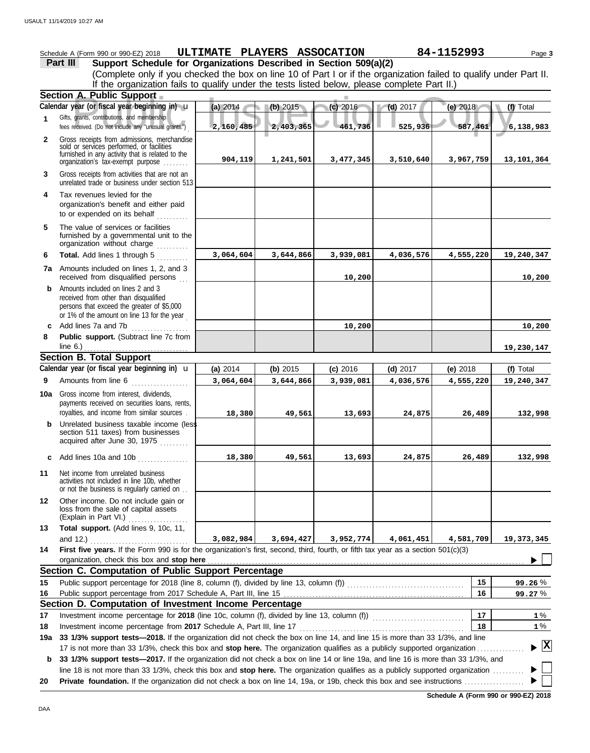Schedule A (Form 990 or 990-EZ) 2018 **ULTIMATE PLAYERS ASSOCATION** **84-1152993**

## Part III Support Schedule for Organizations Described in Section 509(a)(2)

(Complete only if you checked the box on line 10 of Part I or if the organization failed to qualify under Part II. If the organization fails to qualify under the tests listed below, please complete Part II.)

### Section A. Public Support

| Calendar year (or fiscal year beginning in) | (a) 2014 | (b) 2015 | (c) 2016 | (d) 2017 | (e) 2018 | (f) Total |
|---|---|---|---|---|---|---|
| **1** Gifts, grants, contributions, and membership fees received. (Do not include any "unusual grants.") | 2,160,485 | 2,403,365 | 461,736 | 525,936 | 587,461 | 6,138,983 |
| **2** Gross receipts from admissions, merchandise sold or services performed, or facilities furnished in any activity that is related to the organization's tax-exempt purpose | 904,119 | 1,241,501 | 3,477,345 | 3,510,640 | 3,967,759 | 13,101,364 |
| **3** Gross receipts from activities that are not an unrelated trade or business under section 513 | | | | | | |
| **4** Tax revenues levied for the organization's benefit and either paid to or expended on its behalf | | | | | | |
| **5** The value of services or facilities furnished by a governmental unit to the organization without charge | | | | | | |
| **6** **Total.** Add lines 1 through 5 | 3,064,604 | 3,644,866 | 3,939,081 | 4,036,576 | 4,555,220 | 19,240,347 |
| **7a** Amounts included on lines 1, 2, and 3 received from disqualified persons | | | 10,200 | | | 10,200 |
| **b** Amounts included on lines 2 and 3 received from other than disqualified persons that exceed the greater of $5,000 or 1% of the amount on line 13 for the year | | | | | | |
| **c** Add lines 7a and 7b | | | 10,200 | | | 10,200 |
| **8** **Public support.** (Subtract line 7c from line 6.) | | | | | | 19,230,147 |

### Section B. Total Support

| Calendar year (or fiscal year beginning in) | (a) 2014 | (b) 2015 | (c) 2016 | (d) 2017 | (e) 2018 | (f) Total |
|---|---|---|---|---|---|---|
| **9** Amounts from line 6 | 3,064,604 | 3,644,866 | 3,939,081 | 4,036,576 | 4,555,220 | 19,240,347 |
| **10a** Gross income from interest, dividends, payments received on securities loans, rents, royalties, and income from similar sources | 18,380 | 49,561 | 13,693 | 24,875 | 26,489 | 132,998 |
| **b** Unrelated business taxable income (less section 511 taxes) from businesses acquired after June 30, 1975 | | | | | | |
| **c** Add lines 10a and 10b | 18,380 | 49,561 | 13,693 | 24,875 | 26,489 | 132,998 |
| **11** Net income from unrelated business activities not included in line 10b, whether or not the business is regularly carried on | | | | | | |
| **12** Other income. Do not include gain or loss from the sale of capital assets (Explain in Part VI.) | | | | | | |
| **13** **Total support.** (Add lines 9, 10c, 11, and 12.) | 3,082,984 | 3,694,427 | 3,952,774 | 4,061,451 | 4,581,709 | 19,373,345 |

**14** **First five years.** If the Form 990 is for the organization's first, second, third, fourth, or fifth tax year as a section 501(c)(3) organization, check this box and **stop here** ☐

### Section C. Computation of Public Support Percentage

| | | | |
|---|---|---|---|
| **15** | Public support percentage for 2018 (line 8, column (f), divided by line 13, column (f)) | 15 | 99.26 % |
| **16** | Public support percentage from 2017 Schedule A, Part III, line 15 | 16 | 99.27 % |

### Section D. Computation of Investment Income Percentage

| | | | |
|---|---|---|---|
| **17** | Investment income percentage for **2018** (line 10c, column (f), divided by line 13, column (f)) | 17 | 1 % |
| **18** | Investment income percentage from **2017** Schedule A, Part III, line 17 | 18 | 1 % |

**19a** **33 1/3% support tests—2018.** If the organization did not check the box on line 14, and line 15 is more than 33 1/3%, and line 17 is not more than 33 1/3%, check this box and **stop here.** The organization qualifies as a publicly supported organization ☒

**b** **33 1/3% support tests—2017.** If the organization did not check a box on line 14 or line 19a, and line 16 is more than 33 1/3%, and line 18 is not more than 33 1/3%, check this box and **stop here.** The organization qualifies as a publicly supported organization ☐

**20** **Private foundation.** If the organization did not check a box on line 14, 19a, or 19b, check this box and see instructions ☐

**Schedule A (Form 990 or 990-EZ) 2018**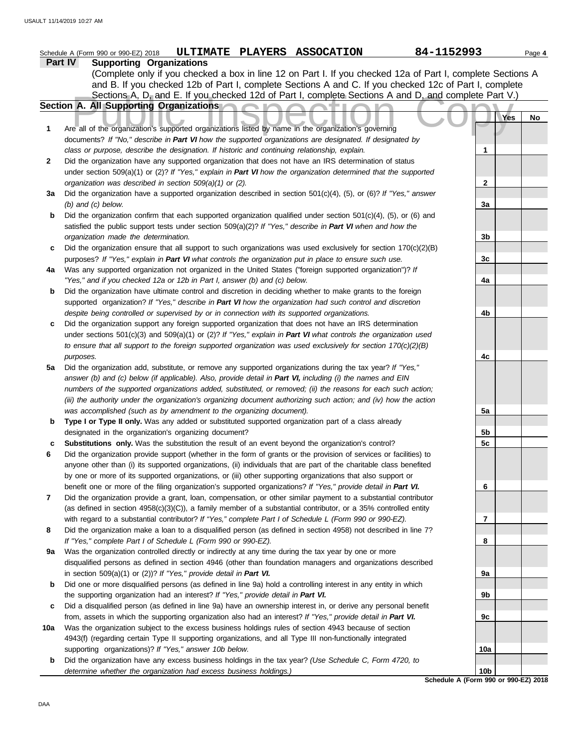Schedule A (Form 990 or 990-EZ) 2018 **ULTIMATE PLAYERS ASSOCATION** **84-1152993**

## Part IV Supporting Organizations

(Complete only if you checked a box in line 12 on Part I. If you checked 12a of Part I, complete Sections A and B. If you checked 12b of Part I, complete Sections A and C. If you checked 12c of Part I, complete Sections A, D, and E. If you checked 12d of Part I, complete Sections A and D, and complete Part V.)

### Section A. All Supporting Organizations

| | | | Yes | No |
|---|---|---|---|---|
| **1** | Are all of the organization's supported organizations listed by name in the organization's governing documents? *If "No," describe in **Part VI** how the supported organizations are designated. If designated by class or purpose, describe the designation. If historic and continuing relationship, explain.* | 1 | | |
| **2** | Did the organization have any supported organization that does not have an IRS determination of status under section 509(a)(1) or (2)? *If "Yes," explain in **Part VI** how the organization determined that the supported organization was described in section 509(a)(1) or (2).* | 2 | | |
| **3a** | Did the organization have a supported organization described in section 501(c)(4), (5), or (6)? *If "Yes," answer (b) and (c) below.* | 3a | | |
| **b** | Did the organization confirm that each supported organization qualified under section 501(c)(4), (5), or (6) and satisfied the public support tests under section 509(a)(2)? *If "Yes," describe in **Part VI** when and how the organization made the determination.* | 3b | | |
| **c** | Did the organization ensure that all support to such organizations was used exclusively for section 170(c)(2)(B) purposes? *If "Yes," explain in **Part VI** what controls the organization put in place to ensure such use.* | 3c | | |
| **4a** | Was any supported organization not organized in the United States ("foreign supported organization")? *If "Yes," and if you checked 12a or 12b in Part I, answer (b) and (c) below.* | 4a | | |
| **b** | Did the organization have ultimate control and discretion in deciding whether to make grants to the foreign supported organization? *If "Yes," describe in **Part VI** how the organization had such control and discretion despite being controlled or supervised by or in connection with its supported organizations.* | 4b | | |
| **c** | Did the organization support any foreign supported organization that does not have an IRS determination under sections 501(c)(3) and 509(a)(1) or (2)? *If "Yes," explain in **Part VI** what controls the organization used to ensure that all support to the foreign supported organization was used exclusively for section 170(c)(2)(B) purposes.* | 4c | | |
| **5a** | Did the organization add, substitute, or remove any supported organizations during the tax year? *If "Yes," answer (b) and (c) below (if applicable). Also, provide detail in **Part VI,** including (i) the names and EIN numbers of the supported organizations added, substituted, or removed; (ii) the reasons for each such action; (iii) the authority under the organization's organizing document authorizing such action; and (iv) how the action was accomplished (such as by amendment to the organizing document).* | 5a | | |
| **b** | **Type I or Type II only.** Was any added or substituted supported organization part of a class already designated in the organization's organizing document? | 5b | | |
| **c** | **Substitutions only.** Was the substitution the result of an event beyond the organization's control? | 5c | | |
| **6** | Did the organization provide support (whether in the form of grants or the provision of services or facilities) to anyone other than (i) its supported organizations, (ii) individuals that are part of the charitable class benefited by one or more of its supported organizations, or (iii) other supporting organizations that also support or benefit one or more of the filing organization's supported organizations? *If "Yes," provide detail in **Part VI.*** | 6 | | |
| **7** | Did the organization provide a grant, loan, compensation, or other similar payment to a substantial contributor (as defined in section 4958(c)(3)(C)), a family member of a substantial contributor, or a 35% controlled entity with regard to a substantial contributor? *If "Yes," complete Part I of Schedule L (Form 990 or 990-EZ).* | 7 | | |
| **8** | Did the organization make a loan to a disqualified person (as defined in section 4958) not described in line 7? *If "Yes," complete Part I of Schedule L (Form 990 or 990-EZ).* | 8 | | |
| **9a** | Was the organization controlled directly or indirectly at any time during the tax year by one or more disqualified persons as defined in section 4946 (other than foundation managers and organizations described in section 509(a)(1) or (2))? *If "Yes," provide detail in **Part VI.*** | 9a | | |
| **b** | Did one or more disqualified persons (as defined in line 9a) hold a controlling interest in any entity in which the supporting organization had an interest? *If "Yes," provide detail in **Part VI.*** | 9b | | |
| **c** | Did a disqualified person (as defined in line 9a) have an ownership interest in, or derive any personal benefit from, assets in which the supporting organization also had an interest? *If "Yes," provide detail in **Part VI.*** | 9c | | |
| **10a** | Was the organization subject to the excess business holdings rules of section 4943 because of section 4943(f) (regarding certain Type II supporting organizations, and all Type III non-functionally integrated supporting organizations)? *If "Yes," answer 10b below.* | 10a | | |
| **b** | Did the organization have any excess business holdings in the tax year? *(Use Schedule C, Form 4720, to determine whether the organization had excess business holdings.)* | 10b | | |

**Schedule A (Form 990 or 990-EZ) 2018**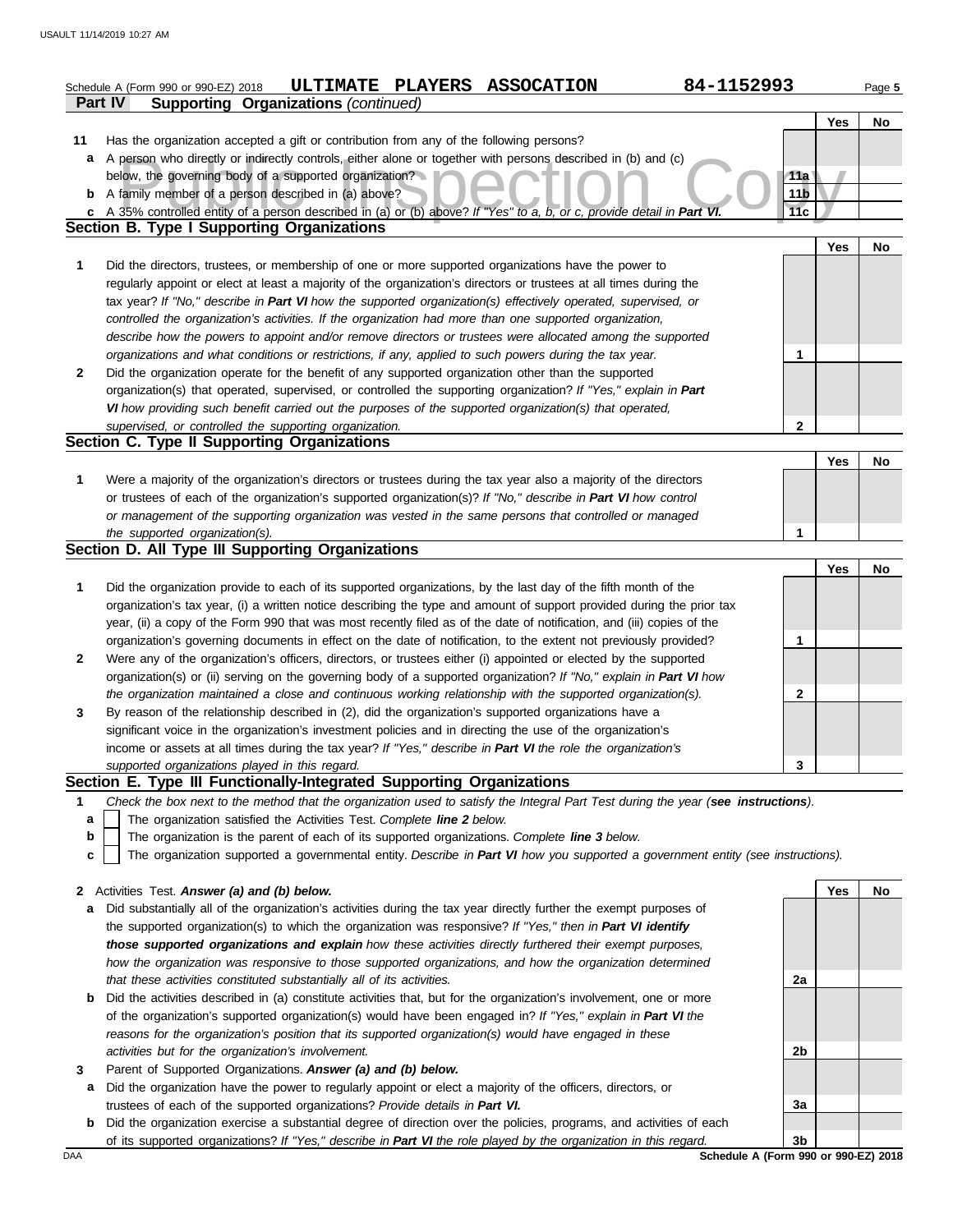Schedule A (Form 990 or 990-EZ) 2018 **ULTIMATE PLAYERS ASSOCATION** **84-1152993**

## Part IV Supporting Organizations *(continued)*

| | | | Yes | No |
|---|---|---|---|---|
| **11** | Has the organization accepted a gift or contribution from any of the following persons? | | | |
| **a** | A person who directly or indirectly controls, either alone or together with persons described in (b) and (c) below, the governing body of a supported organization? | **11a** | | |
| **b** | A family member of a person described in (a) above? | **11b** | | |
| **c** | A 35% controlled entity of a person described in (a) or (b) above? *If "Yes" to a, b, or c, provide detail in **Part VI**.* | **11c** | | |

### Section B. Type I Supporting Organizations

| | | | Yes | No |
|---|---|---|---|---|
| **1** | Did the directors, trustees, or membership of one or more supported organizations have the power to regularly appoint or elect at least a majority of the organization's directors or trustees at all times during the tax year? *If "No," describe in **Part VI** how the supported organization(s) effectively operated, supervised, or controlled the organization's activities. If the organization had more than one supported organization, describe how the powers to appoint and/or remove directors or trustees were allocated among the supported organizations and what conditions or restrictions, if any, applied to such powers during the tax year.* | **1** | | |
| **2** | Did the organization operate for the benefit of any supported organization other than the supported organization(s) that operated, supervised, or controlled the supporting organization? *If "Yes," explain in **Part VI** how providing such benefit carried out the purposes of the supported organization(s) that operated, supervised, or controlled the supporting organization.* | **2** | | |

### Section C. Type II Supporting Organizations

| | | | Yes | No |
|---|---|---|---|---|
| **1** | Were a majority of the organization's directors or trustees during the tax year also a majority of the directors or trustees of each of the organization's supported organization(s)? *If "No," describe in **Part VI** how control or management of the supporting organization was vested in the same persons that controlled or managed the supported organization(s).* | **1** | | |

### Section D. All Type III Supporting Organizations

| | | | Yes | No |
|---|---|---|---|---|
| **1** | Did the organization provide to each of its supported organizations, by the last day of the fifth month of the organization's tax year, (i) a written notice describing the type and amount of support provided during the prior tax year, (ii) a copy of the Form 990 that was most recently filed as of the date of notification, and (iii) copies of the organization's governing documents in effect on the date of notification, to the extent not previously provided? | **1** | | |
| **2** | Were any of the organization's officers, directors, or trustees either (i) appointed or elected by the supported organization(s) or (ii) serving on the governing body of a supported organization? *If "No," explain in **Part VI** how the organization maintained a close and continuous working relationship with the supported organization(s).* | **2** | | |
| **3** | By reason of the relationship described in (2), did the organization's supported organizations have a significant voice in the organization's investment policies and in directing the use of the organization's income or assets at all times during the tax year? *If "Yes," describe in **Part VI** the role the organization's supported organizations played in this regard.* | **3** | | |

### Section E. Type III Functionally-Integrated Supporting Organizations

**1** *Check the box next to the method that the organization used to satisfy the Integral Part Test during the year (**see instructions**).*

- **a** ☐ The organization satisfied the Activities Test. *Complete **line 2** below.*
- **b** ☐ The organization is the parent of each of its supported organizations. *Complete **line 3** below.*
- **c** ☐ The organization supported a governmental entity. *Describe in **Part VI** how you supported a government entity (see instructions).*

| | | | Yes | No |
|---|---|---|---|---|
| **2** | Activities Test. ***Answer (a) and (b) below.*** | | | |
| **a** | Did substantially all of the organization's activities during the tax year directly further the exempt purposes of the supported organization(s) to which the organization was responsive? *If "Yes," then in **Part VI identify those supported organizations and explain** how these activities directly furthered their exempt purposes, how the organization was responsive to those supported organizations, and how the organization determined that these activities constituted substantially all of its activities.* | **2a** | | |
| **b** | Did the activities described in (a) constitute activities that, but for the organization's involvement, one or more of the organization's supported organization(s) would have been engaged in? *If "Yes," explain in **Part VI** the reasons for the organization's position that its supported organization(s) would have engaged in these activities but for the organization's involvement.* | **2b** | | |
| **3** | Parent of Supported Organizations. ***Answer (a) and (b) below.*** | | | |
| **a** | Did the organization have the power to regularly appoint or elect a majority of the officers, directors, or trustees of each of the supported organizations? *Provide details in **Part VI.*** | **3a** | | |
| **b** | Did the organization exercise a substantial degree of direction over the policies, programs, and activities of each of its supported organizations? *If "Yes," describe in **Part VI** the role played by the organization in this regard.* | **3b** | | |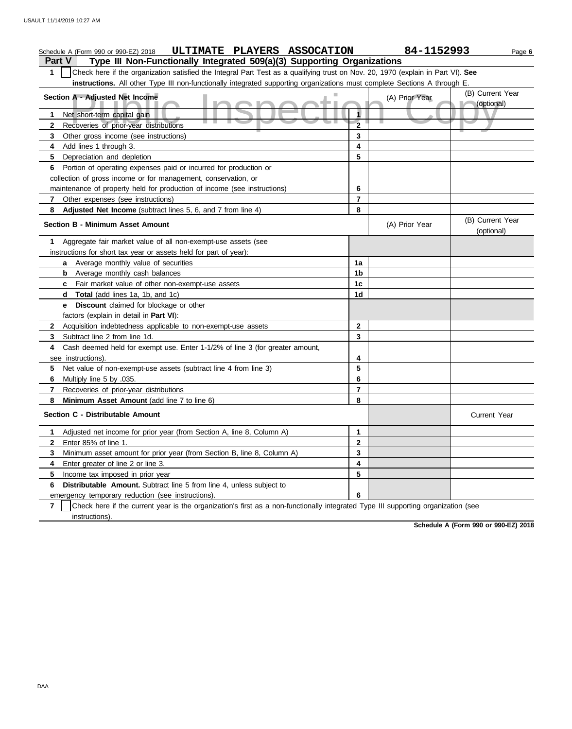Schedule A (Form 990 or 990-EZ) 2018 **ULTIMATE PLAYERS ASSOCATION** **84-1152993**

## Part V Type III Non-Functionally Integrated 509(a)(3) Supporting Organizations

**1** ☐ Check here if the organization satisfied the Integral Part Test as a qualifying trust on Nov. 20, 1970 (explain in Part VI). **See instructions.** All other Type III non-functionally integrated supporting organizations must complete Sections A through E.

| Section A - Adjusted Net Income | | (A) Prior Year | (B) Current Year (optional) |
|---|---|---|---|
| **1** Net short-term capital gain | 1 | | |
| **2** Recoveries of prior-year distributions | 2 | | |
| **3** Other gross income (see instructions) | 3 | | |
| **4** Add lines 1 through 3. | 4 | | |
| **5** Depreciation and depletion | 5 | | |
| **6** Portion of operating expenses paid or incurred for production or collection of gross income or for management, conservation, or maintenance of property held for production of income (see instructions) | 6 | | |
| **7** Other expenses (see instructions) | 7 | | |
| **8** **Adjusted Net Income** (subtract lines 5, 6, and 7 from line 4) | 8 | | |

| Section B - Minimum Asset Amount | | (A) Prior Year | (B) Current Year (optional) |
|---|---|---|---|
| **1** Aggregate fair market value of all non-exempt-use assets (see instructions for short tax year or assets held for part of year): | | | |
| **a** Average monthly value of securities | 1a | | |
| **b** Average monthly cash balances | 1b | | |
| **c** Fair market value of other non-exempt-use assets | 1c | | |
| **d** **Total** (add lines 1a, 1b, and 1c) | 1d | | |
| **e** **Discount** claimed for blockage or other factors (explain in detail in **Part VI**): | | | |
| **2** Acquisition indebtedness applicable to non-exempt-use assets | 2 | | |
| **3** Subtract line 2 from line 1d. | 3 | | |
| **4** Cash deemed held for exempt use. Enter 1-1/2% of line 3 (for greater amount, see instructions). | 4 | | |
| **5** Net value of non-exempt-use assets (subtract line 4 from line 3) | 5 | | |
| **6** Multiply line 5 by .035. | 6 | | |
| **7** Recoveries of prior-year distributions | 7 | | |
| **8** **Minimum Asset Amount** (add line 7 to line 6) | 8 | | |

| Section C - Distributable Amount | | | Current Year |
|---|---|---|---|
| **1** Adjusted net income for prior year (from Section A, line 8, Column A) | 1 | | |
| **2** Enter 85% of line 1. | 2 | | |
| **3** Minimum asset amount for prior year (from Section B, line 8, Column A) | 3 | | |
| **4** Enter greater of line 2 or line 3. | 4 | | |
| **5** Income tax imposed in prior year | 5 | | |
| **6** **Distributable Amount.** Subtract line 5 from line 4, unless subject to emergency temporary reduction (see instructions). | 6 | | |

**7** ☐ Check here if the current year is the organization's first as a non-functionally integrated Type III supporting organization (see instructions).

**Schedule A (Form 990 or 990-EZ) 2018**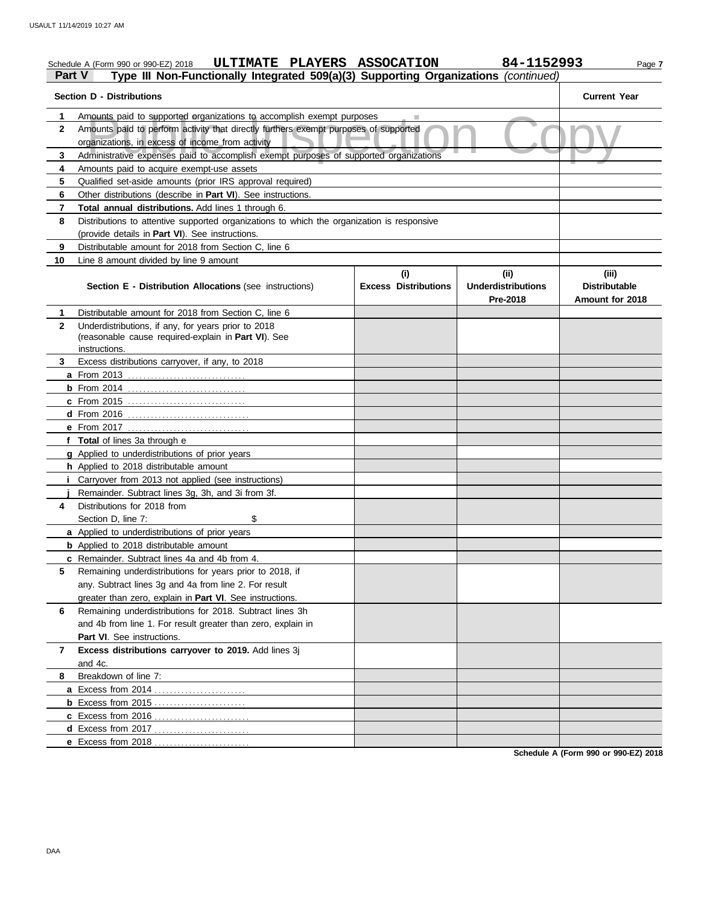Schedule A (Form 990 or 990-EZ) 2018 **ULTIMATE PLAYERS ASSOCATION** **84-1152993** Page **7**

## Part V Type III Non-Functionally Integrated 509(a)(3) Supporting Organizations *(continued)*

| | **Section D - Distributions** | **Current Year** |
|---|---|---|
| **1** | Amounts paid to supported organizations to accomplish exempt purposes | |
| **2** | Amounts paid to perform activity that directly furthers exempt purposes of supported organizations, in excess of income from activity | |
| **3** | Administrative expenses paid to accomplish exempt purposes of supported organizations | |
| **4** | Amounts paid to acquire exempt-use assets | |
| **5** | Qualified set-aside amounts (prior IRS approval required) | |
| **6** | Other distributions (describe in **Part VI**). See instructions. | |
| **7** | **Total annual distributions.** Add lines 1 through 6. | |
| **8** | Distributions to attentive supported organizations to which the organization is responsive (provide details in **Part VI**). See instructions. | |
| **9** | Distributable amount for 2018 from Section C, line 6 | |
| **10** | Line 8 amount divided by line 9 amount | |

| | **Section E - Distribution Allocations** (see instructions) | **(i) Excess Distributions** | **(ii) Underdistributions Pre-2018** | **(iii) Distributable Amount for 2018** |
|---|---|---|---|---|
| **1** | Distributable amount for 2018 from Section C, line 6 | | | |
| **2** | Underdistributions, if any, for years prior to 2018 (reasonable cause required-explain in **Part VI**). See instructions. | | | |
| **3** | Excess distributions carryover, if any, to 2018 | | | |
| **a** | From 2013 | | | |
| **b** | From 2014 | | | |
| **c** | From 2015 | | | |
| **d** | From 2016 | | | |
| **e** | From 2017 | | | |
| **f** | **Total** of lines 3a through e | | | |
| **g** | Applied to underdistributions of prior years | | | |
| **h** | Applied to 2018 distributable amount | | | |
| **i** | Carryover from 2013 not applied (see instructions) | | | |
| **j** | Remainder. Subtract lines 3g, 3h, and 3i from 3f. | | | |
| **4** | Distributions for 2018 from Section D, line 7: $ | | | |
| **a** | Applied to underdistributions of prior years | | | |
| **b** | Applied to 2018 distributable amount | | | |
| **c** | Remainder. Subtract lines 4a and 4b from 4. | | | |
| **5** | Remaining underdistributions for years prior to 2018, if any. Subtract lines 3g and 4a from line 2. For result greater than zero, explain in **Part VI**. See instructions. | | | |
| **6** | Remaining underdistributions for 2018. Subtract lines 3h and 4b from line 1. For result greater than zero, explain in **Part VI**. See instructions. | | | |
| **7** | **Excess distributions carryover to 2019.** Add lines 3j and 4c. | | | |
| **8** | Breakdown of line 7: | | | |
| **a** | Excess from 2014 | | | |
| **b** | Excess from 2015 | | | |
| **c** | Excess from 2016 | | | |
| **d** | Excess from 2017 | | | |
| **e** | Excess from 2018 | | | |

**Schedule A (Form 990 or 990-EZ) 2018**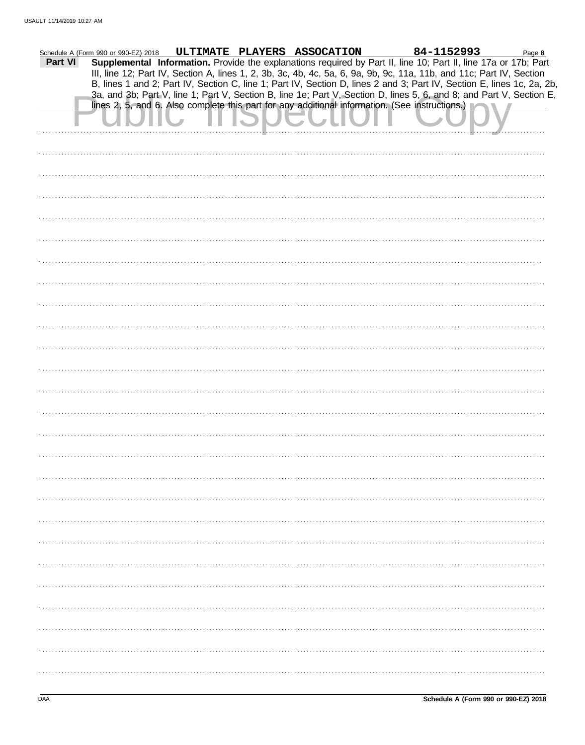Schedule A (Form 990 or 990-EZ) 2018 ULTIMATE PLAYERS ASSOCATION 84-1152993

**Part VI** **Supplemental Information.** Provide the explanations required by Part II, line 10; Part II, line 17a or 17b; Part III, line 12; Part IV, Section A, lines 1, 2, 3b, 3c, 4b, 4c, 5a, 6, 9a, 9b, 9c, 11a, 11b, and 11c; Part IV, Section B, lines 1 and 2; Part IV, Section C, line 1; Part IV, Section D, lines 2 and 3; Part IV, Section E, lines 1c, 2a, 2b, 3a, and 3b; Part V, line 1; Part V, Section B, line 1e; Part V, Section D, lines 5, 6, and 8; and Part V, Section E, lines 2, 5, and 6. Also complete this part for any additional information. (See instructions.)

Public Inspection Copy

Schedule A (Form 990 or 990-EZ) 2018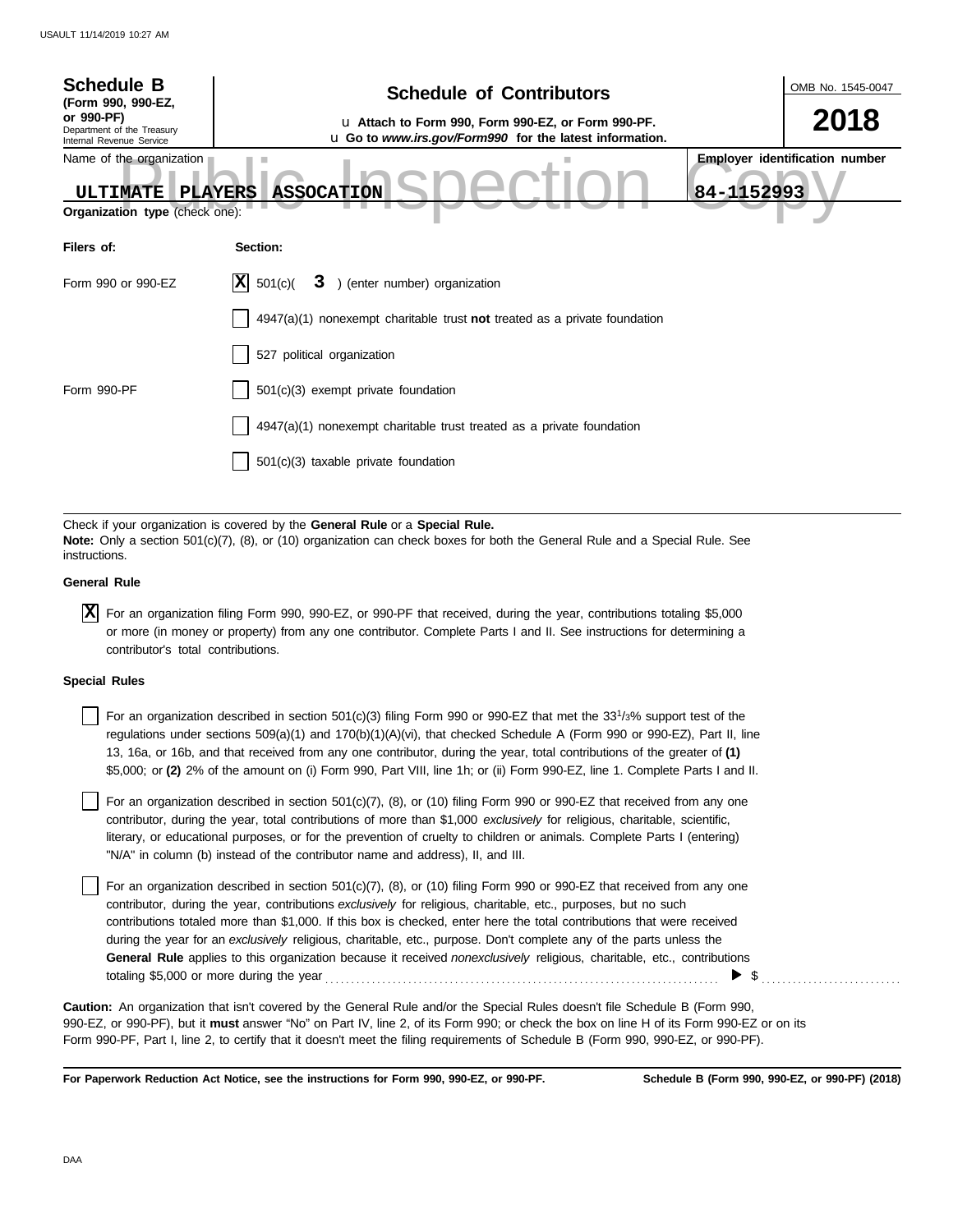**Schedule B**
**(Form 990, 990-EZ, or 990-PF)**
Department of the Treasury
Internal Revenue Service

## Schedule of Contributors

u **Attach to Form 990, Form 990-EZ, or Form 990-PF.**
u **Go to *www.irs.gov/Form990* for the latest information.**

OMB No. 1545-0047

**2018**

Name of the organization: **ULTIMATE PLAYERS ASSOCATION**

**Employer identification number**: **84-1152993**

Public Inspection Copy

**Organization type** (check one):

| **Filers of:** | **Section:** |
|---|---|
| Form 990 or 990-EZ | [X] 501(c)( **3** ) (enter number) organization |
| | [ ] 4947(a)(1) nonexempt charitable trust **not** treated as a private foundation |
| | [ ] 527 political organization |
| Form 990-PF | [ ] 501(c)(3) exempt private foundation |
| | [ ] 4947(a)(1) nonexempt charitable trust treated as a private foundation |
| | [ ] 501(c)(3) taxable private foundation |

Check if your organization is covered by the **General Rule** or a **Special Rule.**
**Note:** Only a section 501(c)(7), (8), or (10) organization can check boxes for both the General Rule and a Special Rule. See instructions.

**General Rule**

[X] For an organization filing Form 990, 990-EZ, or 990-PF that received, during the year, contributions totaling $5,000 or more (in money or property) from any one contributor. Complete Parts I and II. See instructions for determining a contributor's total contributions.

**Special Rules**

[ ] For an organization described in section 501(c)(3) filing Form 990 or 990-EZ that met the $33^1/_3$% support test of the regulations under sections 509(a)(1) and 170(b)(1)(A)(vi), that checked Schedule A (Form 990 or 990-EZ), Part II, line 13, 16a, or 16b, and that received from any one contributor, during the year, total contributions of the greater of **(1)** $5,000; or **(2)** 2% of the amount on (i) Form 990, Part VIII, line 1h; or (ii) Form 990-EZ, line 1. Complete Parts I and II.

[ ] For an organization described in section 501(c)(7), (8), or (10) filing Form 990 or 990-EZ that received from any one contributor, during the year, total contributions of more than $1,000 *exclusively* for religious, charitable, scientific, literary, or educational purposes, or for the prevention of cruelty to children or animals. Complete Parts I (entering) "N/A" in column (b) instead of the contributor name and address), II, and III.

[ ] For an organization described in section 501(c)(7), (8), or (10) filing Form 990 or 990-EZ that received from any one contributor, during the year, contributions *exclusively* for religious, charitable, etc., purposes, but no such contributions totaled more than $1,000. If this box is checked, enter here the total contributions that were received during the year for an *exclusively* religious, charitable, etc., purpose. Don't complete any of the parts unless the **General Rule** applies to this organization because it received *nonexclusively* religious, charitable, etc., contributions totaling $5,000 or more during the year . . . . . . . . . . . . . . . . . . . . . . . . . . . . ▶ $ . . . . . . . . . . . . . . .

**Caution:** An organization that isn't covered by the General Rule and/or the Special Rules doesn't file Schedule B (Form 990, 990-EZ, or 990-PF), but it **must** answer "No" on Part IV, line 2, of its Form 990; or check the box on line H of its Form 990-EZ or on its Form 990-PF, Part I, line 2, to certify that it doesn't meet the filing requirements of Schedule B (Form 990, 990-EZ, or 990-PF).

**For Paperwork Reduction Act Notice, see the instructions for Form 990, 990-EZ, or 990-PF.** **Schedule B (Form 990, 990-EZ, or 990-PF) (2018)**

DAA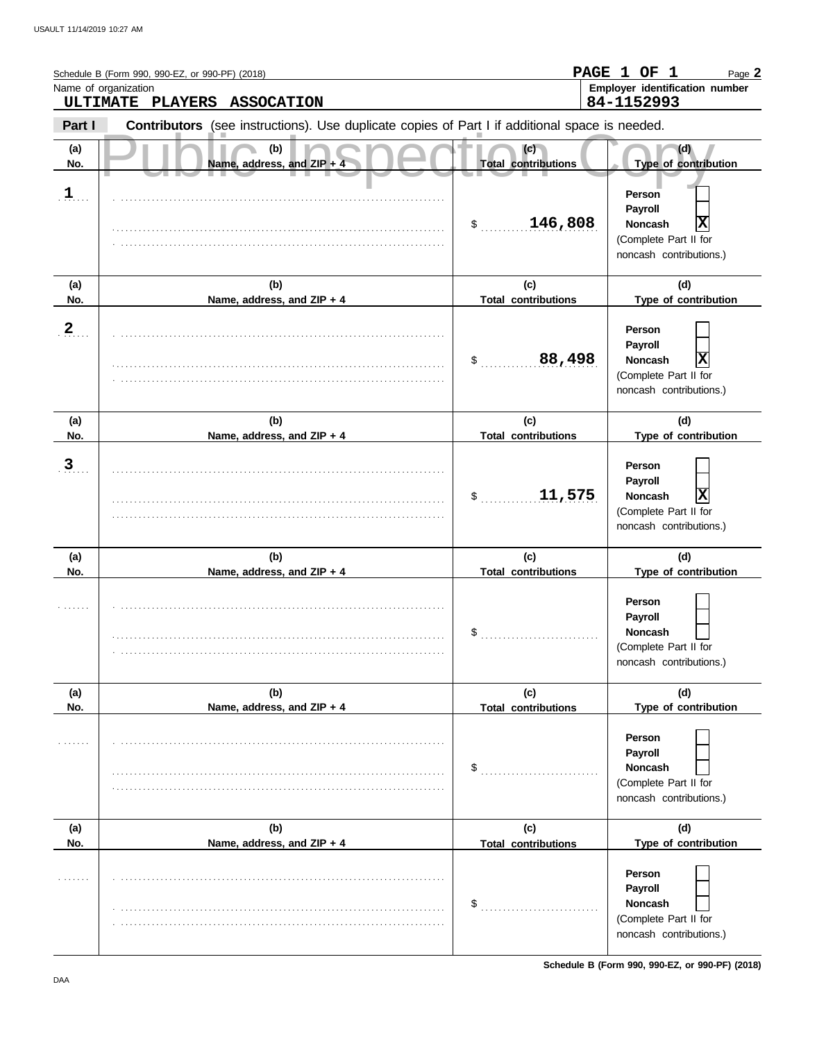Schedule B (Form 990, 990-EZ, or 990-PF) (2018)

PAGE 1 OF 1

Name of organization: ULTIMATE PLAYERS ASSOCATION

Employer identification number: 84-1152993

**Part I** **Contributors** (see instructions). Use duplicate copies of Part I if additional space is needed.

Public Inspection Copy

| (a) No. | (b) Name, address, and ZIP + 4 | (c) Total contributions | (d) Type of contribution |
|---|---|---|---|
| 1 | | $ 146,808 | Person [ ] Payroll [ ] Noncash [X] (Complete Part II for noncash contributions.) |
| 2 | | $ 88,498 | Person [ ] Payroll [ ] Noncash [X] (Complete Part II for noncash contributions.) |
| 3 | | $ 11,575 | Person [ ] Payroll [ ] Noncash [X] (Complete Part II for noncash contributions.) |
| | | $ | Person [ ] Payroll [ ] Noncash [ ] (Complete Part II for noncash contributions.) |
| | | $ | Person [ ] Payroll [ ] Noncash [ ] (Complete Part II for noncash contributions.) |
| | | $ | Person [ ] Payroll [ ] Noncash [ ] (Complete Part II for noncash contributions.) |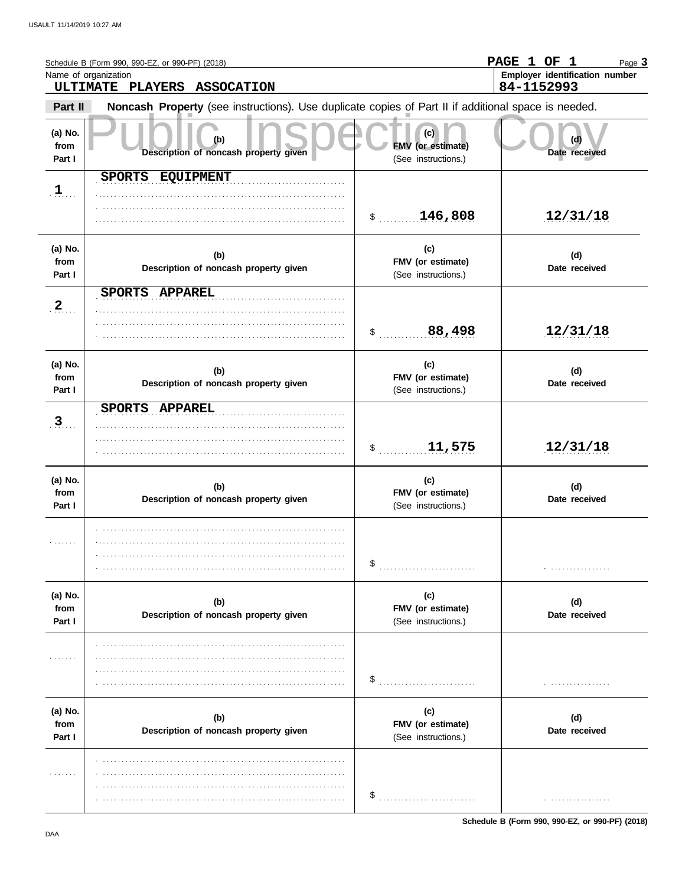Schedule B (Form 990, 990-EZ, or 990-PF) (2018)

**PAGE 1 OF 1** Page **3**

Name of organization
**ULTIMATE PLAYERS ASSOCATION**

Employer identification number
**84-1152993**

**Part II** **Noncash Property** (see instructions). Use duplicate copies of Part II if additional space is needed.

| (a) No. from Part I | (b) Description of noncash property given | (c) FMV (or estimate) (See instructions.) | (d) Date received |
|---|---|---|---|
| 1 | SPORTS EQUIPMENT | $ 146,808 | 12/31/18 |
| 2 | SPORTS APPAREL | $ 88,498 | 12/31/18 |
| 3 | SPORTS APPAREL | $ 11,575 | 12/31/18 |
| | | $ | |
| | | $ | |
| | | $ | |

Schedule B (Form 990, 990-EZ, or 990-PF) (2018)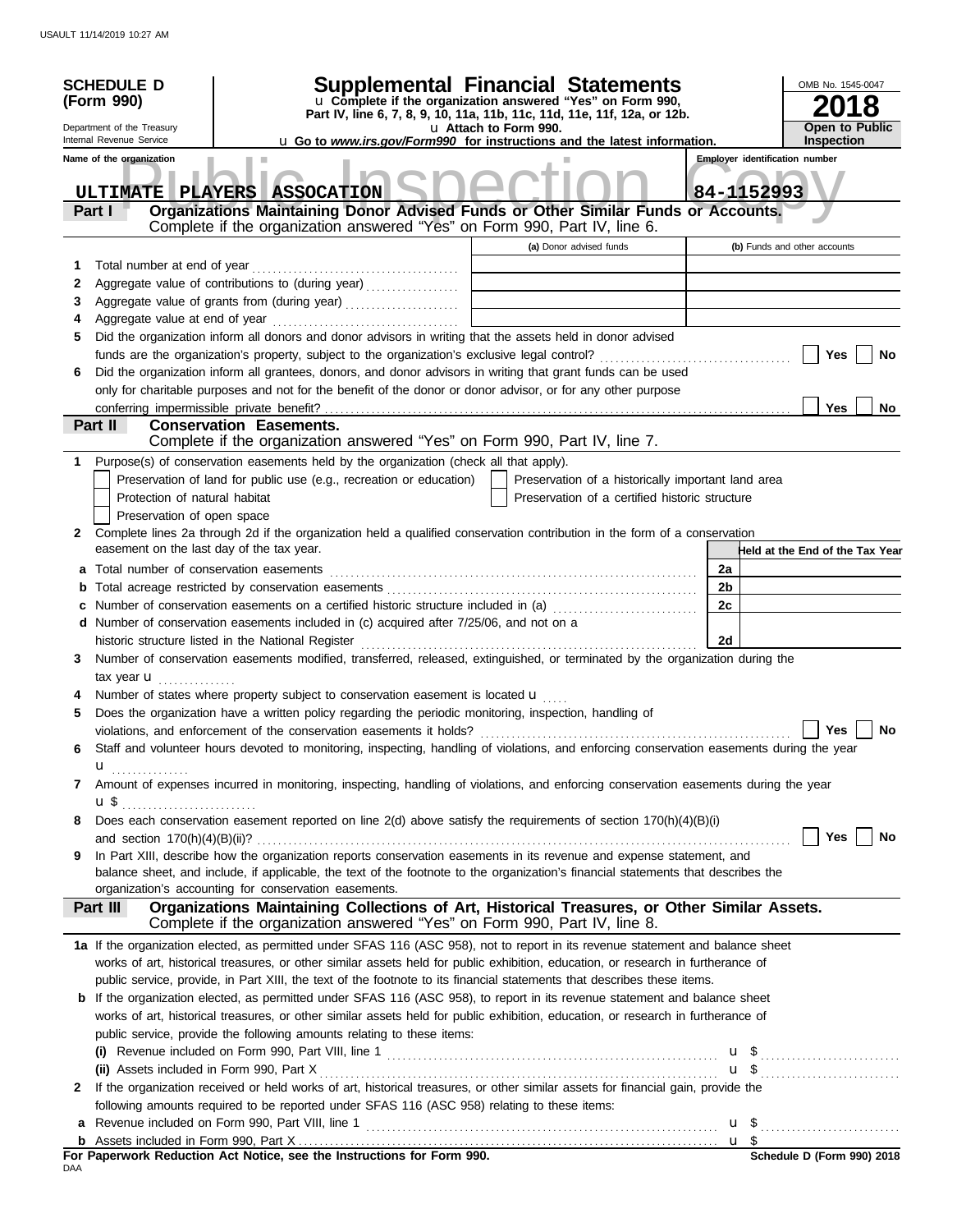**SCHEDULE D (Form 990)**

Department of the Treasury
Internal Revenue Service

# Supplemental Financial Statements

u Complete if the organization answered "Yes" on Form 990, Part IV, line 6, 7, 8, 9, 10, 11a, 11b, 11c, 11d, 11e, 11f, 12a, or 12b.

u Attach to Form 990.

u Go to *www.irs.gov/Form990* for instructions and the latest information.

OMB No. 1545-0047

**2018**

**Open to Public Inspection**

Name of the organization: ULTIMATE PLAYERS ASSOCATION

Employer identification number: 84-1152993

## Part I — Organizations Maintaining Donor Advised Funds or Other Similar Funds or Accounts.

Complete if the organization answered "Yes" on Form 990, Part IV, line 6.

| | | (a) Donor advised funds | (b) Funds and other accounts |
|---|---|---|---|
| 1 | Total number at end of year | | |
| 2 | Aggregate value of contributions to (during year) | | |
| 3 | Aggregate value of grants from (during year) | | |
| 4 | Aggregate value at end of year | | |

5 Did the organization inform all donors and donor advisors in writing that the assets held in donor advised funds are the organization's property, subject to the organization's exclusive legal control? ☐ Yes ☐ No

6 Did the organization inform all grantees, donors, and donor advisors in writing that grant funds can be used only for charitable purposes and not for the benefit of the donor or donor advisor, or for any other purpose conferring impermissible private benefit? ☐ Yes ☐ No

## Part II — Conservation Easements.

Complete if the organization answered "Yes" on Form 990, Part IV, line 7.

1 Purpose(s) of conservation easements held by the organization (check all that apply).

- ☐ Preservation of land for public use (e.g., recreation or education)
- ☐ Preservation of a historically important land area
- ☐ Protection of natural habitat
- ☐ Preservation of a certified historic structure
- ☐ Preservation of open space

2 Complete lines 2a through 2d if the organization held a qualified conservation contribution in the form of a conservation easement on the last day of the tax year.

| | | | Held at the End of the Tax Year |
|---|---|---|---|
| a | Total number of conservation easements | 2a | |
| b | Total acreage restricted by conservation easements | 2b | |
| c | Number of conservation easements on a certified historic structure included in (a) | 2c | |
| d | Number of conservation easements included in (c) acquired after 7/25/06, and not on a historic structure listed in the National Register | 2d | |

3 Number of conservation easements modified, transferred, released, extinguished, or terminated by the organization during the tax year u

4 Number of states where property subject to conservation easement is located u

5 Does the organization have a written policy regarding the periodic monitoring, inspection, handling of violations, and enforcement of the conservation easements it holds? ☐ Yes ☐ No

6 Staff and volunteer hours devoted to monitoring, inspecting, handling of violations, and enforcing conservation easements during the year u

7 Amount of expenses incurred in monitoring, inspecting, handling of violations, and enforcing conservation easements during the year u $

8 Does each conservation easement reported on line 2(d) above satisfy the requirements of section 170(h)(4)(B)(i) and section 170(h)(4)(B)(ii)? ☐ Yes ☐ No

9 In Part XIII, describe how the organization reports conservation easements in its revenue and expense statement, and balance sheet, and include, if applicable, the text of the footnote to the organization's financial statements that describes the organization's accounting for conservation easements.

## Part III — Organizations Maintaining Collections of Art, Historical Treasures, or Other Similar Assets.

Complete if the organization answered "Yes" on Form 990, Part IV, line 8.

1a If the organization elected, as permitted under SFAS 116 (ASC 958), not to report in its revenue statement and balance sheet works of art, historical treasures, or other similar assets held for public exhibition, education, or research in furtherance of public service, provide, in Part XIII, the text of the footnote to its financial statements that describes these items.

b If the organization elected, as permitted under SFAS 116 (ASC 958), to report in its revenue statement and balance sheet works of art, historical treasures, or other similar assets held for public exhibition, education, or research in furtherance of public service, provide the following amounts relating to these items:

(i) Revenue included on Form 990, Part VIII, line 1 u $

(ii) Assets included in Form 990, Part X u $

2 If the organization received or held works of art, historical treasures, or other similar assets for financial gain, provide the following amounts required to be reported under SFAS 116 (ASC 958) relating to these items:

a Revenue included on Form 990, Part VIII, line 1 u $

b Assets included in Form 990, Part X u $

**For Paperwork Reduction Act Notice, see the Instructions for Form 990.**

**Schedule D (Form 990) 2018**

DAA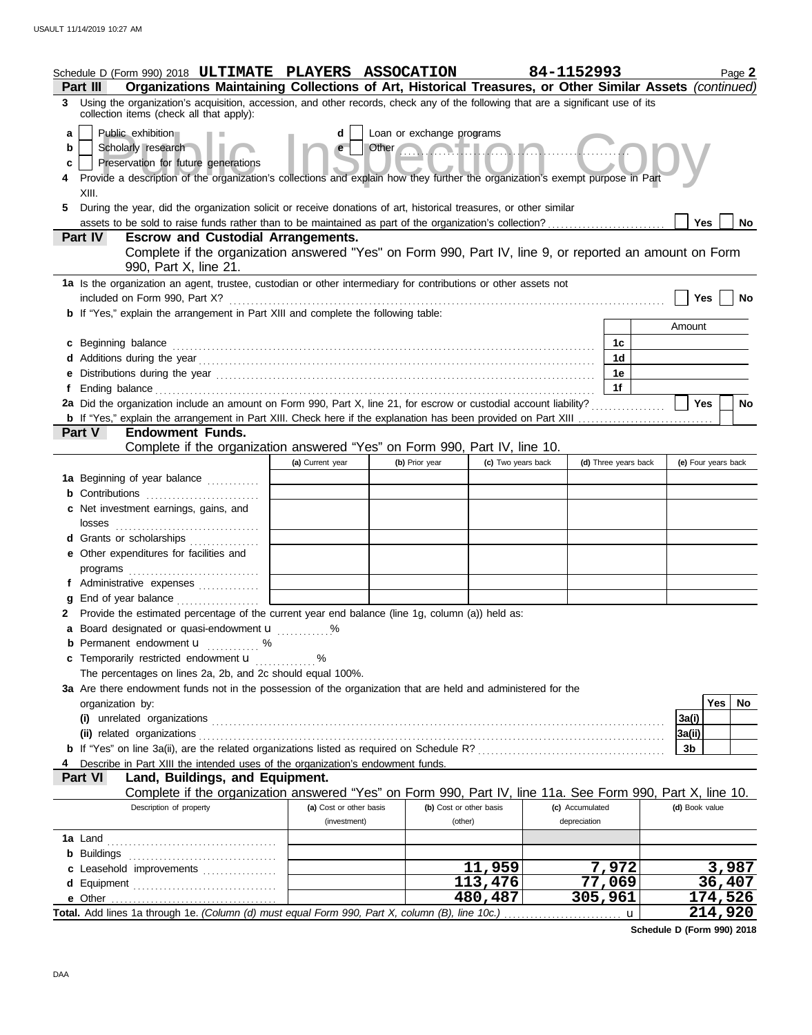Schedule D (Form 990) 2018 **ULTIMATE PLAYERS ASSOCATION** **84-1152993** Page **2**

## Part III Organizations Maintaining Collections of Art, Historical Treasures, or Other Similar Assets *(continued)*

**3** Using the organization's acquisition, accession, and other records, check any of the following that are a significant use of its collection items (check all that apply):

- **a** ☐ Public exhibition
- **b** ☐ Scholarly research
- **c** ☐ Preservation for future generations
- **d** ☐ Loan or exchange programs
- **e** ☐ Other ..............................

**4** Provide a description of the organization's collections and explain how they further the organization's exempt purpose in Part XIII.

**5** During the year, did the organization solicit or receive donations of art, historical treasures, or other similar assets to be sold to raise funds rather than to be maintained as part of the organization's collection? ☐ Yes ☐ No

## Part IV Escrow and Custodial Arrangements.

Complete if the organization answered "Yes" on Form 990, Part IV, line 9, or reported an amount on Form 990, Part X, line 21.

**1a** Is the organization an agent, trustee, custodian or other intermediary for contributions or other assets not included on Form 990, Part X? ☐ Yes ☐ No

**b** If "Yes," explain the arrangement in Part XIII and complete the following table:

| | | Amount |
|---|---|---|
| **c** Beginning balance | 1c | |
| **d** Additions during the year | 1d | |
| **e** Distributions during the year | 1e | |
| **f** Ending balance | 1f | |

**2a** Did the organization include an amount on Form 990, Part X, line 21, for escrow or custodial account liability? ☐ Yes ☐ No

**b** If "Yes," explain the arrangement in Part XIII. Check here if the explanation has been provided on Part XIII ☐

## Part V Endowment Funds.

Complete if the organization answered "Yes" on Form 990, Part IV, line 10.

| | (a) Current year | (b) Prior year | (c) Two years back | (d) Three years back | (e) Four years back |
|---|---|---|---|---|---|
| **1a** Beginning of year balance | | | | | |
| **b** Contributions | | | | | |
| **c** Net investment earnings, gains, and losses | | | | | |
| **d** Grants or scholarships | | | | | |
| **e** Other expenditures for facilities and programs | | | | | |
| **f** Administrative expenses | | | | | |
| **g** End of year balance | | | | | |

**2** Provide the estimated percentage of the current year end balance (line 1g, column (a)) held as:

- **a** Board designated or quasi-endowment u ..........%
- **b** Permanent endowment u .......... %
- **c** Temporarily restricted endowment u .......... %

The percentages on lines 2a, 2b, and 2c should equal 100%.

**3a** Are there endowment funds not in the possession of the organization that are held and administered for the organization by:

| | | Yes | No |
|---|---|---|---|
| **(i)** unrelated organizations | 3a(i) | | |
| **(ii)** related organizations | 3a(ii) | | |
| **b** If "Yes" on line 3a(ii), are the related organizations listed as required on Schedule R? | 3b | | |

**4** Describe in Part XIII the intended uses of the organization's endowment funds.

## Part VI Land, Buildings, and Equipment.

Complete if the organization answered "Yes" on Form 990, Part IV, line 11a. See Form 990, Part X, line 10.

| Description of property | (a) Cost or other basis (investment) | (b) Cost or other basis (other) | (c) Accumulated depreciation | (d) Book value |
|---|---|---|---|---|
| **1a** Land | | | | |
| **b** Buildings | | | | |
| **c** Leasehold improvements | | 11,959 | 7,972 | 3,987 |
| **d** Equipment | | 113,476 | 77,069 | 36,407 |
| **e** Other | | 480,487 | 305,961 | 174,526 |
| **Total.** Add lines 1a through 1e. *(Column (d) must equal Form 990, Part X, column (B), line 10c.)* u | | | | 214,920 |

**Schedule D (Form 990) 2018**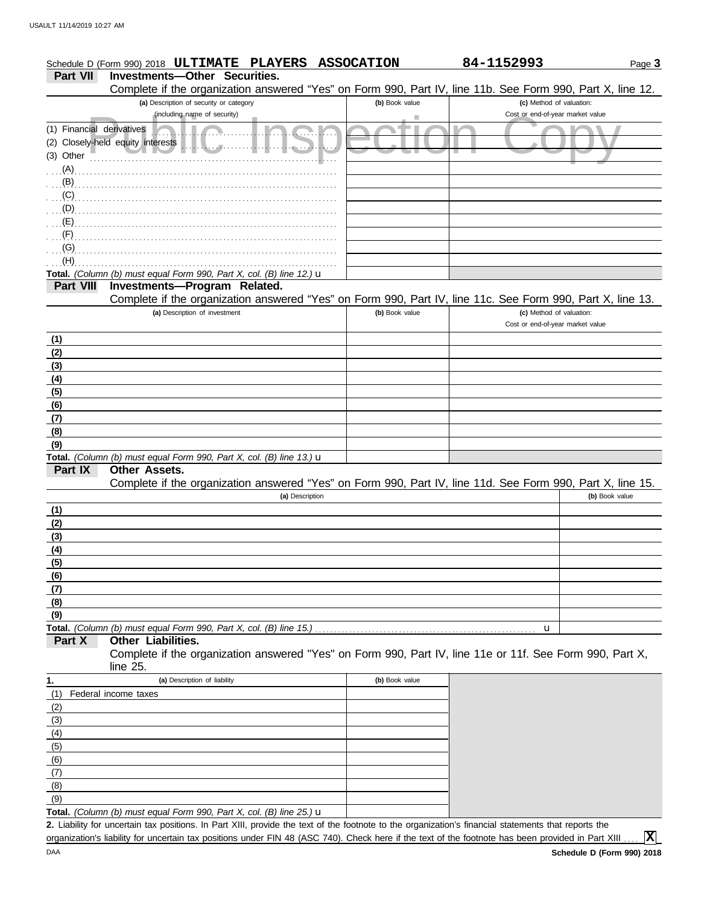Schedule D (Form 990) 2018 **ULTIMATE PLAYERS ASSOCATION** **84-1152993**

**Part VII Investments—Other Securities.**

Complete if the organization answered "Yes" on Form 990, Part IV, line 11b. See Form 990, Part X, line 12.

| (a) Description of security or category (including name of security) | (b) Book value | (c) Method of valuation: Cost or end-of-year market value |
|---|---|---|
| (1) Financial derivatives | | |
| (2) Closely-held equity interests | | |
| (3) Other | | |
| (A) | | |
| (B) | | |
| (C) | | |
| (D) | | |
| (E) | | |
| (F) | | |
| (G) | | |
| (H) | | |
| **Total.** *(Column (b) must equal Form 990, Part X, col. (B) line 12.)* u | | |

**Part VIII Investments—Program Related.**

Complete if the organization answered "Yes" on Form 990, Part IV, line 11c. See Form 990, Part X, line 13.

| (a) Description of investment | (b) Book value | (c) Method of valuation: Cost or end-of-year market value |
|---|---|---|
| (1) | | |
| (2) | | |
| (3) | | |
| (4) | | |
| (5) | | |
| (6) | | |
| (7) | | |
| (8) | | |
| (9) | | |
| **Total.** *(Column (b) must equal Form 990, Part X, col. (B) line 13.)* u | | |

**Part IX Other Assets.**

Complete if the organization answered "Yes" on Form 990, Part IV, line 11d. See Form 990, Part X, line 15.

| (a) Description | (b) Book value |
|---|---|
| (1) | |
| (2) | |
| (3) | |
| (4) | |
| (5) | |
| (6) | |
| (7) | |
| (8) | |
| (9) | |
| **Total.** *(Column (b) must equal Form 990, Part X, col. (B) line 15.)* u | |

**Part X Other Liabilities.**

Complete if the organization answered "Yes" on Form 990, Part IV, line 11e or 11f. See Form 990, Part X, line 25.

| 1. (a) Description of liability | (b) Book value |
|---|---|
| (1) Federal income taxes | |
| (2) | |
| (3) | |
| (4) | |
| (5) | |
| (6) | |
| (7) | |
| (8) | |
| (9) | |
| **Total.** *(Column (b) must equal Form 990, Part X, col. (B) line 25.)* u | |

**2.** Liability for uncertain tax positions. In Part XIII, provide the text of the footnote to the organization's financial statements that reports the organization's liability for uncertain tax positions under FIN 48 (ASC 740). Check here if the text of the footnote has been provided in Part XIII .... **X**

DAA **Schedule D (Form 990) 2018**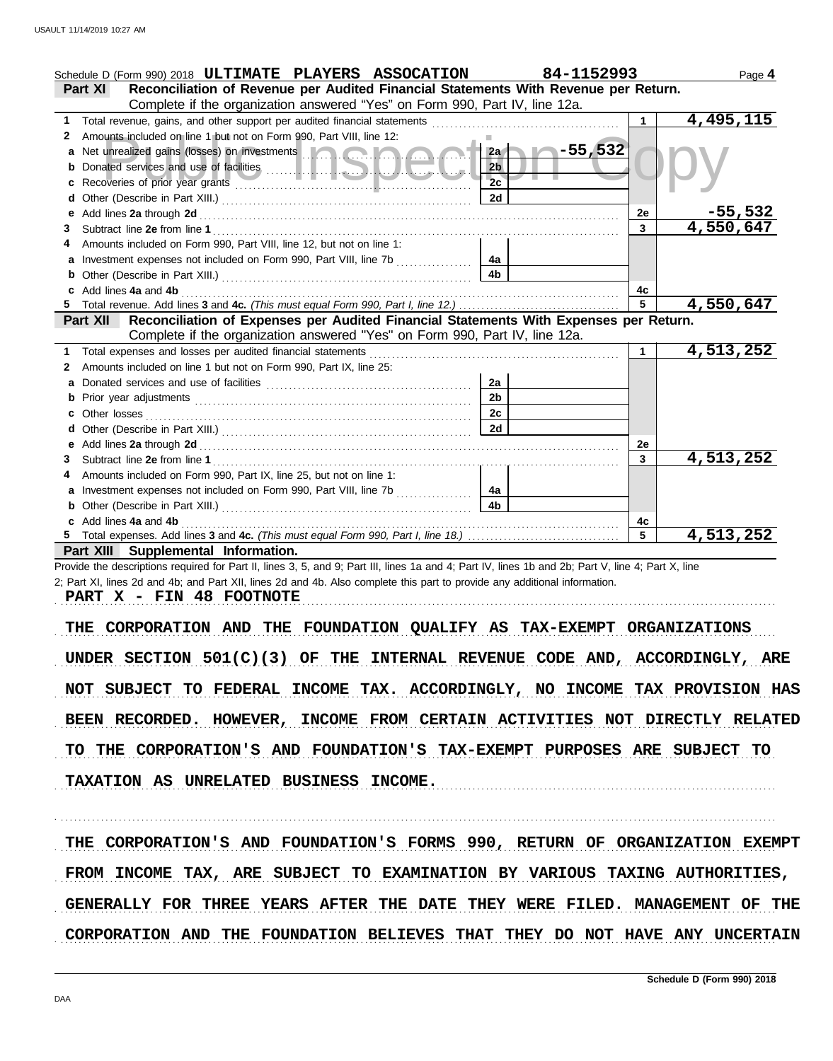Schedule D (Form 990) 2018 **ULTIMATE PLAYERS ASSOCATION** **84-1152993** Page **4**

**Part XI — Reconciliation of Revenue per Audited Financial Statements With Revenue per Return.**
Complete if the organization answered "Yes" on Form 990, Part IV, line 12a.

| | | | | | |
|---|---|---|---|---|---|
| **1** | Total revenue, gains, and other support per audited financial statements | | | 1 | 4,495,115 |
| **2** | Amounts included on line 1 but not on Form 990, Part VIII, line 12: | | | | |
| **a** | Net unrealized gains (losses) on investments | 2a | -55,532 | | |
| **b** | Donated services and use of facilities | 2b | | | |
| **c** | Recoveries of prior year grants | 2c | | | |
| **d** | Other (Describe in Part XIII.) | 2d | | | |
| **e** | Add lines **2a** through **2d** | | | 2e | -55,532 |
| **3** | Subtract line **2e** from line **1** | | | 3 | 4,550,647 |
| **4** | Amounts included on Form 990, Part VIII, line 12, but not on line 1: | | | | |
| **a** | Investment expenses not included on Form 990, Part VIII, line 7b | 4a | | | |
| **b** | Other (Describe in Part XIII.) | 4b | | | |
| **c** | Add lines **4a** and **4b** | | | 4c | |
| **5** | Total revenue. Add lines **3** and **4c.** *(This must equal Form 990, Part I, line 12.)* | | | 5 | 4,550,647 |

**Part XII — Reconciliation of Expenses per Audited Financial Statements With Expenses per Return.**
Complete if the organization answered "Yes" on Form 990, Part IV, line 12a.

| | | | | | |
|---|---|---|---|---|---|
| **1** | Total expenses and losses per audited financial statements | | | 1 | 4,513,252 |
| **2** | Amounts included on line 1 but not on Form 990, Part IX, line 25: | | | | |
| **a** | Donated services and use of facilities | 2a | | | |
| **b** | Prior year adjustments | 2b | | | |
| **c** | Other losses | 2c | | | |
| **d** | Other (Describe in Part XIII.) | 2d | | | |
| **e** | Add lines **2a** through **2d** | | | 2e | |
| **3** | Subtract line **2e** from line **1** | | | 3 | 4,513,252 |
| **4** | Amounts included on Form 990, Part IX, line 25, but not on line 1: | | | | |
| **a** | Investment expenses not included on Form 990, Part VIII, line 7b | 4a | | | |
| **b** | Other (Describe in Part XIII.) | 4b | | | |
| **c** | Add lines **4a** and **4b** | | | 4c | |
| **5** | Total expenses. Add lines **3** and **4c.** *(This must equal Form 990, Part I, line 18.)* | | | 5 | 4,513,252 |

**Part XIII — Supplemental Information.**

Provide the descriptions required for Part II, lines 3, 5, and 9; Part III, lines 1a and 4; Part IV, lines 1b and 2b; Part V, line 4; Part X, line 2; Part XI, lines 2d and 4b; and Part XII, lines 2d and 4b. Also complete this part to provide any additional information.

PART X - FIN 48 FOOTNOTE

THE CORPORATION AND THE FOUNDATION QUALIFY AS TAX-EXEMPT ORGANIZATIONS UNDER SECTION 501(C)(3) OF THE INTERNAL REVENUE CODE AND, ACCORDINGLY, ARE NOT SUBJECT TO FEDERAL INCOME TAX. ACCORDINGLY, NO INCOME TAX PROVISION HAS BEEN RECORDED. HOWEVER, INCOME FROM CERTAIN ACTIVITIES NOT DIRECTLY RELATED TO THE CORPORATION'S AND FOUNDATION'S TAX-EXEMPT PURPOSES ARE SUBJECT TO TAXATION AS UNRELATED BUSINESS INCOME.

THE CORPORATION'S AND FOUNDATION'S FORMS 990, RETURN OF ORGANIZATION EXEMPT FROM INCOME TAX, ARE SUBJECT TO EXAMINATION BY VARIOUS TAXING AUTHORITIES, GENERALLY FOR THREE YEARS AFTER THE DATE THEY WERE FILED. MANAGEMENT OF THE CORPORATION AND THE FOUNDATION BELIEVES THAT THEY DO NOT HAVE ANY UNCERTAIN

Schedule D (Form 990) 2018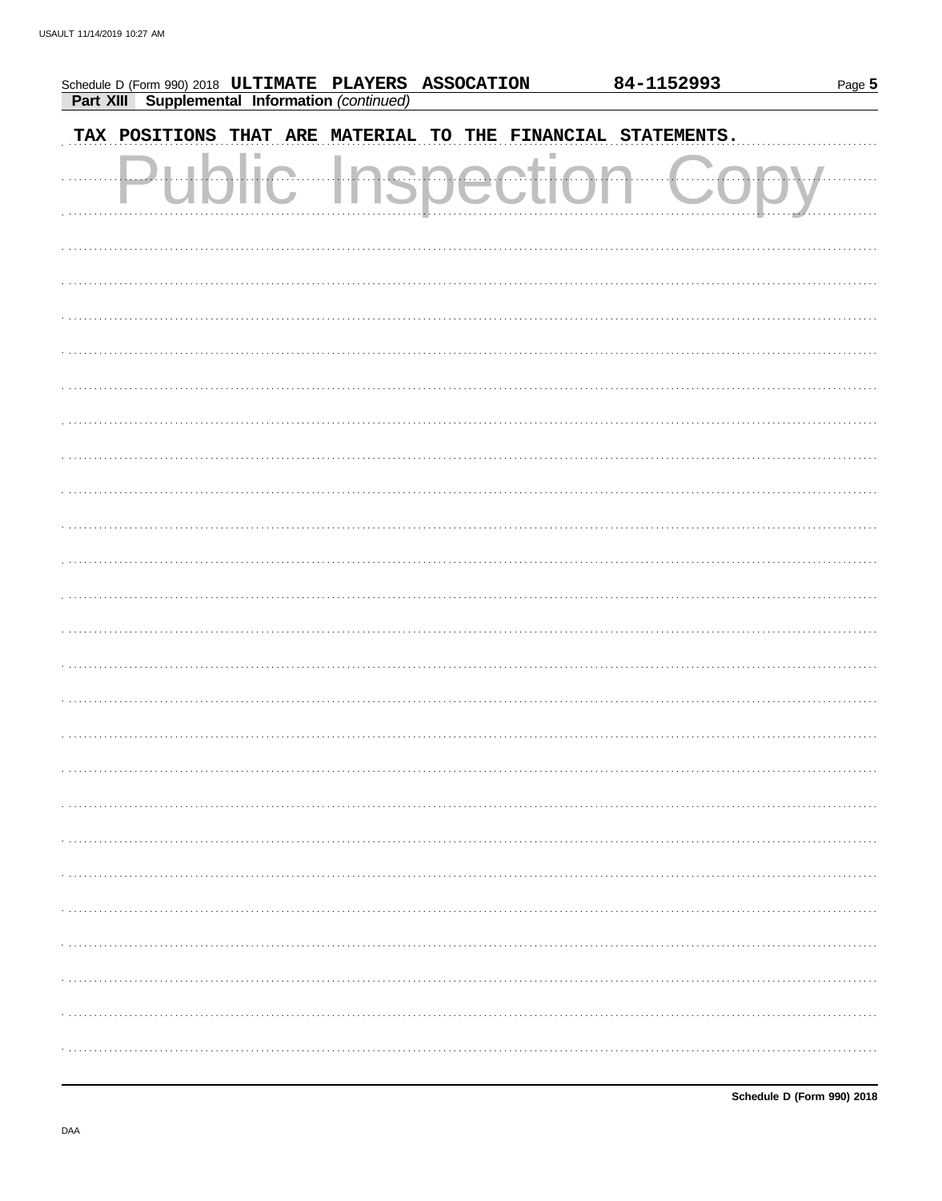Schedule D (Form 990) 2018 **ULTIMATE PLAYERS ASSOCATION** **84-1152993**

**Part XIII Supplemental Information** *(continued)*

TAX POSITIONS THAT ARE MATERIAL TO THE FINANCIAL STATEMENTS.

Public Inspection Copy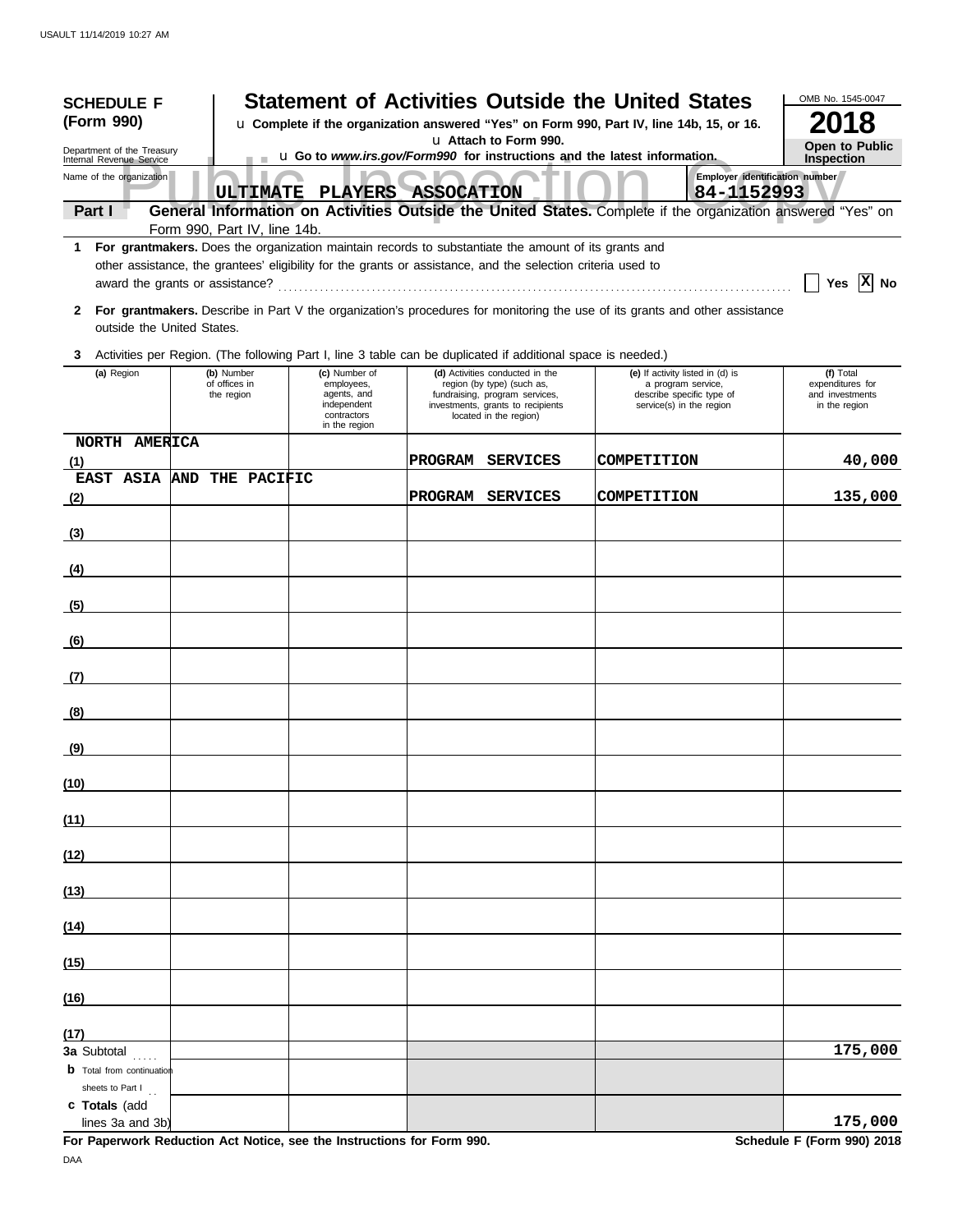**SCHEDULE F (Form 990)**

Department of the Treasury
Internal Revenue Service

# Statement of Activities Outside the United States

u Complete if the organization answered "Yes" on Form 990, Part IV, line 14b, 15, or 16.
u Attach to Form 990.
u Go to *www.irs.gov/Form990* for instructions and the latest information.

OMB No. 1545-0047

**2018**

**Open to Public Inspection**

Name of the organization: ULTIMATE PLAYERS ASSOCATION

Employer identification number: 84-1152993

**Part I — General Information on Activities Outside the United States.** Complete if the organization answered "Yes" on Form 990, Part IV, line 14b.

**1** **For grantmakers.** Does the organization maintain records to substantiate the amount of its grants and other assistance, the grantees' eligibility for the grants or assistance, and the selection criteria used to award the grants or assistance? ☐ Yes ☒ No

**2** **For grantmakers.** Describe in Part V the organization's procedures for monitoring the use of its grants and other assistance outside the United States.

**3** Activities per Region. (The following Part I, line 3 table can be duplicated if additional space is needed.)

| | (a) Region | (b) Number of offices in the region | (c) Number of employees, agents, and independent contractors in the region | (d) Activities conducted in the region (by type) (such as, fundraising, program services, investments, grants to recipients located in the region) | (e) If activity listed in (d) is a program service, describe specific type of service(s) in the region | (f) Total expenditures for and investments in the region |
|---|---|---|---|---|---|---|
| (1) | NORTH AMERICA | | | PROGRAM SERVICES | COMPETITION | 40,000 |
| (2) | EAST ASIA AND THE PACIFIC | | | PROGRAM SERVICES | COMPETITION | 135,000 |
| (3) | | | | | | |
| (4) | | | | | | |
| (5) | | | | | | |
| (6) | | | | | | |
| (7) | | | | | | |
| (8) | | | | | | |
| (9) | | | | | | |
| (10) | | | | | | |
| (11) | | | | | | |
| (12) | | | | | | |
| (13) | | | | | | |
| (14) | | | | | | |
| (15) | | | | | | |
| (16) | | | | | | |
| (17) | | | | | | |
| 3a | Subtotal | | | | | 175,000 |
| b | Total from continuation sheets to Part I | | | | | |
| c | Totals (add lines 3a and 3b) | | | | | 175,000 |

**For Paperwork Reduction Act Notice, see the Instructions for Form 990.**

**Schedule F (Form 990) 2018**

DAA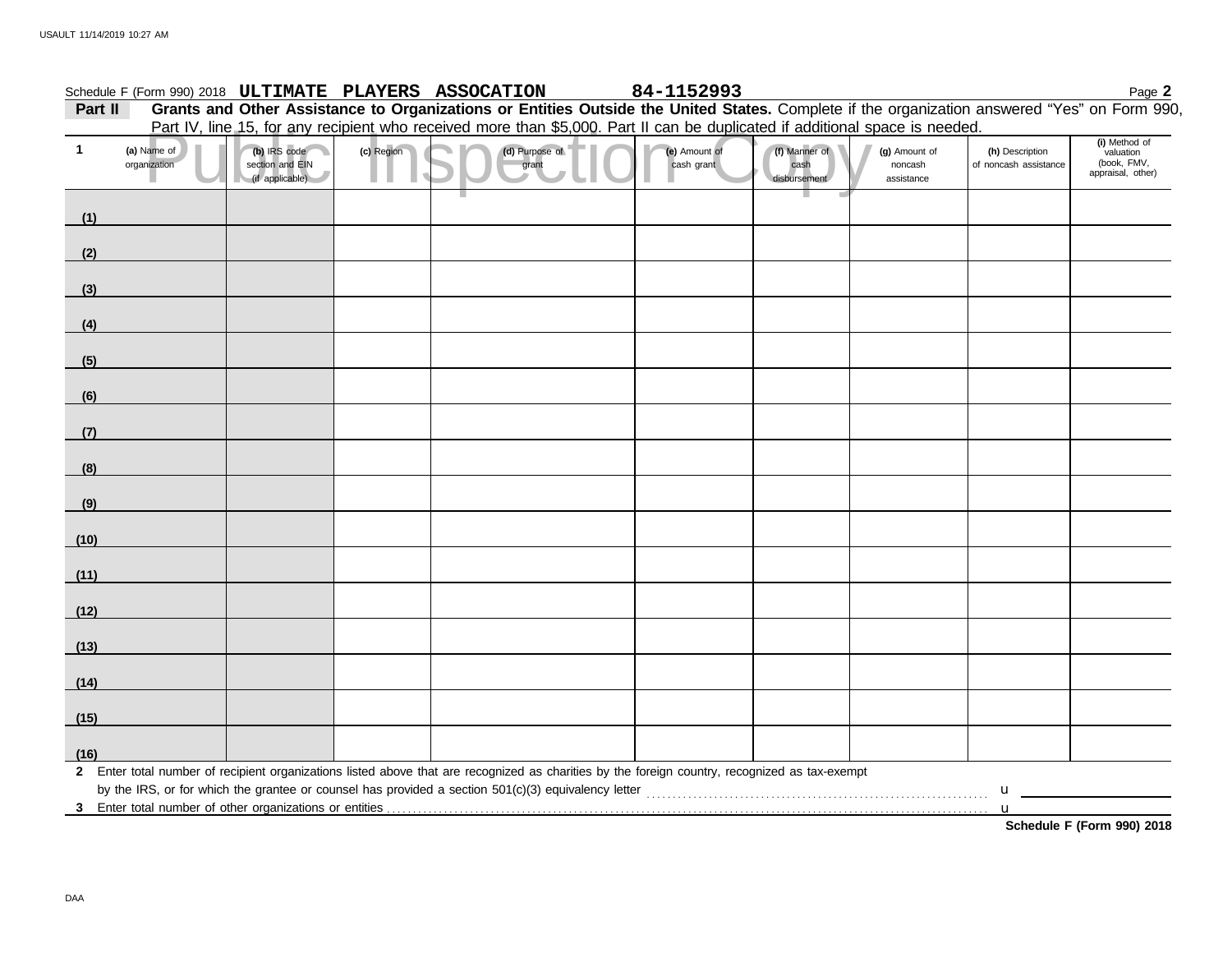Schedule F (Form 990) 2018 **ULTIMATE PLAYERS ASSOCATION** **84-1152993** Page **2**

**Part II** **Grants and Other Assistance to Organizations or Entities Outside the United States.** Complete if the organization answered "Yes" on Form 990, Part IV, line 15, for any recipient who received more than $5,000. Part II can be duplicated if additional space is needed.

Public Inspection Copy

| 1 (a) Name of organization | (b) IRS code section and EIN (if applicable) | (c) Region | (d) Purpose of grant | (e) Amount of cash grant | (f) Manner of cash disbursement | (g) Amount of noncash assistance | (h) Description of noncash assistance | (i) Method of valuation (book, FMV, appraisal, other) |
|---|---|---|---|---|---|---|---|---|
| (1) | | | | | | | | |
| (2) | | | | | | | | |
| (3) | | | | | | | | |
| (4) | | | | | | | | |
| (5) | | | | | | | | |
| (6) | | | | | | | | |
| (7) | | | | | | | | |
| (8) | | | | | | | | |
| (9) | | | | | | | | |
| (10) | | | | | | | | |
| (11) | | | | | | | | |
| (12) | | | | | | | | |
| (13) | | | | | | | | |
| (14) | | | | | | | | |
| (15) | | | | | | | | |
| (16) | | | | | | | | |

**2** Enter total number of recipient organizations listed above that are recognized as charities by the foreign country, recognized as tax-exempt by the IRS, or for which the grantee or counsel has provided a section 501(c)(3) equivalency letter . . . u

**3** Enter total number of other organizations or entities . . . u

**Schedule F (Form 990) 2018**

DAA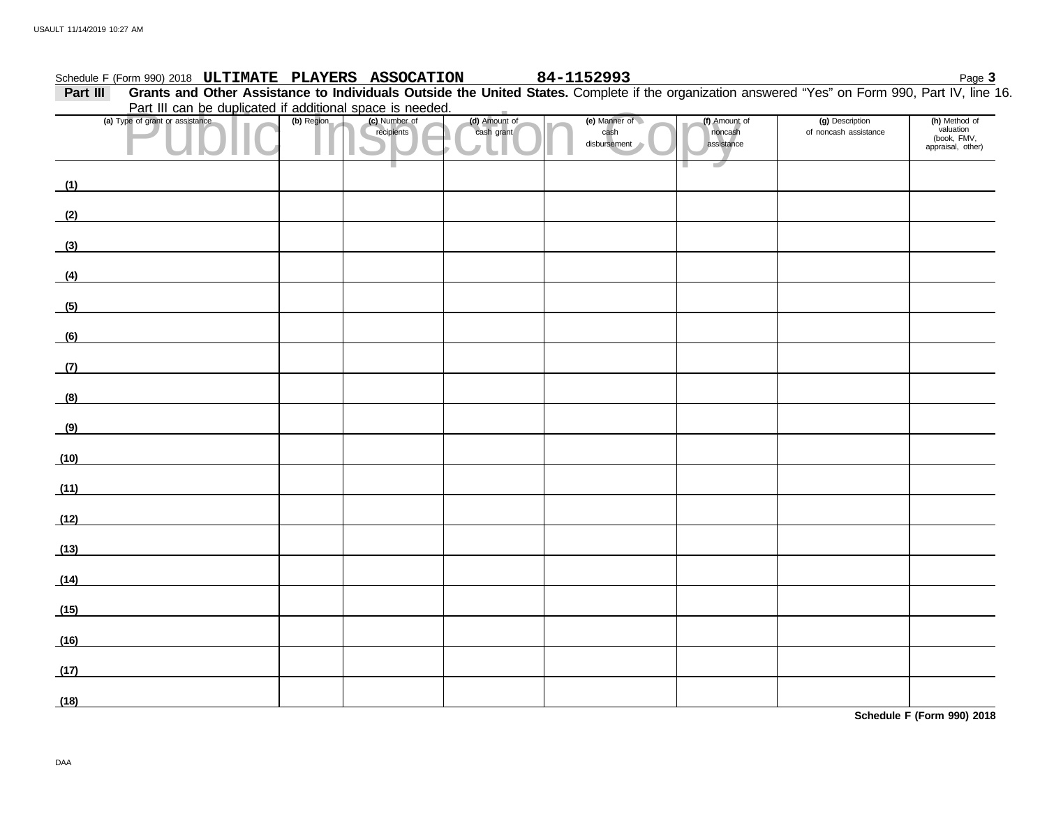Schedule F (Form 990) 2018 **ULTIMATE PLAYERS ASSOCATION** **84-1152993** Page **3**

**Part III** **Grants and Other Assistance to Individuals Outside the United States.** Complete if the organization answered "Yes" on Form 990, Part IV, line 16. Part III can be duplicated if additional space is needed.

Public Inspection Copy

| (a) Type of grant or assistance | (b) Region | (c) Number of recipients | (d) Amount of cash grant | (e) Manner of cash disbursement | (f) Amount of noncash assistance | (g) Description of noncash assistance | (h) Method of valuation (book, FMV, appraisal, other) |
|---|---|---|---|---|---|---|---|
| (1) | | | | | | | |
| (2) | | | | | | | |
| (3) | | | | | | | |
| (4) | | | | | | | |
| (5) | | | | | | | |
| (6) | | | | | | | |
| (7) | | | | | | | |
| (8) | | | | | | | |
| (9) | | | | | | | |
| (10) | | | | | | | |
| (11) | | | | | | | |
| (12) | | | | | | | |
| (13) | | | | | | | |
| (14) | | | | | | | |
| (15) | | | | | | | |
| (16) | | | | | | | |
| (17) | | | | | | | |
| (18) | | | | | | | |

**Schedule F (Form 990) 2018**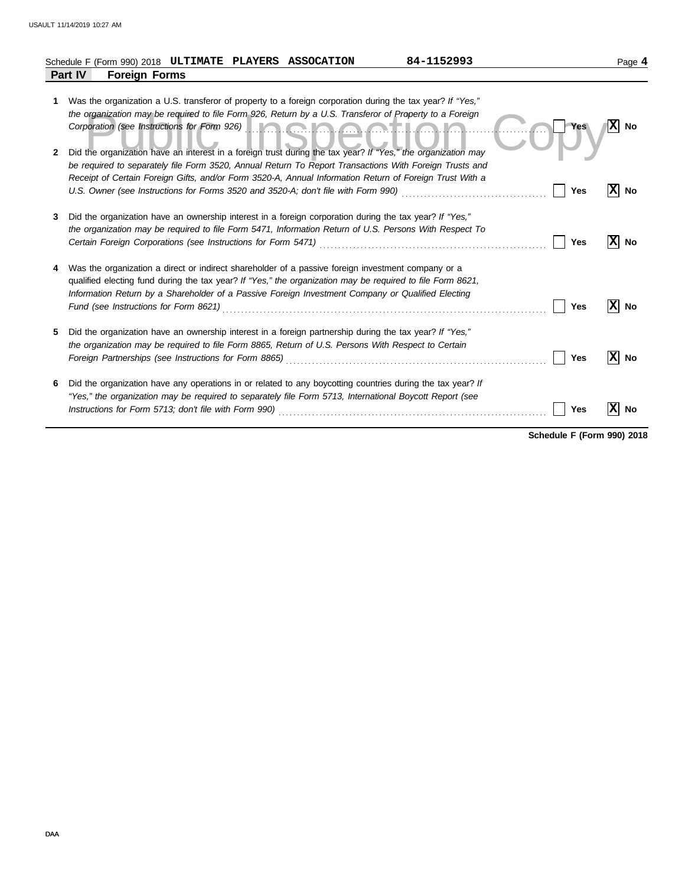Schedule F (Form 990) 2018 **ULTIMATE PLAYERS ASSOCATION** 84-1152993 Page **4**

## Part IV Foreign Forms

1. Was the organization a U.S. transferor of property to a foreign corporation during the tax year? *If "Yes," the organization may be required to file Form 926, Return by a U.S. Transferor of Property to a Foreign Corporation (see Instructions for Form 926)* ..... Yes [ ] No [X]

2. Did the organization have an interest in a foreign trust during the tax year? *If "Yes," the organization may be required to separately file Form 3520, Annual Return To Report Transactions With Foreign Trusts and Receipt of Certain Foreign Gifts, and/or Form 3520-A, Annual Information Return of Foreign Trust With a U.S. Owner (see Instructions for Forms 3520 and 3520-A; don't file with Form 990)* ..... Yes [ ] No [X]

3. Did the organization have an ownership interest in a foreign corporation during the tax year? *If "Yes," the organization may be required to file Form 5471, Information Return of U.S. Persons With Respect To Certain Foreign Corporations (see Instructions for Form 5471)* ..... Yes [ ] No [X]

4. Was the organization a direct or indirect shareholder of a passive foreign investment company or a qualified electing fund during the tax year? *If "Yes," the organization may be required to file Form 8621, Information Return by a Shareholder of a Passive Foreign Investment Company or Qualified Electing Fund (see Instructions for Form 8621)* ..... Yes [ ] No [X]

5. Did the organization have an ownership interest in a foreign partnership during the tax year? *If "Yes," the organization may be required to file Form 8865, Return of U.S. Persons With Respect to Certain Foreign Partnerships (see Instructions for Form 8865)* ..... Yes [ ] No [X]

6. Did the organization have any operations in or related to any boycotting countries during the tax year? *If "Yes," the organization may be required to separately file Form 5713, International Boycott Report (see Instructions for Form 5713; don't file with Form 990)* ..... Yes [ ] No [X]

**Schedule F (Form 990) 2018**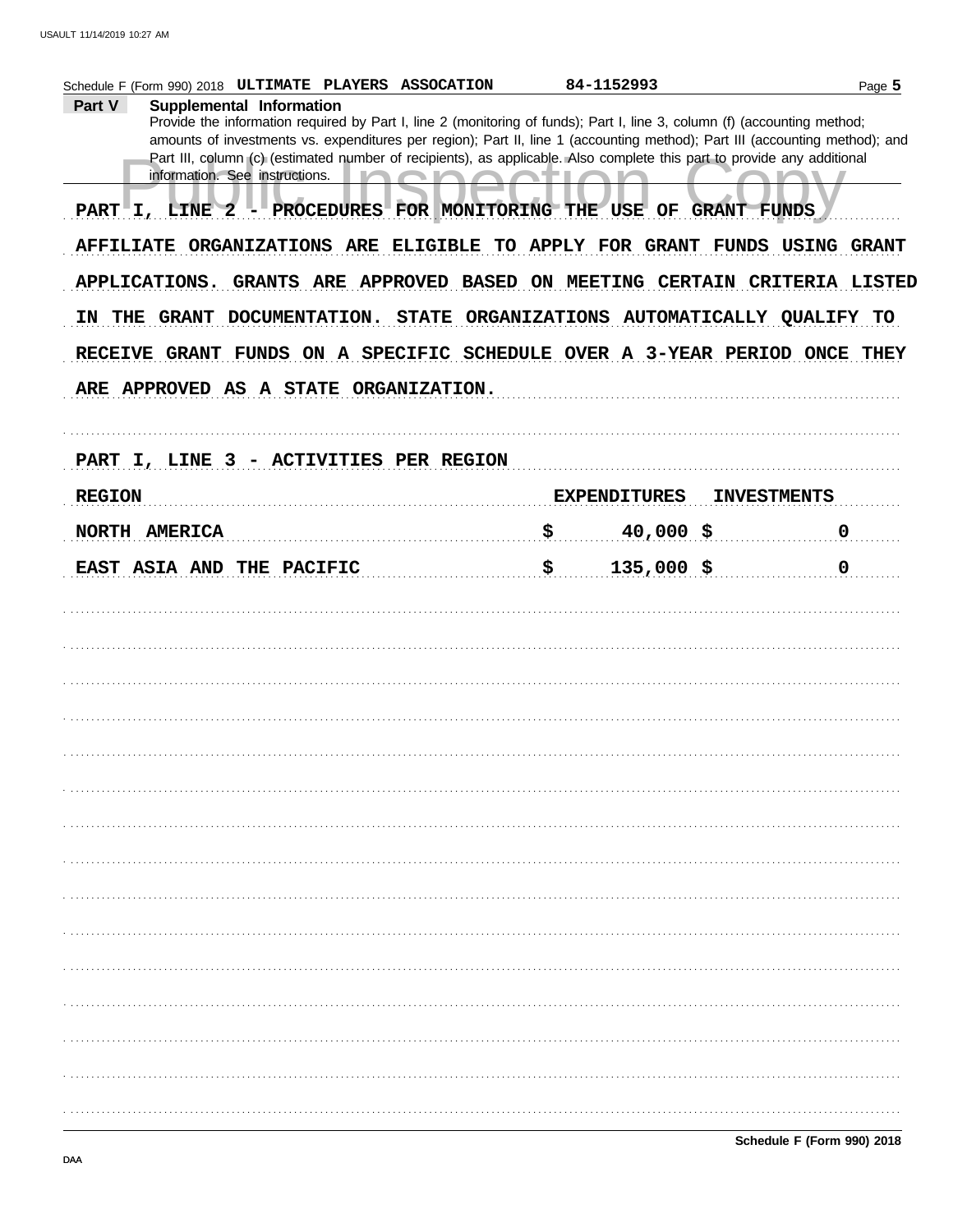Schedule F (Form 990) 2018 ULTIMATE PLAYERS ASSOCATION 84-1152993

**Part V Supplemental Information**

Provide the information required by Part I, line 2 (monitoring of funds); Part I, line 3, column (f) (accounting method; amounts of investments vs. expenditures per region); Part II, line 1 (accounting method); Part III (accounting method); and Part III, column (c) (estimated number of recipients), as applicable. Also complete this part to provide any additional information. See instructions.

PART I, LINE 2 - PROCEDURES FOR MONITORING THE USE OF GRANT FUNDS

AFFILIATE ORGANIZATIONS ARE ELIGIBLE TO APPLY FOR GRANT FUNDS USING GRANT APPLICATIONS. GRANTS ARE APPROVED BASED ON MEETING CERTAIN CRITERIA LISTED IN THE GRANT DOCUMENTATION. STATE ORGANIZATIONS AUTOMATICALLY QUALIFY TO RECEIVE GRANT FUNDS ON A SPECIFIC SCHEDULE OVER A 3-YEAR PERIOD ONCE THEY ARE APPROVED AS A STATE ORGANIZATION.

PART I, LINE 3 - ACTIVITIES PER REGION

| REGION | EXPENDITURES | INVESTMENTS |
|---|---|---|
| NORTH AMERICA | $ 40,000 | $ 0 |
| EAST ASIA AND THE PACIFIC | $ 135,000 | $ 0 |

Schedule F (Form 990) 2018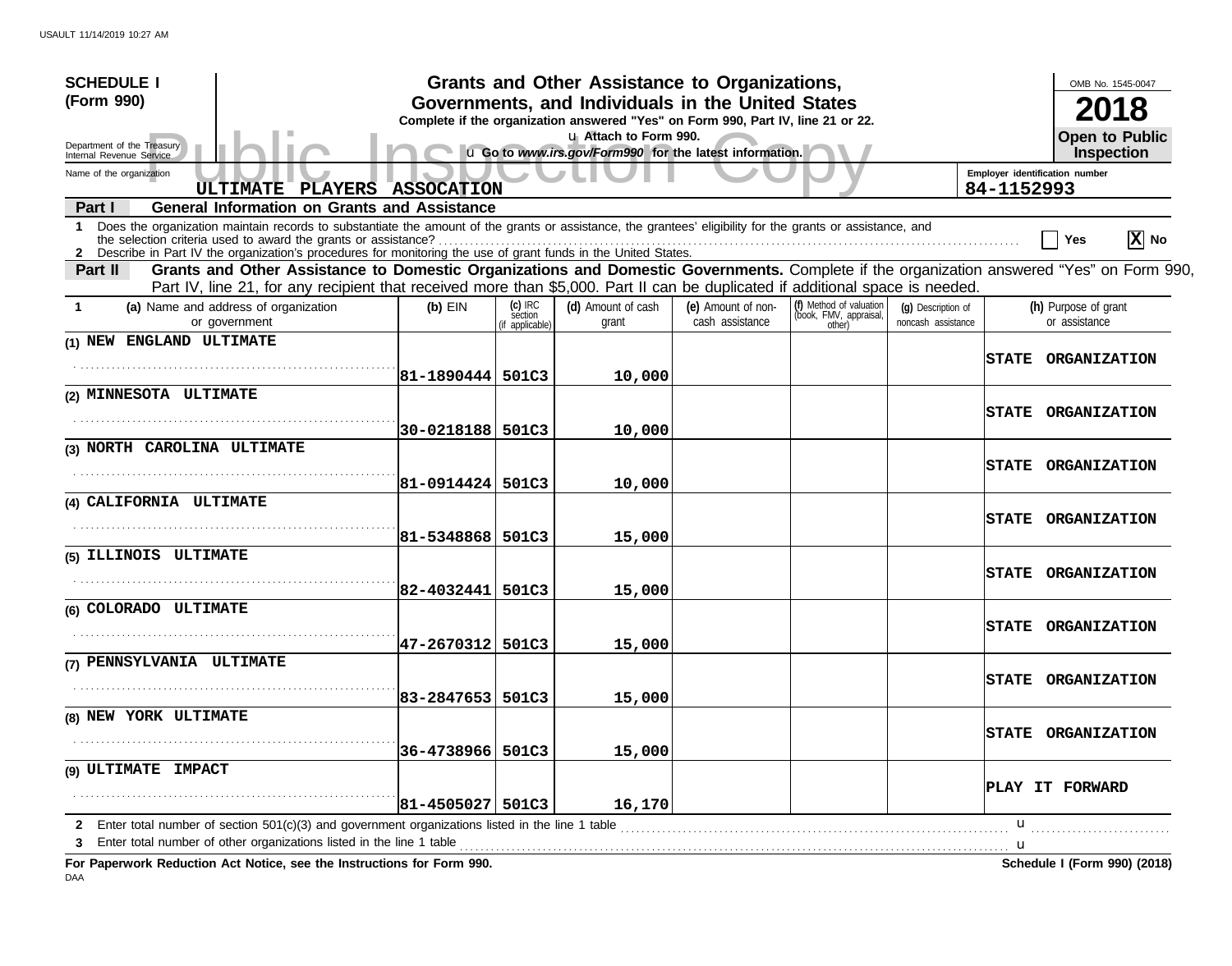**SCHEDULE I (Form 990)**

Department of the Treasury
Internal Revenue Service

# Grants and Other Assistance to Organizations, Governments, and Individuals in the United States

**Complete if the organization answered "Yes" on Form 990, Part IV, line 21 or 22.**

u Attach to Form 990.

u Go to *www.irs.gov/Form990* for the latest information.

OMB No. 1545-0047

**2018**

**Open to Public Inspection**

Name of the organization: **ULTIMATE PLAYERS ASSOCATION**

Employer identification number: **84-1152993**

**Part I — General Information on Grants and Assistance**

1 Does the organization maintain records to substantiate the amount of the grants or assistance, the grantees' eligibility for the grants or assistance, and the selection criteria used to award the grants or assistance? ☐ Yes ☒ No

2 Describe in Part IV the organization's procedures for monitoring the use of grant funds in the United States.

**Part II — Grants and Other Assistance to Domestic Organizations and Domestic Governments.** Complete if the organization answered "Yes" on Form 990, Part IV, line 21, for any recipient that received more than $5,000. Part II can be duplicated if additional space is needed.

| 1 (a) Name and address of organization or government | (b) EIN | (c) IRC section (if applicable) | (d) Amount of cash grant | (e) Amount of non-cash assistance | (f) Method of valuation (book, FMV, appraisal, other) | (g) Description of noncash assistance | (h) Purpose of grant or assistance |
|---|---|---|---|---|---|---|---|
| (1) NEW ENGLAND ULTIMATE | 81-1890444 | 501C3 | 10,000 | | | | STATE ORGANIZATION |
| (2) MINNESOTA ULTIMATE | 30-0218188 | 501C3 | 10,000 | | | | STATE ORGANIZATION |
| (3) NORTH CAROLINA ULTIMATE | 81-0914424 | 501C3 | 10,000 | | | | STATE ORGANIZATION |
| (4) CALIFORNIA ULTIMATE | 81-5348868 | 501C3 | 15,000 | | | | STATE ORGANIZATION |
| (5) ILLINOIS ULTIMATE | 82-4032441 | 501C3 | 15,000 | | | | STATE ORGANIZATION |
| (6) COLORADO ULTIMATE | 47-2670312 | 501C3 | 15,000 | | | | STATE ORGANIZATION |
| (7) PENNSYLVANIA ULTIMATE | 83-2847653 | 501C3 | 15,000 | | | | STATE ORGANIZATION |
| (8) NEW YORK ULTIMATE | 36-4738966 | 501C3 | 15,000 | | | | STATE ORGANIZATION |
| (9) ULTIMATE IMPACT | 81-4505027 | 501C3 | 16,170 | | | | PLAY IT FORWARD |

2 Enter total number of section 501(c)(3) and government organizations listed in the line 1 table u

3 Enter total number of other organizations listed in the line 1 table u

**For Paperwork Reduction Act Notice, see the Instructions for Form 990.** **Schedule I (Form 990) (2018)**

DAA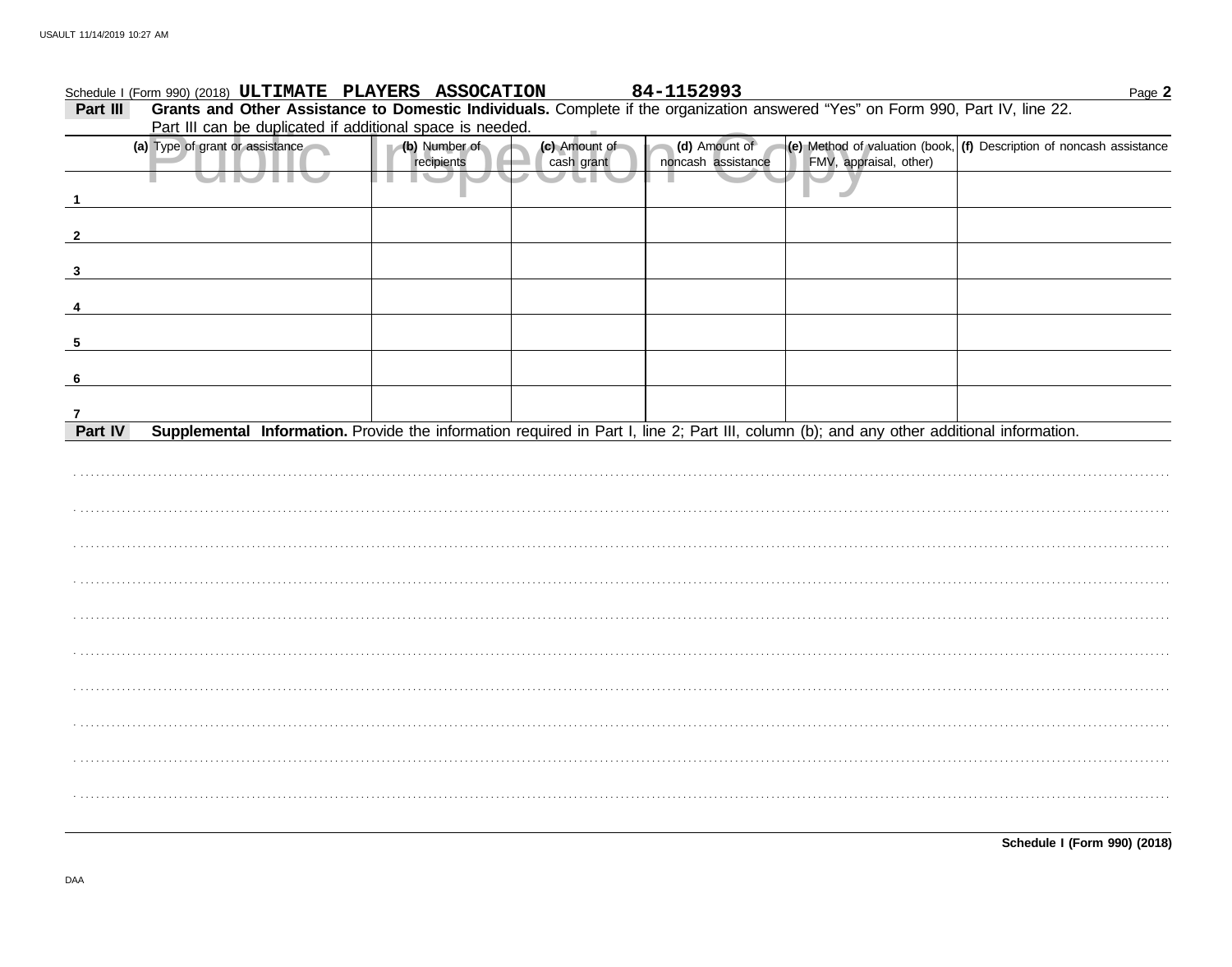Schedule I (Form 990) (2018) **ULTIMATE PLAYERS ASSOCATION** **84-1152993** Page **2**

**Part III** **Grants and Other Assistance to Domestic Individuals.** Complete if the organization answered "Yes" on Form 990, Part IV, line 22. Part III can be duplicated if additional space is needed.

| (a) Type of grant or assistance | (b) Number of recipients | (c) Amount of cash grant | (d) Amount of noncash assistance | (e) Method of valuation (book, FMV, appraisal, other) | (f) Description of noncash assistance |
|---|---|---|---|---|---|
| 1 | | | | | |
| 2 | | | | | |
| 3 | | | | | |
| 4 | | | | | |
| 5 | | | | | |
| 6 | | | | | |
| 7 | | | | | |

**Part IV** **Supplemental Information.** Provide the information required in Part I, line 2; Part III, column (b); and any other additional information.

**Schedule I (Form 990) (2018)**

DAA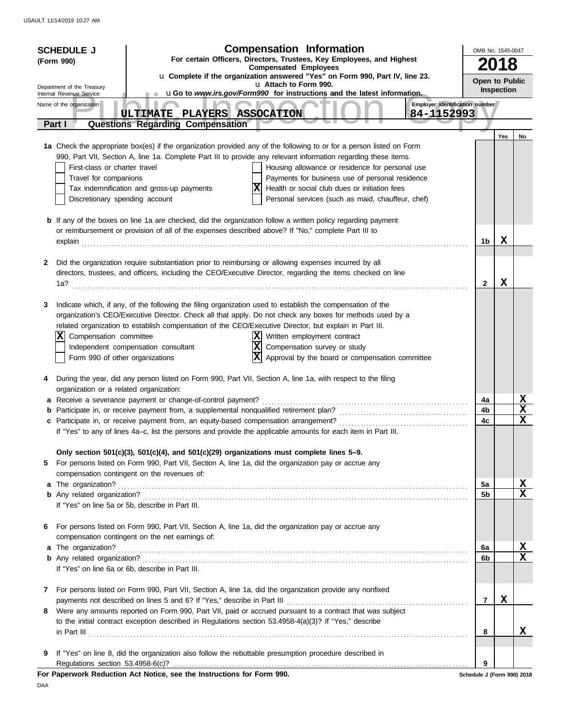**SCHEDULE J (Form 990)**

Department of the Treasury
Internal Revenue Service

# Compensation Information

**For certain Officers, Directors, Trustees, Key Employees, and Highest Compensated Employees**

u **Complete if the organization answered "Yes" on Form 990, Part IV, line 23.**
u **Attach to Form 990.**
u **Go to *www.irs.gov/Form990* for instructions and the latest information.**

OMB No. 1545-0047

**2018**

**Open to Public Inspection**

Name of the organization: **ULTIMATE PLAYERS ASSOCATION**

Employer identification number: **84-1152993**

## Part I — Questions Regarding Compensation

| | | | Yes | No |
|---|---|---|---|---|
| **1a** | Check the appropriate box(es) if the organization provided any of the following to or for a person listed on Form 990, Part VII, Section A, line 1a. Complete Part III to provide any relevant information regarding these items.<br>☐ First-class or charter travel<br>☐ Travel for companions<br>☐ Tax indemnification and gross-up payments<br>☐ Discretionary spending account<br>☐ Housing allowance or residence for personal use<br>☐ Payments for business use of personal residence<br>☒ Health or social club dues or initiation fees<br>☐ Personal services (such as maid, chauffeur, chef) | | | |
| **b** | If any of the boxes on line 1a are checked, did the organization follow a written policy regarding payment or reimbursement or provision of all of the expenses described above? If "No," complete Part III to explain | 1b | X | |
| **2** | Did the organization require substantiation prior to reimbursing or allowing expenses incurred by all directors, trustees, and officers, including the CEO/Executive Director, regarding the items checked on line 1a? | 2 | X | |
| **3** | Indicate which, if any, of the following the filing organization used to establish the compensation of the organization's CEO/Executive Director. Check all that apply. Do not check any boxes for methods used by a related organization to establish compensation of the CEO/Executive Director, but explain in Part III.<br>☒ Compensation committee<br>☐ Independent compensation consultant<br>☐ Form 990 of other organizations<br>☒ Written employment contract<br>☒ Compensation survey or study<br>☒ Approval by the board or compensation committee | | | |
| **4** | During the year, did any person listed on Form 990, Part VII, Section A, line 1a, with respect to the filing organization or a related organization: | | | |
| **a** | Receive a severance payment or change-of-control payment? | 4a | | X |
| **b** | Participate in, or receive payment from, a supplemental nonqualified retirement plan? | 4b | | X |
| **c** | Participate in, or receive payment from, an equity-based compensation arrangement? | 4c | | X |
| | If "Yes" to any of lines 4a–c, list the persons and provide the applicable amounts for each item in Part III. | | | |
| | **Only section 501(c)(3), 501(c)(4), and 501(c)(29) organizations must complete lines 5–9.** | | | |
| **5** | For persons listed on Form 990, Part VII, Section A, line 1a, did the organization pay or accrue any compensation contingent on the revenues of: | | | |
| **a** | The organization? | 5a | | X |
| **b** | Any related organization? | 5b | | X |
| | If "Yes" on line 5a or 5b, describe in Part III. | | | |
| **6** | For persons listed on Form 990, Part VII, Section A, line 1a, did the organization pay or accrue any compensation contingent on the net earnings of: | | | |
| **a** | The organization? | 6a | | X |
| **b** | Any related organization? | 6b | | X |
| | If "Yes" on line 6a or 6b, describe in Part III. | | | |
| **7** | For persons listed on Form 990, Part VII, Section A, line 1a, did the organization provide any nonfixed payments not described on lines 5 and 6? If "Yes," describe in Part III | 7 | X | |
| **8** | Were any amounts reported on Form 990, Part VII, paid or accrued pursuant to a contract that was subject to the initial contract exception described in Regulations section 53.4958-4(a)(3)? If "Yes," describe in Part III | 8 | | X |
| **9** | If "Yes" on line 8, did the organization also follow the rebuttable presumption procedure described in Regulations section 53.4958-6(c)? | 9 | | |

**For Paperwork Reduction Act Notice, see the Instructions for Form 990.**

Schedule J (Form 990) 2018

DAA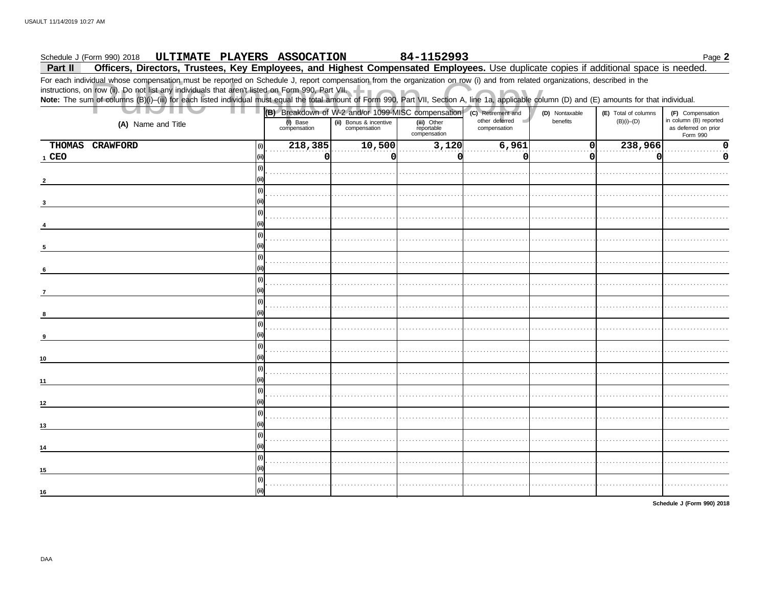Schedule J (Form 990) 2018 **ULTIMATE PLAYERS ASSOCATION** **84-1152993** Page **2**

**Part II** **Officers, Directors, Trustees, Key Employees, and Highest Compensated Employees.** Use duplicate copies if additional space is needed.

For each individual whose compensation must be reported on Schedule J, report compensation from the organization on row (i) and from related organizations, described in the instructions, on row (ii). Do not list any individuals that aren't listed on Form 990, Part VII.

**Note:** The sum of columns (B)(i)–(iii) for each listed individual must equal the total amount of Form 990, Part VII, Section A, line 1a, applicable column (D) and (E) amounts for that individual.

| (A) Name and Title | | (B) Breakdown of W-2 and/or 1099-MISC compensation | | | (C) Retirement and other deferred compensation | (D) Nontaxable benefits | (E) Total of columns (B)(i)–(D) | (F) Compensation in column (B) reported as deferred on prior Form 990 |
|---|---|---|---|---|---|---|---|---|
| | | (i) Base compensation | (ii) Bonus & incentive compensation | (iii) Other reportable compensation | | | | |
| 1 THOMAS CRAWFORD | (i) | 218,385 | 10,500 | 3,120 | 6,961 | 0 | 238,966 | 0 |
| CEO | (ii) | 0 | 0 | 0 | 0 | 0 | 0 | 0 |
| 2 | (i) | | | | | | | |
| | (ii) | | | | | | | |
| 3 | (i) | | | | | | | |
| | (ii) | | | | | | | |
| 4 | (i) | | | | | | | |
| | (ii) | | | | | | | |
| 5 | (i) | | | | | | | |
| | (ii) | | | | | | | |
| 6 | (i) | | | | | | | |
| | (ii) | | | | | | | |
| 7 | (i) | | | | | | | |
| | (ii) | | | | | | | |
| 8 | (i) | | | | | | | |
| | (ii) | | | | | | | |
| 9 | (i) | | | | | | | |
| | (ii) | | | | | | | |
| 10 | (i) | | | | | | | |
| | (ii) | | | | | | | |
| 11 | (i) | | | | | | | |
| | (ii) | | | | | | | |
| 12 | (i) | | | | | | | |
| | (ii) | | | | | | | |
| 13 | (i) | | | | | | | |
| | (ii) | | | | | | | |
| 14 | (i) | | | | | | | |
| | (ii) | | | | | | | |
| 15 | (i) | | | | | | | |
| | (ii) | | | | | | | |
| 16 | (i) | | | | | | | |
| | (ii) | | | | | | | |

**Schedule J (Form 990) 2018**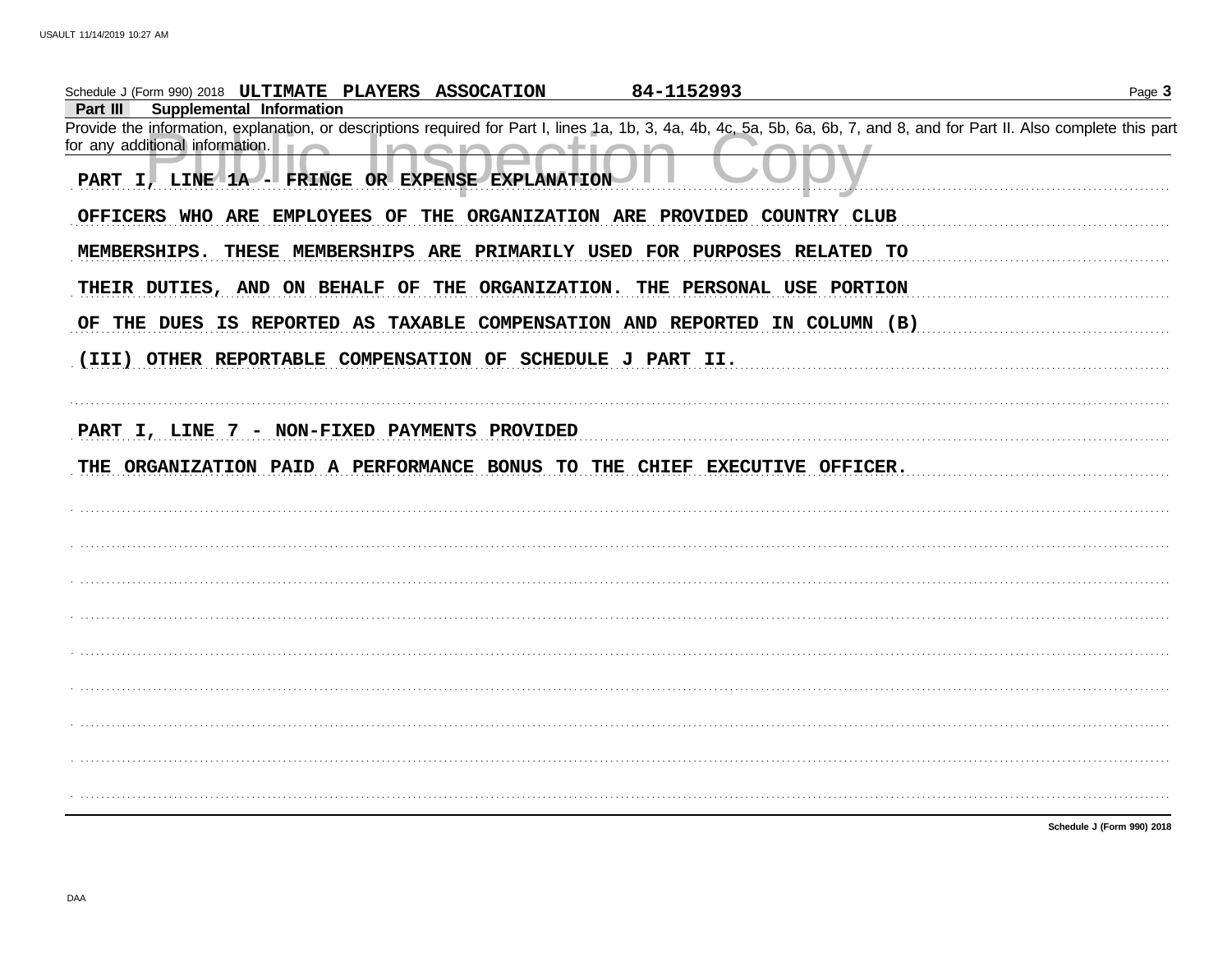Schedule J (Form 990) 2018 **ULTIMATE PLAYERS ASSOCATION** **84-1152993**

**Part III Supplemental Information**

Provide the information, explanation, or descriptions required for Part I, lines 1a, 1b, 3, 4a, 4b, 4c, 5a, 5b, 6a, 6b, 7, and 8, and for Part II. Also complete this part for any additional information.

Public Inspection Copy

**PART I, LINE 1A - FRINGE OR EXPENSE EXPLANATION**

**OFFICERS WHO ARE EMPLOYEES OF THE ORGANIZATION ARE PROVIDED COUNTRY CLUB MEMBERSHIPS. THESE MEMBERSHIPS ARE PRIMARILY USED FOR PURPOSES RELATED TO THEIR DUTIES, AND ON BEHALF OF THE ORGANIZATION. THE PERSONAL USE PORTION OF THE DUES IS REPORTED AS TAXABLE COMPENSATION AND REPORTED IN COLUMN (B) (III) OTHER REPORTABLE COMPENSATION OF SCHEDULE J PART II.**

**PART I, LINE 7 - NON-FIXED PAYMENTS PROVIDED**

**THE ORGANIZATION PAID A PERFORMANCE BONUS TO THE CHIEF EXECUTIVE OFFICER.**

Schedule J (Form 990) 2018

DAA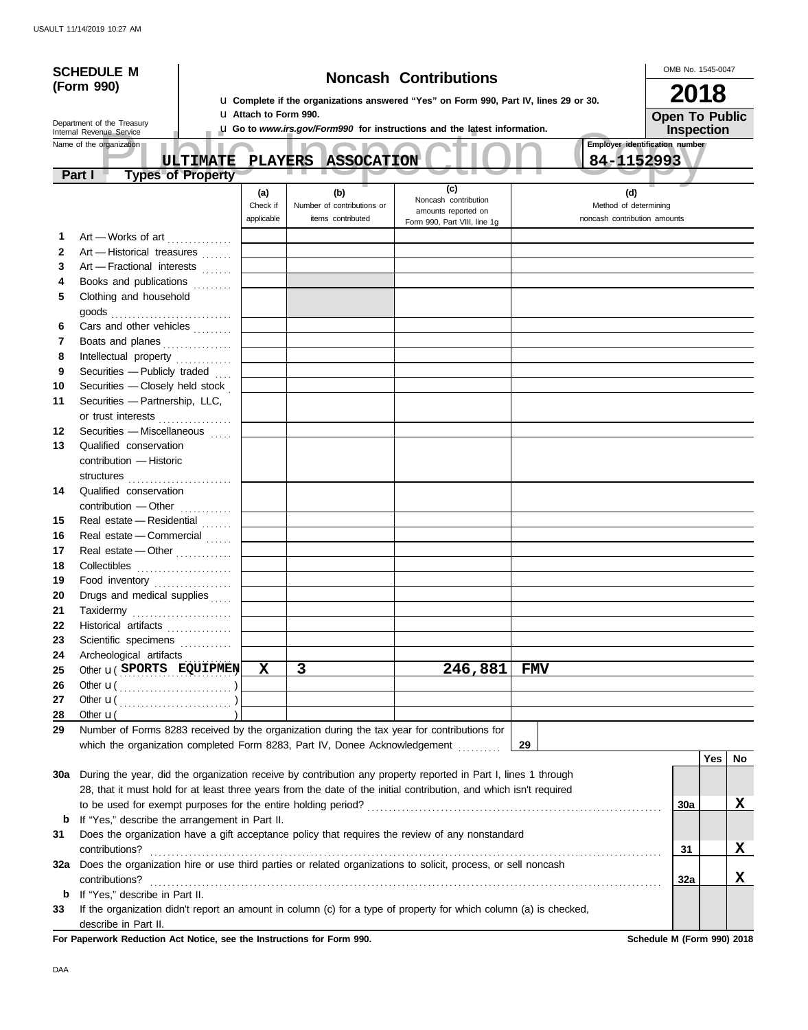**SCHEDULE M (Form 990)**

Department of the Treasury
Internal Revenue Service

# Noncash Contributions

u Complete if the organizations answered "Yes" on Form 990, Part IV, lines 29 or 30.
u Attach to Form 990.
u Go to *www.irs.gov/Form990* for instructions and the latest information.

OMB No. 1545-0047

**2018**

**Open To Public Inspection**

Name of the organization: **ULTIMATE PLAYERS ASSOCATION**

Employer identification number: **84-1152993**

**Part I — Types of Property**

| | | (a) Check if applicable | (b) Number of contributions or items contributed | (c) Noncash contribution amounts reported on Form 990, Part VIII, line 1g | (d) Method of determining noncash contribution amounts |
|---|---|---|---|---|---|
| 1 | Art — Works of art | | | | |
| 2 | Art — Historical treasures | | | | |
| 3 | Art — Fractional interests | | | | |
| 4 | Books and publications | | | | |
| 5 | Clothing and household goods | | | | |
| 6 | Cars and other vehicles | | | | |
| 7 | Boats and planes | | | | |
| 8 | Intellectual property | | | | |
| 9 | Securities — Publicly traded | | | | |
| 10 | Securities — Closely held stock | | | | |
| 11 | Securities — Partnership, LLC, or trust interests | | | | |
| 12 | Securities — Miscellaneous | | | | |
| 13 | Qualified conservation contribution — Historic structures | | | | |
| 14 | Qualified conservation contribution — Other | | | | |
| 15 | Real estate — Residential | | | | |
| 16 | Real estate — Commercial | | | | |
| 17 | Real estate — Other | | | | |
| 18 | Collectibles | | | | |
| 19 | Food inventory | | | | |
| 20 | Drugs and medical supplies | | | | |
| 21 | Taxidermy | | | | |
| 22 | Historical artifacts | | | | |
| 23 | Scientific specimens | | | | |
| 24 | Archeological artifacts | | | | |
| 25 | Other u ( SPORTS EQUIPMEN ) | X | 3 | 246,881 | FMV |
| 26 | Other u ( ) | | | | |
| 27 | Other u ( ) | | | | |
| 28 | Other u ( ) | | | | |

29 Number of Forms 8283 received by the organization during the tax year for contributions for which the organization completed Form 8283, Part IV, Donee Acknowledgement ........ **29**

| | | | Yes | No |
|---|---|---|---|---|
| 30a | During the year, did the organization receive by contribution any property reported in Part I, lines 1 through 28, that it must hold for at least three years from the date of the initial contribution, and which isn't required to be used for exempt purposes for the entire holding period? | 30a | | X |
| b | If "Yes," describe the arrangement in Part II. | | | |
| 31 | Does the organization have a gift acceptance policy that requires the review of any nonstandard contributions? | 31 | | X |
| 32a | Does the organization hire or use third parties or related organizations to solicit, process, or sell noncash contributions? | 32a | | X |
| b | If "Yes," describe in Part II. | | | |
| 33 | If the organization didn't report an amount in column (c) for a type of property for which column (a) is checked, describe in Part II. | | | |

**For Paperwork Reduction Act Notice, see the Instructions for Form 990.** Schedule M (Form 990) 2018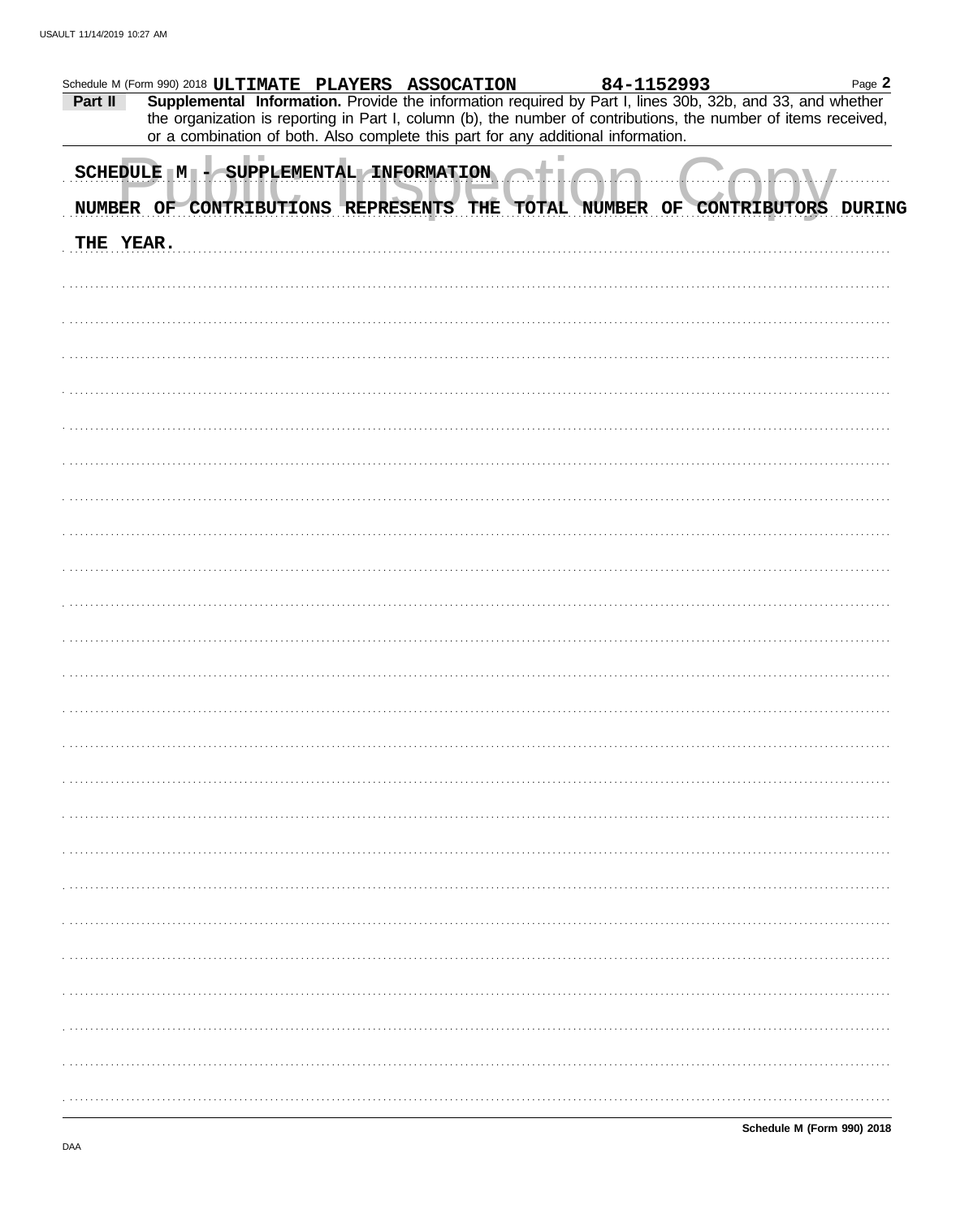Schedule M (Form 990) 2018 ULTIMATE PLAYERS ASSOCATION 84-1152993 Page **2**

**Part II** **Supplemental Information.** Provide the information required by Part I, lines 30b, 32b, and 33, and whether the organization is reporting in Part I, column (b), the number of contributions, the number of items received, or a combination of both. Also complete this part for any additional information.

SCHEDULE M - SUPPLEMENTAL INFORMATION

NUMBER OF CONTRIBUTIONS REPRESENTS THE TOTAL NUMBER OF CONTRIBUTORS DURING THE YEAR.

**Schedule M (Form 990) 2018**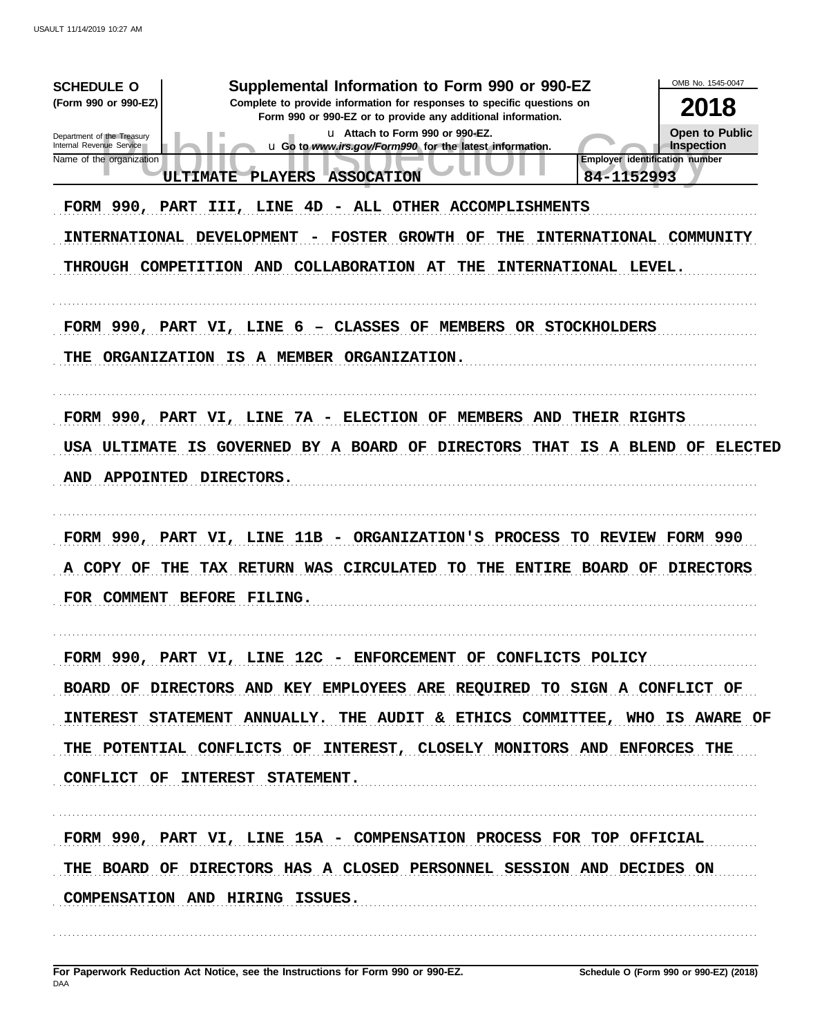**SCHEDULE O (Form 990 or 990-EZ)**

Department of the Treasury
Internal Revenue Service

# Supplemental Information to Form 990 or 990-EZ

**Complete to provide information for responses to specific questions on Form 990 or 990-EZ or to provide any additional information.**

**u Attach to Form 990 or 990-EZ.**

**u Go to *www.irs.gov/Form990* for the latest information.**

OMB No. 1545-0047

**2018**

**Open to Public Inspection**

Name of the organization: ULTIMATE PLAYERS ASSOCATION

Employer identification number: 84-1152993

FORM 990, PART III, LINE 4D - ALL OTHER ACCOMPLISHMENTS

INTERNATIONAL DEVELOPMENT - FOSTER GROWTH OF THE INTERNATIONAL COMMUNITY THROUGH COMPETITION AND COLLABORATION AT THE INTERNATIONAL LEVEL.

FORM 990, PART VI, LINE 6 – CLASSES OF MEMBERS OR STOCKHOLDERS

THE ORGANIZATION IS A MEMBER ORGANIZATION.

FORM 990, PART VI, LINE 7A - ELECTION OF MEMBERS AND THEIR RIGHTS

USA ULTIMATE IS GOVERNED BY A BOARD OF DIRECTORS THAT IS A BLEND OF ELECTED AND APPOINTED DIRECTORS.

FORM 990, PART VI, LINE 11B - ORGANIZATION'S PROCESS TO REVIEW FORM 990

A COPY OF THE TAX RETURN WAS CIRCULATED TO THE ENTIRE BOARD OF DIRECTORS FOR COMMENT BEFORE FILING.

FORM 990, PART VI, LINE 12C - ENFORCEMENT OF CONFLICTS POLICY

BOARD OF DIRECTORS AND KEY EMPLOYEES ARE REQUIRED TO SIGN A CONFLICT OF INTEREST STATEMENT ANNUALLY. THE AUDIT & ETHICS COMMITTEE, WHO IS AWARE OF THE POTENTIAL CONFLICTS OF INTEREST, CLOSELY MONITORS AND ENFORCES THE CONFLICT OF INTEREST STATEMENT.

FORM 990, PART VI, LINE 15A - COMPENSATION PROCESS FOR TOP OFFICIAL

THE BOARD OF DIRECTORS HAS A CLOSED PERSONNEL SESSION AND DECIDES ON COMPENSATION AND HIRING ISSUES.

**For Paperwork Reduction Act Notice, see the Instructions for Form 990 or 990-EZ.**

**Schedule O (Form 990 or 990-EZ) (2018)**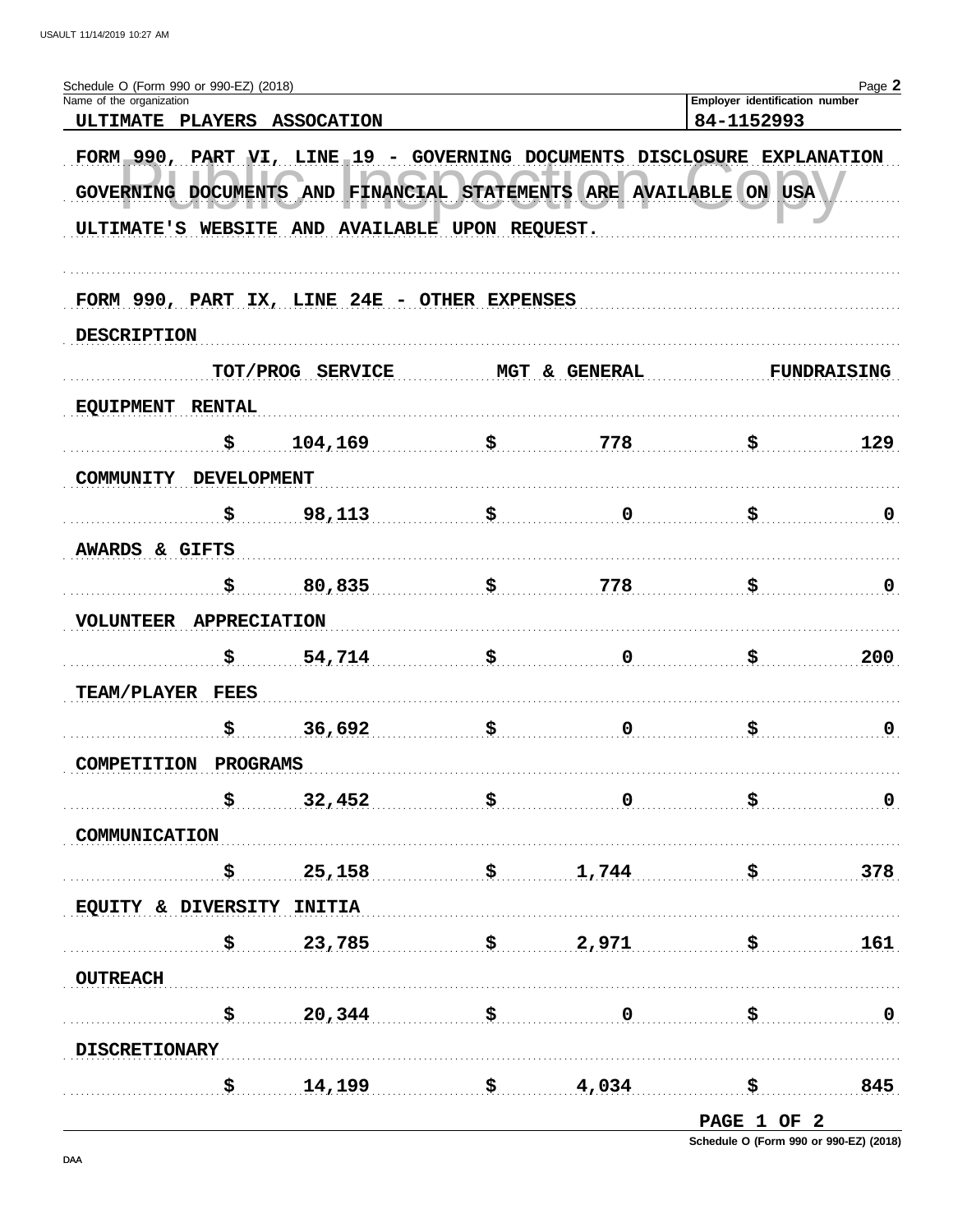Schedule O (Form 990 or 990-EZ) (2018)

Name of the organization: ULTIMATE PLAYERS ASSOCATION

Employer identification number: 84-1152993

FORM 990, PART VI, LINE 19 - GOVERNING DOCUMENTS DISCLOSURE EXPLANATION

GOVERNING DOCUMENTS AND FINANCIAL STATEMENTS ARE AVAILABLE ON USA ULTIMATE'S WEBSITE AND AVAILABLE UPON REQUEST.

FORM 990, PART IX, LINE 24E - OTHER EXPENSES

| DESCRIPTION | TOT/PROG SERVICE | MGT & GENERAL | FUNDRAISING |
|---|---|---|---|
| EQUIPMENT RENTAL | $ 104,169 | $ 778 | $ 129 |
| COMMUNITY DEVELOPMENT | $ 98,113 | $ 0 | $ 0 |
| AWARDS & GIFTS | $ 80,835 | $ 778 | $ 0 |
| VOLUNTEER APPRECIATION | $ 54,714 | $ 0 | $ 200 |
| TEAM/PLAYER FEES | $ 36,692 | $ 0 | $ 0 |
| COMPETITION PROGRAMS | $ 32,452 | $ 0 | $ 0 |
| COMMUNICATION | $ 25,158 | $ 1,744 | $ 378 |
| EQUITY & DIVERSITY INITIA | $ 23,785 | $ 2,971 | $ 161 |
| OUTREACH | $ 20,344 | $ 0 | $ 0 |
| DISCRETIONARY | $ 14,199 | $ 4,034 | $ 845 |

PAGE 1 OF 2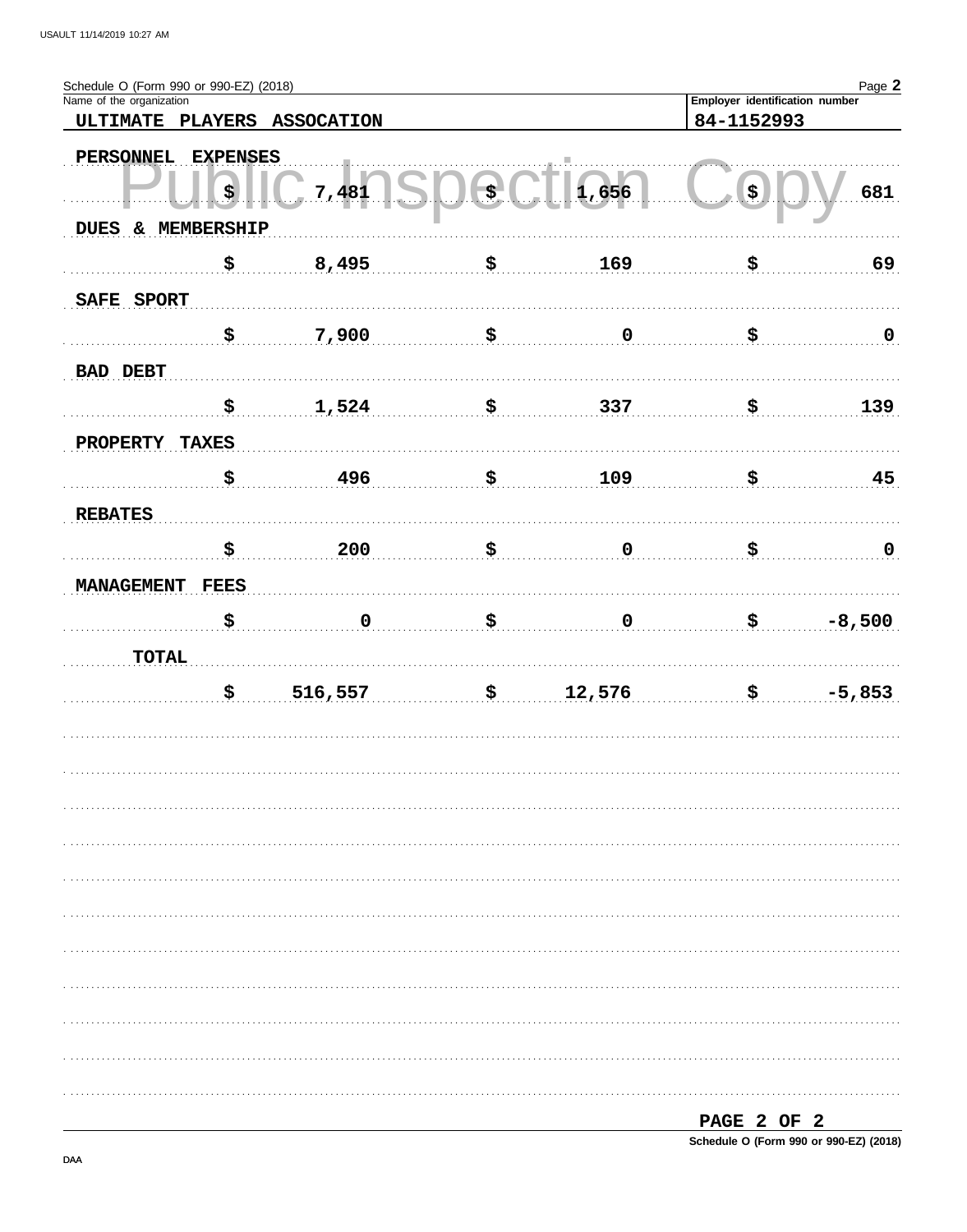Schedule O (Form 990 or 990-EZ) (2018)

Name of the organization: ULTIMATE PLAYERS ASSOCATION

Employer identification number: 84-1152993

| | | | |
|---|---|---|---|
| PERSONNEL EXPENSES | | | |
| | $ 7,481 | $ 1,656 | $ 681 |
| DUES & MEMBERSHIP | | | |
| | $ 8,495 | $ 169 | $ 69 |
| SAFE SPORT | | | |
| | $ 7,900 | $ 0 | $ 0 |
| BAD DEBT | | | |
| | $ 1,524 | $ 337 | $ 139 |
| PROPERTY TAXES | | | |
| | $ 496 | $ 109 | $ 45 |
| REBATES | | | |
| | $ 200 | $ 0 | $ 0 |
| MANAGEMENT FEES | | | |
| | $ 0 | $ 0 | $ -8,500 |
| TOTAL | | | |
| | $ 516,557 | $ 12,576 | $ -5,853 |

PAGE 2 OF 2

Schedule O (Form 990 or 990-EZ) (2018)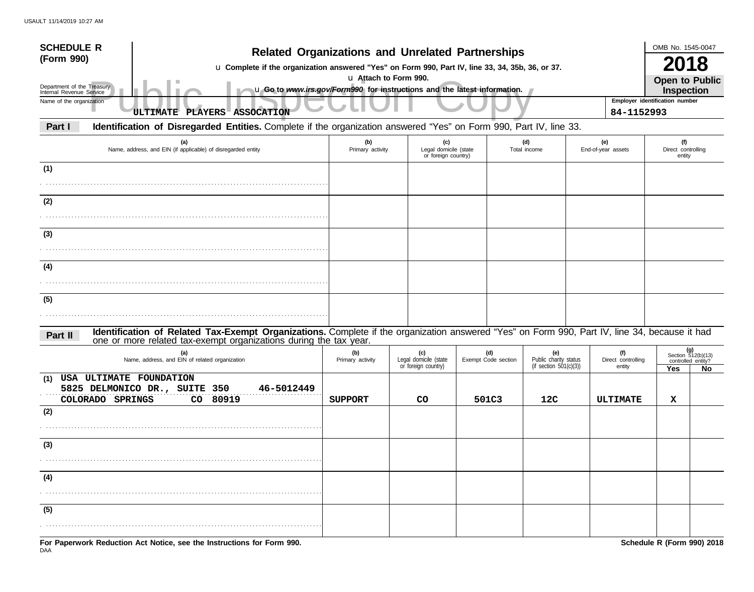**SCHEDULE R (Form 990)**

Department of the Treasury
Internal Revenue Service

# Related Organizations and Unrelated Partnerships

u Complete if the organization answered "Yes" on Form 990, Part IV, line 33, 34, 35b, 36, or 37.
u Attach to Form 990.
u Go to *www.irs.gov/Form990* for instructions and the latest information.

OMB No. 1545-0047

**2018**

**Open to Public Inspection**

Public Inspection Copy

Name of the organization: ULTIMATE PLAYERS ASSOCATION

Employer identification number: 84-1152993

## Part I Identification of Disregarded Entities. Complete if the organization answered "Yes" on Form 990, Part IV, line 33.

| (a) Name, address, and EIN (if applicable) of disregarded entity | (b) Primary activity | (c) Legal domicile (state or foreign country) | (d) Total income | (e) End-of-year assets | (f) Direct controlling entity |
|---|---|---|---|---|---|
| (1) | | | | | |
| (2) | | | | | |
| (3) | | | | | |
| (4) | | | | | |
| (5) | | | | | |

## Part II Identification of Related Tax-Exempt Organizations. Complete if the organization answered "Yes" on Form 990, Part IV, line 34, because it had one or more related tax-exempt organizations during the tax year.

| (a) Name, address, and EIN of related organization | (b) Primary activity | (c) Legal domicile (state or foreign country) | (d) Exempt Code section | (e) Public charity status (if section 501(c)(3)) | (f) Direct controlling entity | (g) Section 512(b)(13) controlled entity? Yes | No |
|---|---|---|---|---|---|---|---|
| (1) USA ULTIMATE FOUNDATION 5825 DELMONICO DR., SUITE 350 46-5012449 COLORADO SPRINGS CO 80919 | SUPPORT | CO | 501C3 | 12C | ULTIMATE | X | |
| (2) | | | | | | | |
| (3) | | | | | | | |
| (4) | | | | | | | |
| (5) | | | | | | | |

For Paperwork Reduction Act Notice, see the Instructions for Form 990.

DAA

Schedule R (Form 990) 2018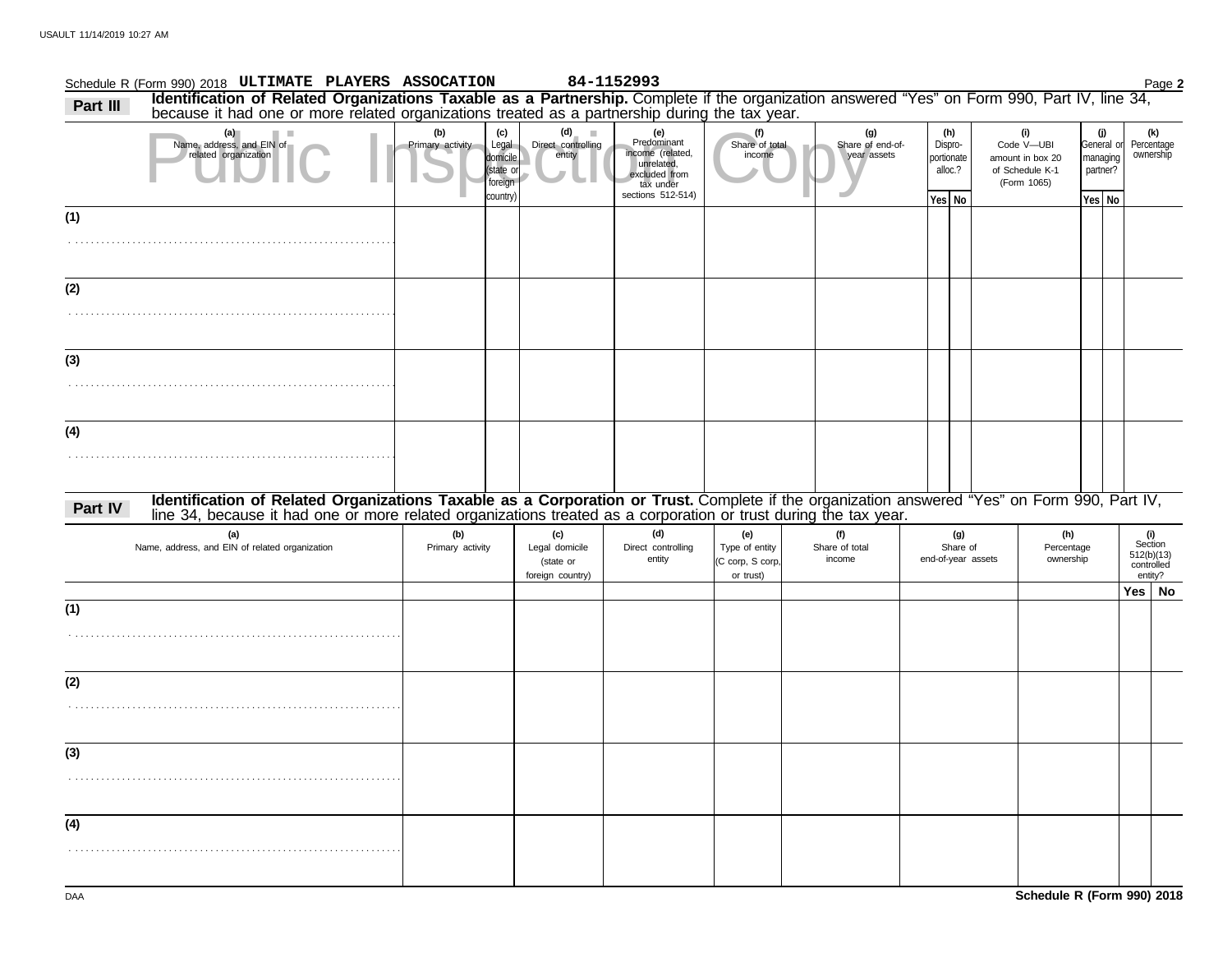Schedule R (Form 990) 2018 **ULTIMATE PLAYERS ASSOCATION** **84-1152993** Page **2**

**Part III** **Identification of Related Organizations Taxable as a Partnership.** Complete if the organization answered "Yes" on Form 990, Part IV, line 34, because it had one or more related organizations treated as a partnership during the tax year.

Public Inspection Copy

| (a) Name, address, and EIN of related organization | (b) Primary activity | (c) Legal domicile (state or foreign country) | (d) Direct controlling entity | (e) Predominant income (related, unrelated, excluded from tax under sections 512-514) | (f) Share of total income | (g) Share of end-of-year assets | (h) Dispro-portionate alloc.? | | (i) Code V—UBI amount in box 20 of Schedule K-1 (Form 1065) | (j) General or managing partner? | | (k) Percentage ownership |
|---|---|---|---|---|---|---|---|---|---|---|---|---|
| | | | | | | | Yes | No | | Yes | No | |
| (1) | | | | | | | | | | | | |
| (2) | | | | | | | | | | | | |
| (3) | | | | | | | | | | | | |
| (4) | | | | | | | | | | | | |

**Part IV** **Identification of Related Organizations Taxable as a Corporation or Trust.** Complete if the organization answered "Yes" on Form 990, Part IV, line 34, because it had one or more related organizations treated as a corporation or trust during the tax year.

| (a) Name, address, and EIN of related organization | (b) Primary activity | (c) Legal domicile (state or foreign country) | (d) Direct controlling entity | (e) Type of entity (C corp, S corp, or trust) | (f) Share of total income | (g) Share of end-of-year assets | (h) Percentage ownership | (i) Section 512(b)(13) controlled entity? | |
|---|---|---|---|---|---|---|---|---|---|
| | | | | | | | | Yes | No |
| (1) | | | | | | | | | |
| (2) | | | | | | | | | |
| (3) | | | | | | | | | |
| (4) | | | | | | | | | |

DAA **Schedule R (Form 990) 2018**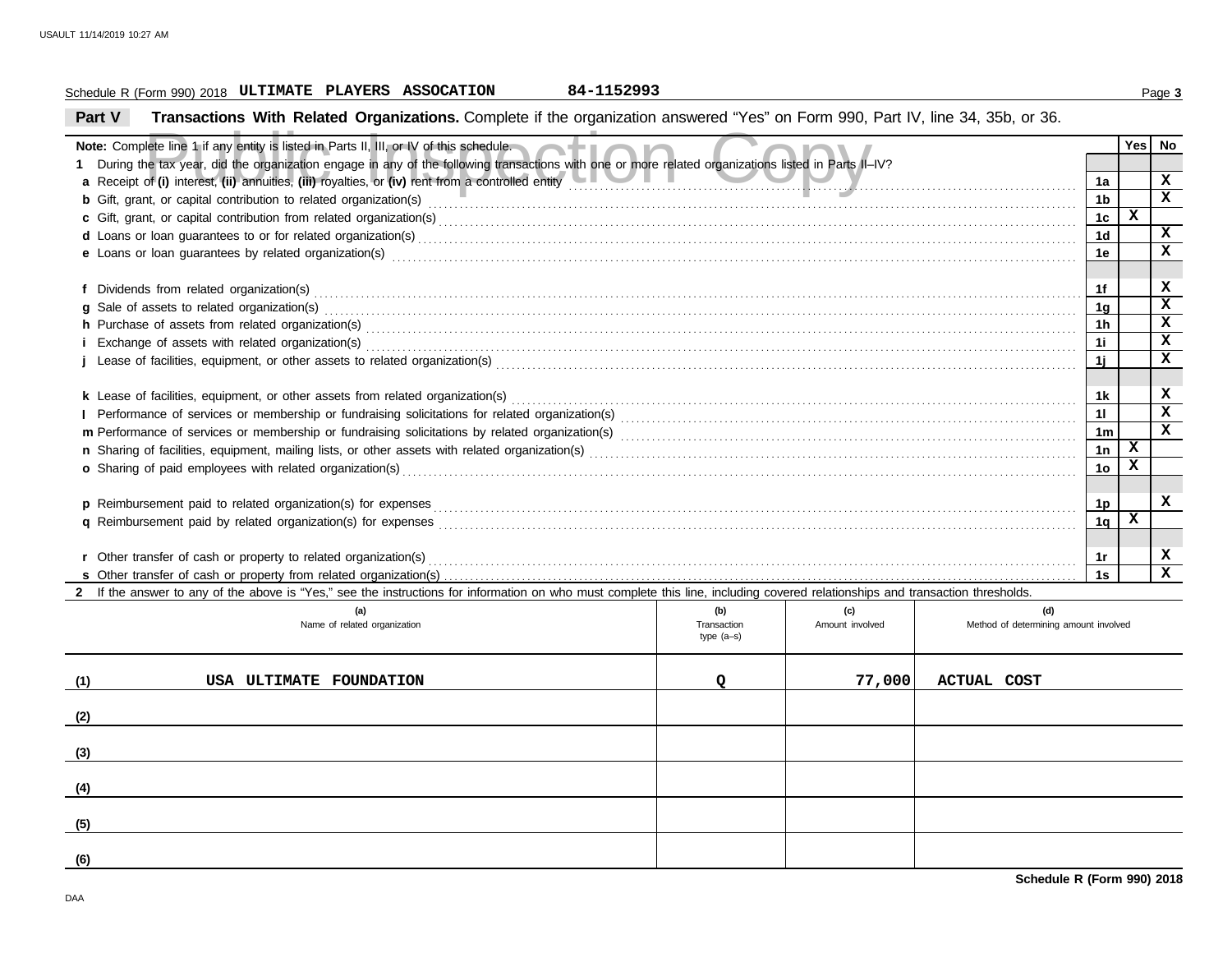Schedule R (Form 990) 2018 **ULTIMATE PLAYERS ASSOCATION** 84-1152993

## Part V Transactions With Related Organizations.

Complete if the organization answered "Yes" on Form 990, Part IV, line 34, 35b, or 36.

Public Inspection Copy

| **Note:** Complete line 1 if any entity is listed in Parts II, III, or IV of this schedule. | | Yes | No |
|---|---|---|---|
| **1** During the tax year, did the organization engage in any of the following transactions with one or more related organizations listed in Parts II–IV? | | | |
| **a** Receipt of **(i)** interest, **(ii)** annuities, **(iii)** royalties, or **(iv)** rent from a controlled entity | 1a | | X |
| **b** Gift, grant, or capital contribution to related organization(s) | 1b | | X |
| **c** Gift, grant, or capital contribution from related organization(s) | 1c | X | |
| **d** Loans or loan guarantees to or for related organization(s) | 1d | | X |
| **e** Loans or loan guarantees by related organization(s) | 1e | | X |
| **f** Dividends from related organization(s) | 1f | | X |
| **g** Sale of assets to related organization(s) | 1g | | X |
| **h** Purchase of assets from related organization(s) | 1h | | X |
| **i** Exchange of assets with related organization(s) | 1i | | X |
| **j** Lease of facilities, equipment, or other assets to related organization(s) | 1j | | X |
| **k** Lease of facilities, equipment, or other assets from related organization(s) | 1k | | X |
| **l** Performance of services or membership or fundraising solicitations for related organization(s) | 1l | | X |
| **m** Performance of services or membership or fundraising solicitations by related organization(s) | 1m | | X |
| **n** Sharing of facilities, equipment, mailing lists, or other assets with related organization(s) | 1n | X | |
| **o** Sharing of paid employees with related organization(s) | 1o | X | |
| **p** Reimbursement paid to related organization(s) for expenses | 1p | | X |
| **q** Reimbursement paid by related organization(s) for expenses | 1q | X | |
| **r** Other transfer of cash or property to related organization(s) | 1r | | X |
| **s** Other transfer of cash or property from related organization(s) | 1s | | X |

**2** If the answer to any of the above is "Yes," see the instructions for information on who must complete this line, including covered relationships and transaction thresholds.

| | (a) Name of related organization | (b) Transaction type (a–s) | (c) Amount involved | (d) Method of determining amount involved |
|---|---|---|---|---|
| (1) | USA ULTIMATE FOUNDATION | Q | 77,000 | ACTUAL COST |
| (2) | | | | |
| (3) | | | | |
| (4) | | | | |
| (5) | | | | |
| (6) | | | | |

**Schedule R (Form 990) 2018**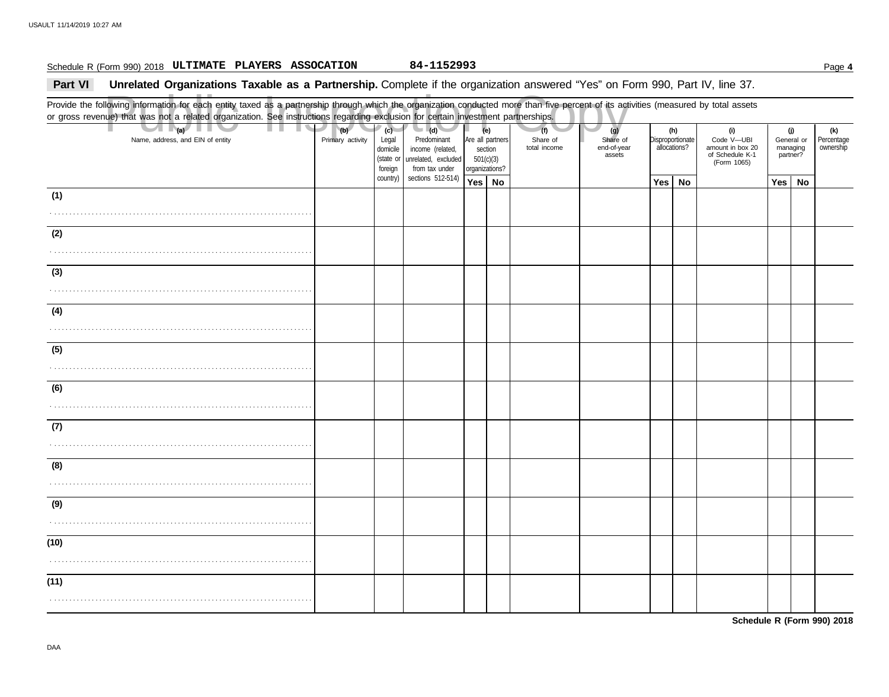Schedule R (Form 990) 2018 **ULTIMATE PLAYERS ASSOCATION** **84-1152993** Page **4**

## Part VI Unrelated Organizations Taxable as a Partnership.

Complete if the organization answered "Yes" on Form 990, Part IV, line 37.

Provide the following information for each entity taxed as a partnership through which the organization conducted more than five percent of its activities (measured by total assets or gross revenue) that was not a related organization. See instructions regarding exclusion for certain investment partnerships.

| (a) Name, address, and EIN of entity | (b) Primary activity | (c) Legal domicile (state or foreign country) | (d) Predominant income (related, unrelated, excluded from tax under sections 512-514) | (e) Are all partners section 501(c)(3) organizations? | | (f) Share of total income | (g) Share of end-of-year assets | (h) Disproportionate allocations? | | (i) Code V—UBI amount in box 20 of Schedule K-1 (Form 1065) | (j) General or managing partner? | | (k) Percentage ownership |
|---|---|---|---|---|---|---|---|---|---|---|---|---|---|
| | | | | Yes | No | | | Yes | No | | Yes | No | |
| (1) | | | | | | | | | | | | | |
| (2) | | | | | | | | | | | | | |
| (3) | | | | | | | | | | | | | |
| (4) | | | | | | | | | | | | | |
| (5) | | | | | | | | | | | | | |
| (6) | | | | | | | | | | | | | |
| (7) | | | | | | | | | | | | | |
| (8) | | | | | | | | | | | | | |
| (9) | | | | | | | | | | | | | |
| (10) | | | | | | | | | | | | | |
| (11) | | | | | | | | | | | | | |

**Schedule R (Form 990) 2018**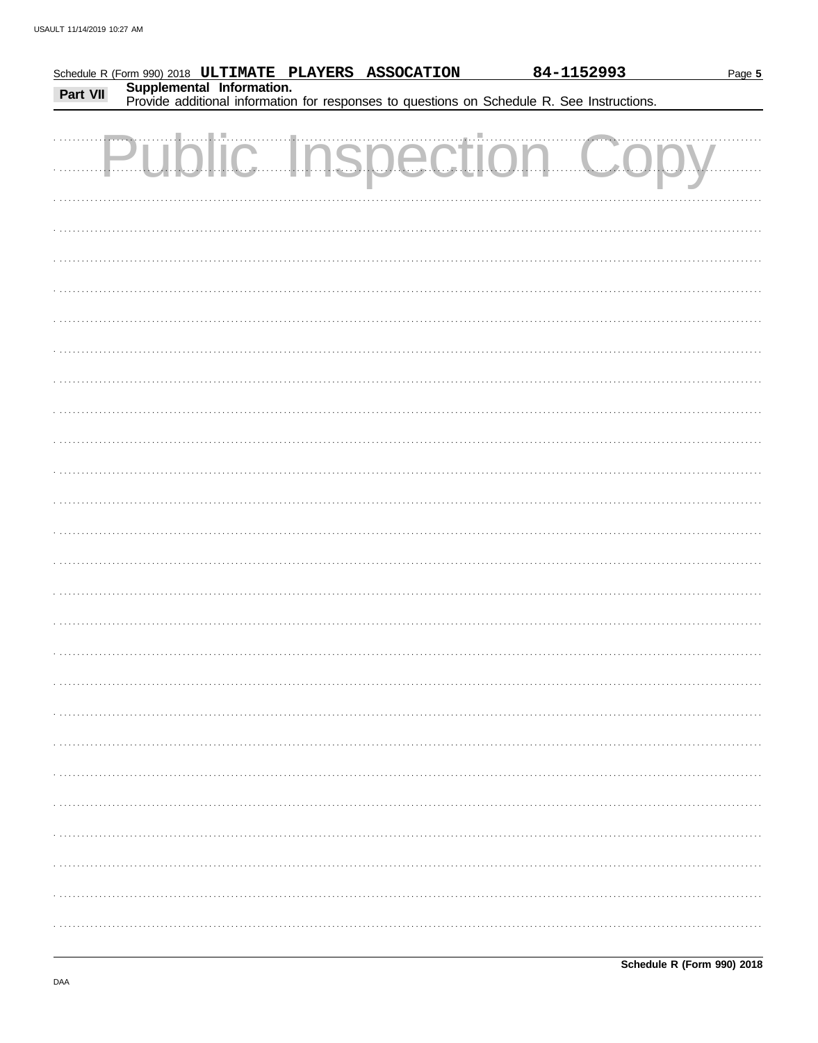Schedule R (Form 990) 2018 ULTIMATE PLAYERS ASSOCATION 84-1152993

**Part VII** **Supplemental Information.**
Provide additional information for responses to questions on Schedule R. See Instructions.

Public Inspection Copy

**Schedule R (Form 990) 2018**